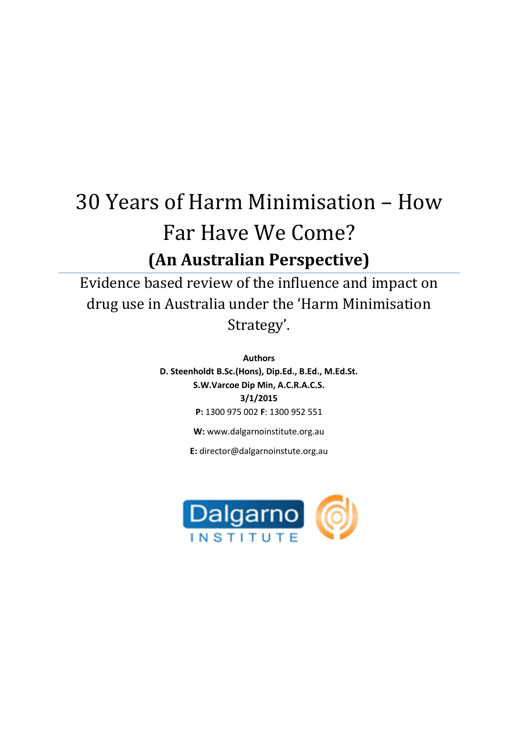# 30 Years of Harm Minimisation – How Far Have We Come?

## (An Australian Perspective)

Evidence based review of the influence and impact on drug use in Australia under the 'Harm Minimisation Strategy'.

**Authors**

**D. Steenholdt B.Sc.(Hons), Dip.Ed., B.Ed., M.Ed.St.**

**S.W.Varcoe Dip Min, A.C.R.A.C.S.**

**3/1/2015**

**P:** 1300 975 002 **F**: 1300 952 551

**W:** www.dalgarnoinstitute.org.au

**E:** director@dalgarnoinstute.org.au

Dalgarno INSTITUTE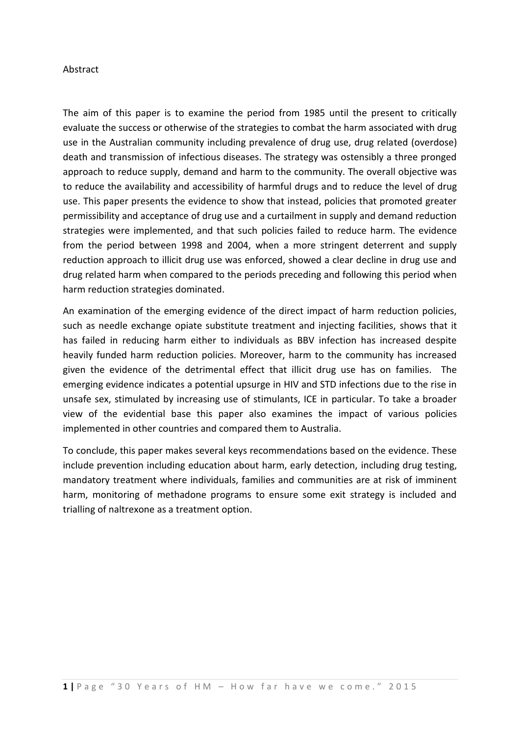# Abstract

The aim of this paper is to examine the period from 1985 until the present to critically evaluate the success or otherwise of the strategies to combat the harm associated with drug use in the Australian community including prevalence of drug use, drug related (overdose) death and transmission of infectious diseases. The strategy was ostensibly a three pronged approach to reduce supply, demand and harm to the community. The overall objective was to reduce the availability and accessibility of harmful drugs and to reduce the level of drug use. This paper presents the evidence to show that instead, policies that promoted greater permissibility and acceptance of drug use and a curtailment in supply and demand reduction strategies were implemented, and that such policies failed to reduce harm. The evidence from the period between 1998 and 2004, when a more stringent deterrent and supply reduction approach to illicit drug use was enforced, showed a clear decline in drug use and drug related harm when compared to the periods preceding and following this period when harm reduction strategies dominated.

An examination of the emerging evidence of the direct impact of harm reduction policies, such as needle exchange opiate substitute treatment and injecting facilities, shows that it has failed in reducing harm either to individuals as BBV infection has increased despite heavily funded harm reduction policies. Moreover, harm to the community has increased given the evidence of the detrimental effect that illicit drug use has on families. The emerging evidence indicates a potential upsurge in HIV and STD infections due to the rise in unsafe sex, stimulated by increasing use of stimulants, ICE in particular. To take a broader view of the evidential base this paper also examines the impact of various policies implemented in other countries and compared them to Australia.

To conclude, this paper makes several keys recommendations based on the evidence. These include prevention including education about harm, early detection, including drug testing, mandatory treatment where individuals, families and communities are at risk of imminent harm, monitoring of methadone programs to ensure some exit strategy is included and trialling of naltrexone as a treatment option.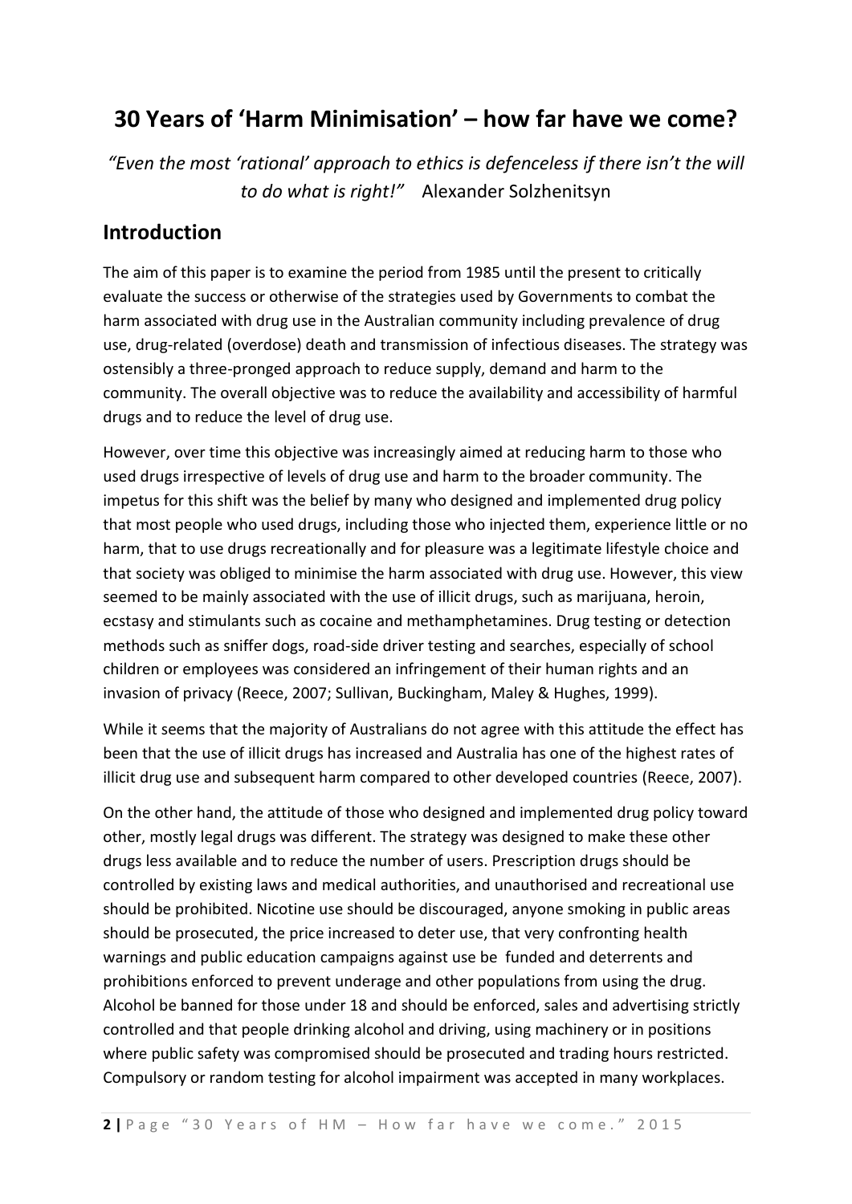# 30 Years of 'Harm Minimisation' – how far have we come?

*"Even the most 'rational' approach to ethics is defenceless if there isn't the will to do what is right!"* Alexander Solzhenitsyn

## Introduction

The aim of this paper is to examine the period from 1985 until the present to critically evaluate the success or otherwise of the strategies used by Governments to combat the harm associated with drug use in the Australian community including prevalence of drug use, drug-related (overdose) death and transmission of infectious diseases. The strategy was ostensibly a three-pronged approach to reduce supply, demand and harm to the community. The overall objective was to reduce the availability and accessibility of harmful drugs and to reduce the level of drug use.

However, over time this objective was increasingly aimed at reducing harm to those who used drugs irrespective of levels of drug use and harm to the broader community. The impetus for this shift was the belief by many who designed and implemented drug policy that most people who used drugs, including those who injected them, experience little or no harm, that to use drugs recreationally and for pleasure was a legitimate lifestyle choice and that society was obliged to minimise the harm associated with drug use. However, this view seemed to be mainly associated with the use of illicit drugs, such as marijuana, heroin, ecstasy and stimulants such as cocaine and methamphetamines. Drug testing or detection methods such as sniffer dogs, road-side driver testing and searches, especially of school children or employees was considered an infringement of their human rights and an invasion of privacy (Reece, 2007; Sullivan, Buckingham, Maley & Hughes, 1999).

While it seems that the majority of Australians do not agree with this attitude the effect has been that the use of illicit drugs has increased and Australia has one of the highest rates of illicit drug use and subsequent harm compared to other developed countries (Reece, 2007).

On the other hand, the attitude of those who designed and implemented drug policy toward other, mostly legal drugs was different. The strategy was designed to make these other drugs less available and to reduce the number of users. Prescription drugs should be controlled by existing laws and medical authorities, and unauthorised and recreational use should be prohibited. Nicotine use should be discouraged, anyone smoking in public areas should be prosecuted, the price increased to deter use, that very confronting health warnings and public education campaigns against use be funded and deterrents and prohibitions enforced to prevent underage and other populations from using the drug. Alcohol be banned for those under 18 and should be enforced, sales and advertising strictly controlled and that people drinking alcohol and driving, using machinery or in positions where public safety was compromised should be prosecuted and trading hours restricted. Compulsory or random testing for alcohol impairment was accepted in many workplaces.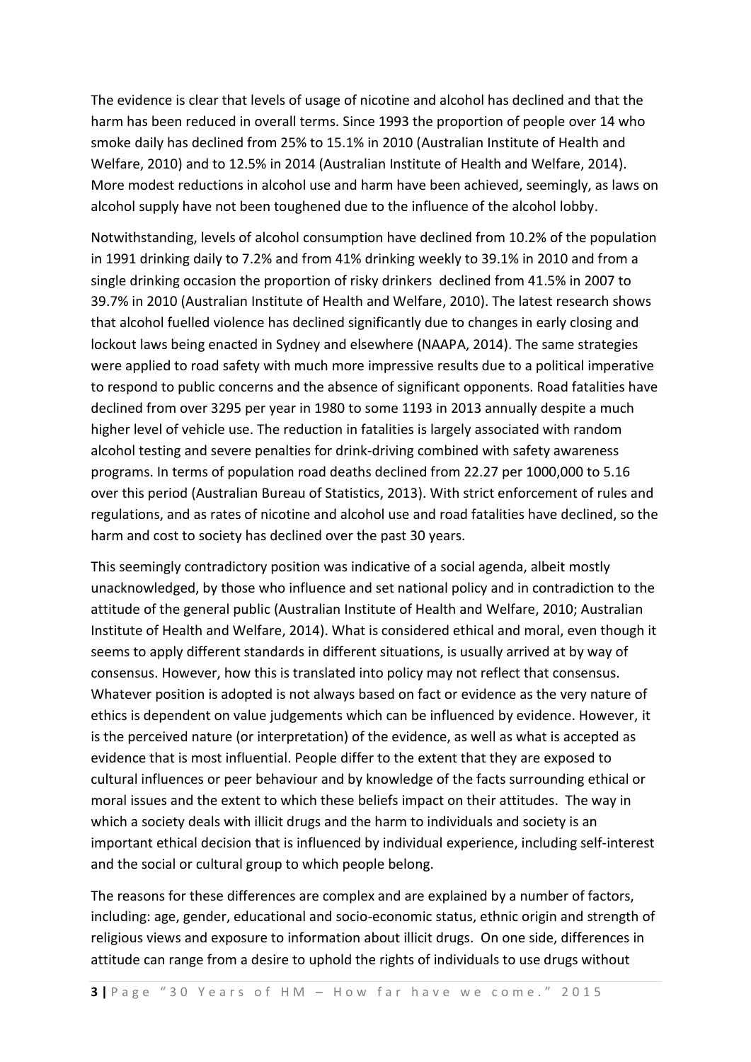The evidence is clear that levels of usage of nicotine and alcohol has declined and that the harm has been reduced in overall terms. Since 1993 the proportion of people over 14 who smoke daily has declined from 25% to 15.1% in 2010 (Australian Institute of Health and Welfare, 2010) and to 12.5% in 2014 (Australian Institute of Health and Welfare, 2014). More modest reductions in alcohol use and harm have been achieved, seemingly, as laws on alcohol supply have not been toughened due to the influence of the alcohol lobby.

Notwithstanding, levels of alcohol consumption have declined from 10.2% of the population in 1991 drinking daily to 7.2% and from 41% drinking weekly to 39.1% in 2010 and from a single drinking occasion the proportion of risky drinkers declined from 41.5% in 2007 to 39.7% in 2010 (Australian Institute of Health and Welfare, 2010). The latest research shows that alcohol fuelled violence has declined significantly due to changes in early closing and lockout laws being enacted in Sydney and elsewhere (NAAPA, 2014). The same strategies were applied to road safety with much more impressive results due to a political imperative to respond to public concerns and the absence of significant opponents. Road fatalities have declined from over 3295 per year in 1980 to some 1193 in 2013 annually despite a much higher level of vehicle use. The reduction in fatalities is largely associated with random alcohol testing and severe penalties for drink-driving combined with safety awareness programs. In terms of population road deaths declined from 22.27 per 1000,000 to 5.16 over this period (Australian Bureau of Statistics, 2013). With strict enforcement of rules and regulations, and as rates of nicotine and alcohol use and road fatalities have declined, so the harm and cost to society has declined over the past 30 years.

This seemingly contradictory position was indicative of a social agenda, albeit mostly unacknowledged, by those who influence and set national policy and in contradiction to the attitude of the general public (Australian Institute of Health and Welfare, 2010; Australian Institute of Health and Welfare, 2014). What is considered ethical and moral, even though it seems to apply different standards in different situations, is usually arrived at by way of consensus. However, how this is translated into policy may not reflect that consensus. Whatever position is adopted is not always based on fact or evidence as the very nature of ethics is dependent on value judgements which can be influenced by evidence. However, it is the perceived nature (or interpretation) of the evidence, as well as what is accepted as evidence that is most influential. People differ to the extent that they are exposed to cultural influences or peer behaviour and by knowledge of the facts surrounding ethical or moral issues and the extent to which these beliefs impact on their attitudes. The way in which a society deals with illicit drugs and the harm to individuals and society is an important ethical decision that is influenced by individual experience, including self-interest and the social or cultural group to which people belong.

The reasons for these differences are complex and are explained by a number of factors, including: age, gender, educational and socio-economic status, ethnic origin and strength of religious views and exposure to information about illicit drugs. On one side, differences in attitude can range from a desire to uphold the rights of individuals to use drugs without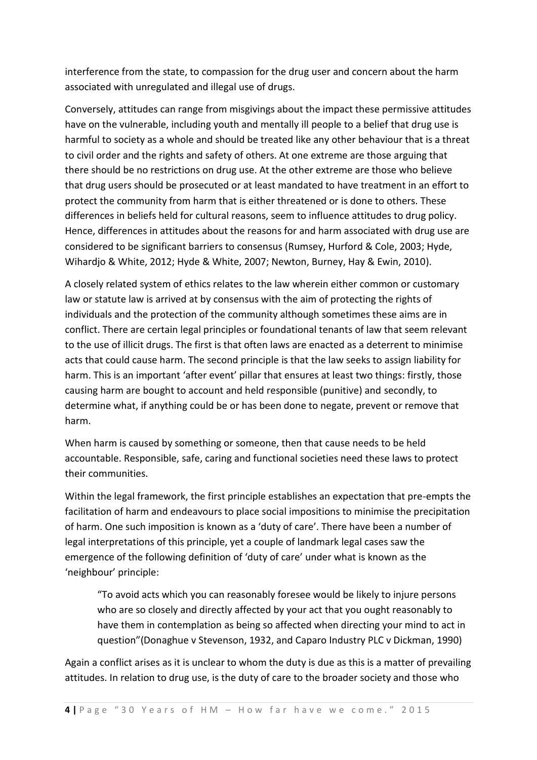interference from the state, to compassion for the drug user and concern about the harm associated with unregulated and illegal use of drugs.

Conversely, attitudes can range from misgivings about the impact these permissive attitudes have on the vulnerable, including youth and mentally ill people to a belief that drug use is harmful to society as a whole and should be treated like any other behaviour that is a threat to civil order and the rights and safety of others. At one extreme are those arguing that there should be no restrictions on drug use. At the other extreme are those who believe that drug users should be prosecuted or at least mandated to have treatment in an effort to protect the community from harm that is either threatened or is done to others. These differences in beliefs held for cultural reasons, seem to influence attitudes to drug policy. Hence, differences in attitudes about the reasons for and harm associated with drug use are considered to be significant barriers to consensus (Rumsey, Hurford & Cole, 2003; Hyde, Wihardjo & White, 2012; Hyde & White, 2007; Newton, Burney, Hay & Ewin, 2010).

A closely related system of ethics relates to the law wherein either common or customary law or statute law is arrived at by consensus with the aim of protecting the rights of individuals and the protection of the community although sometimes these aims are in conflict. There are certain legal principles or foundational tenants of law that seem relevant to the use of illicit drugs. The first is that often laws are enacted as a deterrent to minimise acts that could cause harm. The second principle is that the law seeks to assign liability for harm. This is an important 'after event' pillar that ensures at least two things: firstly, those causing harm are bought to account and held responsible (punitive) and secondly, to determine what, if anything could be or has been done to negate, prevent or remove that harm.

When harm is caused by something or someone, then that cause needs to be held accountable. Responsible, safe, caring and functional societies need these laws to protect their communities.

Within the legal framework, the first principle establishes an expectation that pre-empts the facilitation of harm and endeavours to place social impositions to minimise the precipitation of harm. One such imposition is known as a 'duty of care'. There have been a number of legal interpretations of this principle, yet a couple of landmark legal cases saw the emergence of the following definition of 'duty of care' under what is known as the 'neighbour' principle:

> "To avoid acts which you can reasonably foresee would be likely to injure persons who are so closely and directly affected by your act that you ought reasonably to have them in contemplation as being so affected when directing your mind to act in question"(Donaghue v Stevenson, 1932, and Caparo Industry PLC v Dickman, 1990)

Again a conflict arises as it is unclear to whom the duty is due as this is a matter of prevailing attitudes. In relation to drug use, is the duty of care to the broader society and those who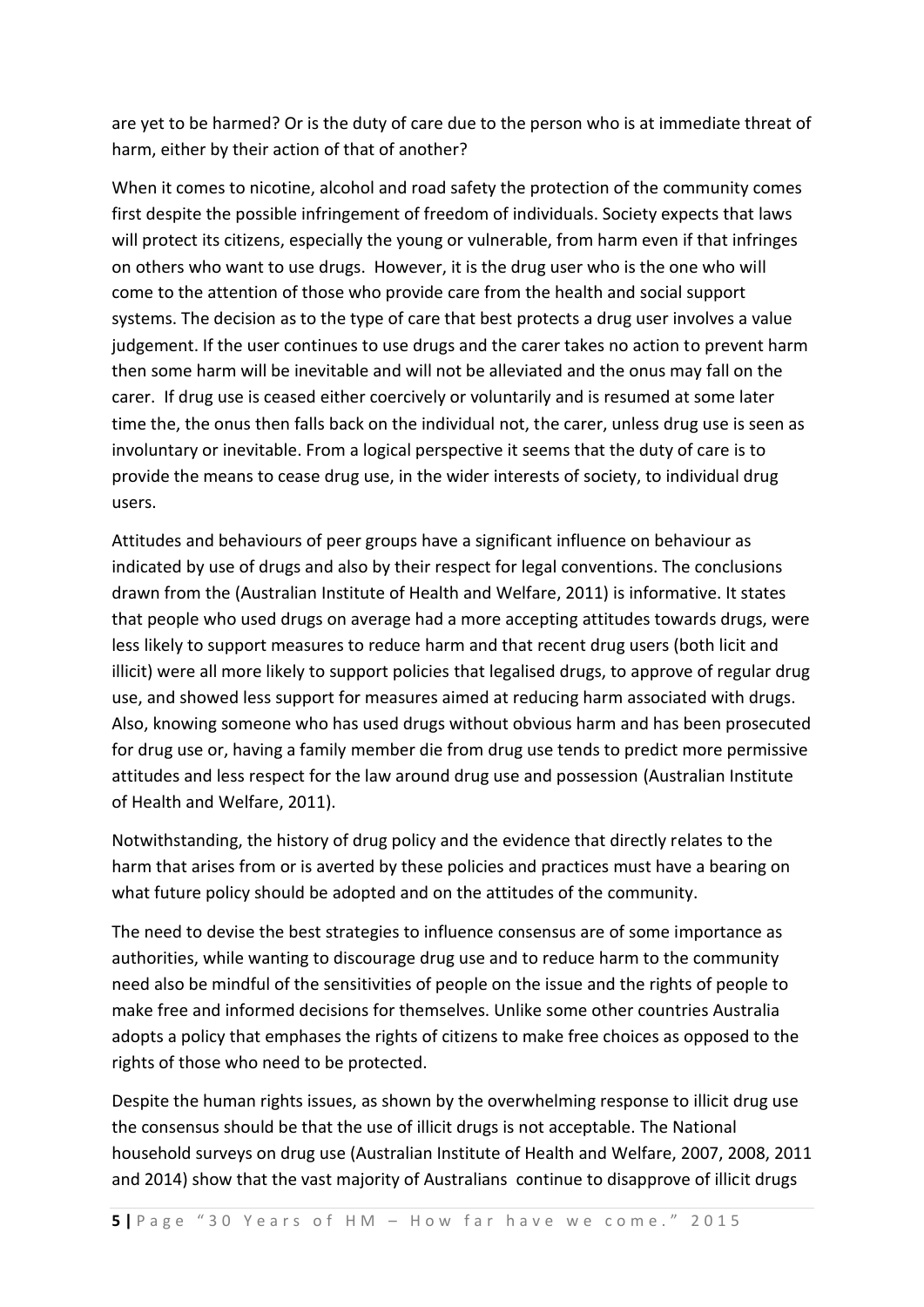are yet to be harmed? Or is the duty of care due to the person who is at immediate threat of harm, either by their action of that of another?

When it comes to nicotine, alcohol and road safety the protection of the community comes first despite the possible infringement of freedom of individuals. Society expects that laws will protect its citizens, especially the young or vulnerable, from harm even if that infringes on others who want to use drugs. However, it is the drug user who is the one who will come to the attention of those who provide care from the health and social support systems. The decision as to the type of care that best protects a drug user involves a value judgement. If the user continues to use drugs and the carer takes no action to prevent harm then some harm will be inevitable and will not be alleviated and the onus may fall on the carer. If drug use is ceased either coercively or voluntarily and is resumed at some later time the, the onus then falls back on the individual not, the carer, unless drug use is seen as involuntary or inevitable. From a logical perspective it seems that the duty of care is to provide the means to cease drug use, in the wider interests of society, to individual drug users.

Attitudes and behaviours of peer groups have a significant influence on behaviour as indicated by use of drugs and also by their respect for legal conventions. The conclusions drawn from the (Australian Institute of Health and Welfare, 2011) is informative. It states that people who used drugs on average had a more accepting attitudes towards drugs, were less likely to support measures to reduce harm and that recent drug users (both licit and illicit) were all more likely to support policies that legalised drugs, to approve of regular drug use, and showed less support for measures aimed at reducing harm associated with drugs. Also, knowing someone who has used drugs without obvious harm and has been prosecuted for drug use or, having a family member die from drug use tends to predict more permissive attitudes and less respect for the law around drug use and possession (Australian Institute of Health and Welfare, 2011).

Notwithstanding, the history of drug policy and the evidence that directly relates to the harm that arises from or is averted by these policies and practices must have a bearing on what future policy should be adopted and on the attitudes of the community.

The need to devise the best strategies to influence consensus are of some importance as authorities, while wanting to discourage drug use and to reduce harm to the community need also be mindful of the sensitivities of people on the issue and the rights of people to make free and informed decisions for themselves. Unlike some other countries Australia adopts a policy that emphases the rights of citizens to make free choices as opposed to the rights of those who need to be protected.

Despite the human rights issues, as shown by the overwhelming response to illicit drug use the consensus should be that the use of illicit drugs is not acceptable. The National household surveys on drug use (Australian Institute of Health and Welfare, 2007, 2008, 2011 and 2014) show that the vast majority of Australians continue to disapprove of illicit drugs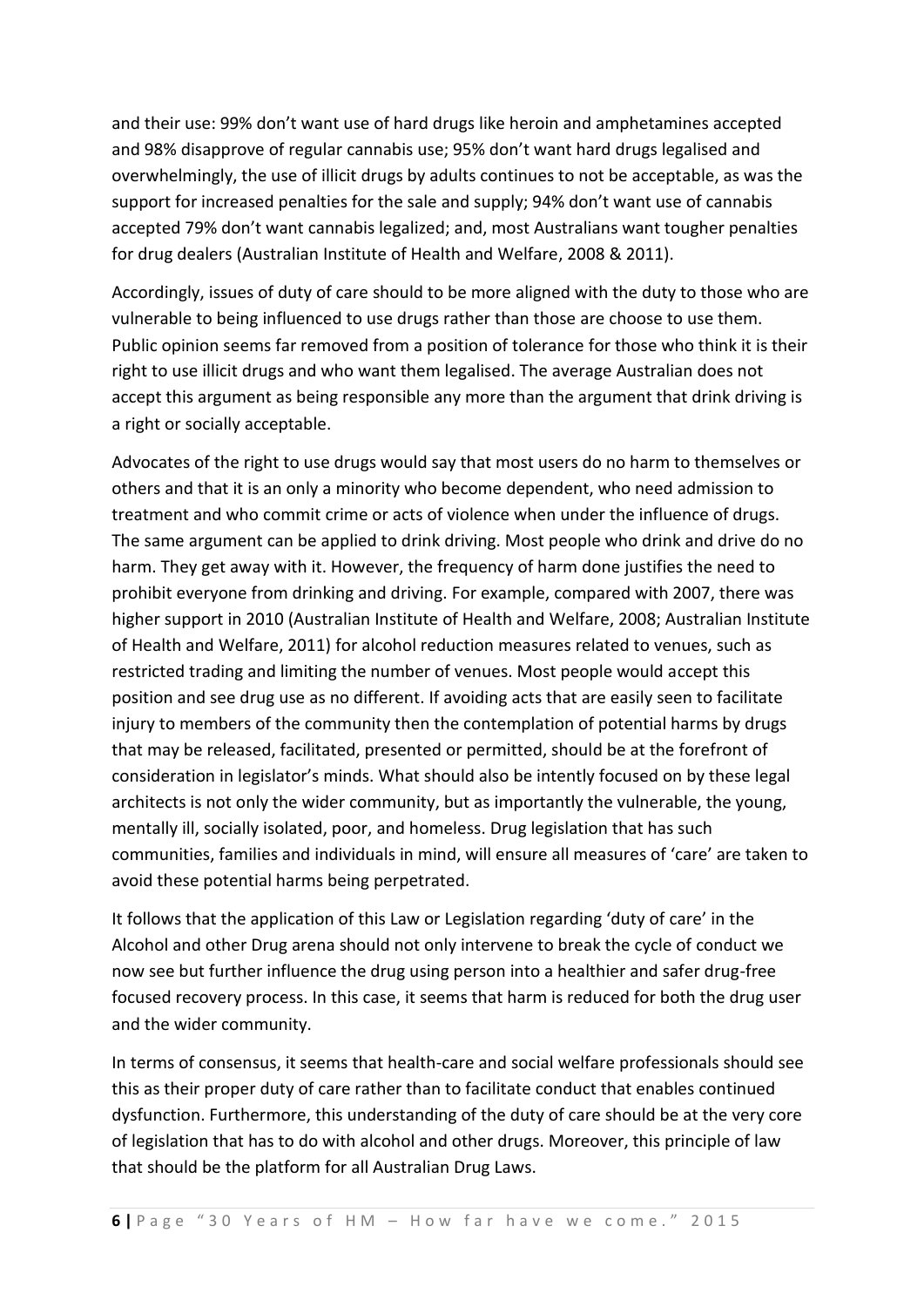and their use: 99% don't want use of hard drugs like heroin and amphetamines accepted and 98% disapprove of regular cannabis use; 95% don't want hard drugs legalised and overwhelmingly, the use of illicit drugs by adults continues to not be acceptable, as was the support for increased penalties for the sale and supply; 94% don't want use of cannabis accepted 79% don't want cannabis legalized; and, most Australians want tougher penalties for drug dealers (Australian Institute of Health and Welfare, 2008 & 2011).

Accordingly, issues of duty of care should to be more aligned with the duty to those who are vulnerable to being influenced to use drugs rather than those are choose to use them. Public opinion seems far removed from a position of tolerance for those who think it is their right to use illicit drugs and who want them legalised. The average Australian does not accept this argument as being responsible any more than the argument that drink driving is a right or socially acceptable.

Advocates of the right to use drugs would say that most users do no harm to themselves or others and that it is an only a minority who become dependent, who need admission to treatment and who commit crime or acts of violence when under the influence of drugs. The same argument can be applied to drink driving. Most people who drink and drive do no harm. They get away with it. However, the frequency of harm done justifies the need to prohibit everyone from drinking and driving. For example, compared with 2007, there was higher support in 2010 (Australian Institute of Health and Welfare, 2008; Australian Institute of Health and Welfare, 2011) for alcohol reduction measures related to venues, such as restricted trading and limiting the number of venues. Most people would accept this position and see drug use as no different. If avoiding acts that are easily seen to facilitate injury to members of the community then the contemplation of potential harms by drugs that may be released, facilitated, presented or permitted, should be at the forefront of consideration in legislator's minds. What should also be intently focused on by these legal architects is not only the wider community, but as importantly the vulnerable, the young, mentally ill, socially isolated, poor, and homeless. Drug legislation that has such communities, families and individuals in mind, will ensure all measures of 'care' are taken to avoid these potential harms being perpetrated.

It follows that the application of this Law or Legislation regarding 'duty of care' in the Alcohol and other Drug arena should not only intervene to break the cycle of conduct we now see but further influence the drug using person into a healthier and safer drug-free focused recovery process. In this case, it seems that harm is reduced for both the drug user and the wider community.

In terms of consensus, it seems that health-care and social welfare professionals should see this as their proper duty of care rather than to facilitate conduct that enables continued dysfunction. Furthermore, this understanding of the duty of care should be at the very core of legislation that has to do with alcohol and other drugs. Moreover, this principle of law that should be the platform for all Australian Drug Laws.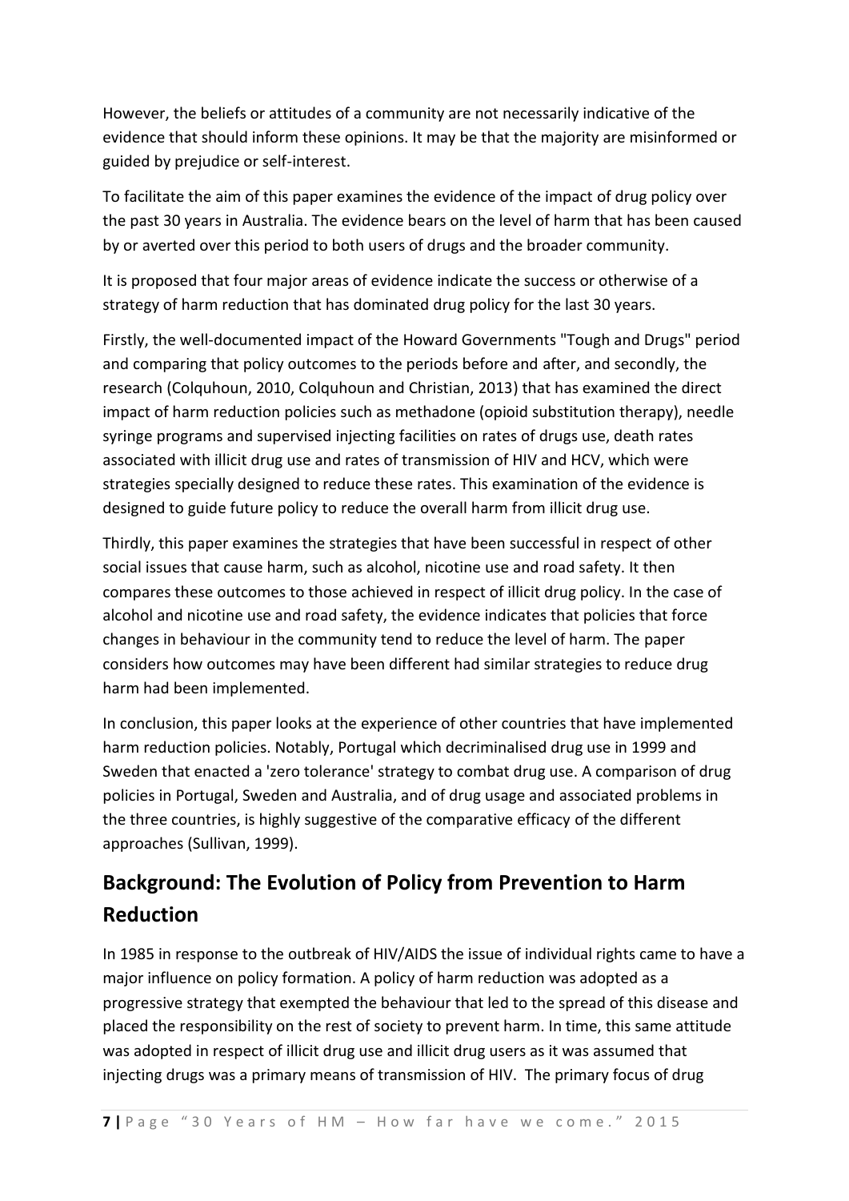However, the beliefs or attitudes of a community are not necessarily indicative of the evidence that should inform these opinions. It may be that the majority are misinformed or guided by prejudice or self-interest.

To facilitate the aim of this paper examines the evidence of the impact of drug policy over the past 30 years in Australia. The evidence bears on the level of harm that has been caused by or averted over this period to both users of drugs and the broader community.

It is proposed that four major areas of evidence indicate the success or otherwise of a strategy of harm reduction that has dominated drug policy for the last 30 years.

Firstly, the well-documented impact of the Howard Governments "Tough and Drugs" period and comparing that policy outcomes to the periods before and after, and secondly, the research (Colquhoun, 2010, Colquhoun and Christian, 2013) that has examined the direct impact of harm reduction policies such as methadone (opioid substitution therapy), needle syringe programs and supervised injecting facilities on rates of drugs use, death rates associated with illicit drug use and rates of transmission of HIV and HCV, which were strategies specially designed to reduce these rates. This examination of the evidence is designed to guide future policy to reduce the overall harm from illicit drug use.

Thirdly, this paper examines the strategies that have been successful in respect of other social issues that cause harm, such as alcohol, nicotine use and road safety. It then compares these outcomes to those achieved in respect of illicit drug policy. In the case of alcohol and nicotine use and road safety, the evidence indicates that policies that force changes in behaviour in the community tend to reduce the level of harm. The paper considers how outcomes may have been different had similar strategies to reduce drug harm had been implemented.

In conclusion, this paper looks at the experience of other countries that have implemented harm reduction policies. Notably, Portugal which decriminalised drug use in 1999 and Sweden that enacted a 'zero tolerance' strategy to combat drug use. A comparison of drug policies in Portugal, Sweden and Australia, and of drug usage and associated problems in the three countries, is highly suggestive of the comparative efficacy of the different approaches (Sullivan, 1999).

## Background: The Evolution of Policy from Prevention to Harm Reduction

In 1985 in response to the outbreak of HIV/AIDS the issue of individual rights came to have a major influence on policy formation. A policy of harm reduction was adopted as a progressive strategy that exempted the behaviour that led to the spread of this disease and placed the responsibility on the rest of society to prevent harm. In time, this same attitude was adopted in respect of illicit drug use and illicit drug users as it was assumed that injecting drugs was a primary means of transmission of HIV. The primary focus of drug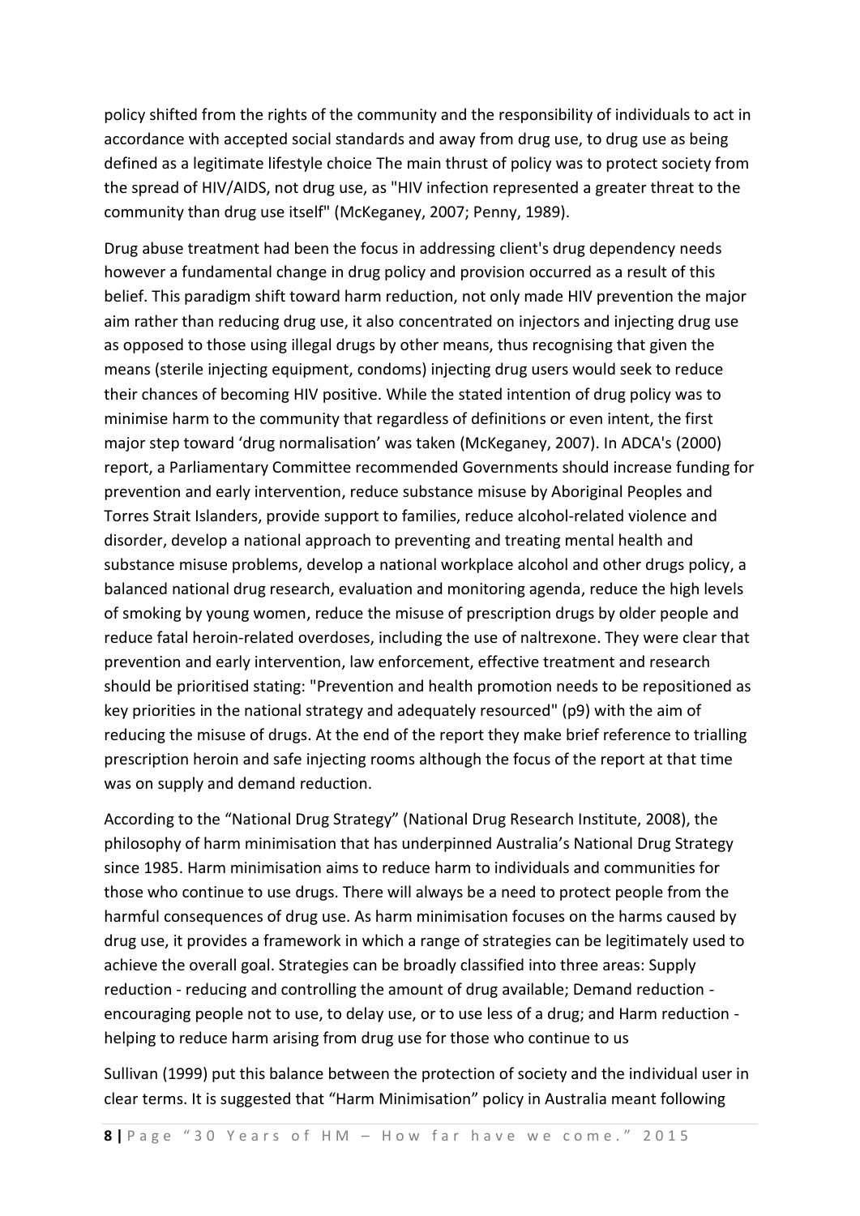policy shifted from the rights of the community and the responsibility of individuals to act in accordance with accepted social standards and away from drug use, to drug use as being defined as a legitimate lifestyle choice The main thrust of policy was to protect society from the spread of HIV/AIDS, not drug use, as "HIV infection represented a greater threat to the community than drug use itself" (McKeganey, 2007; Penny, 1989).

Drug abuse treatment had been the focus in addressing client's drug dependency needs however a fundamental change in drug policy and provision occurred as a result of this belief. This paradigm shift toward harm reduction, not only made HIV prevention the major aim rather than reducing drug use, it also concentrated on injectors and injecting drug use as opposed to those using illegal drugs by other means, thus recognising that given the means (sterile injecting equipment, condoms) injecting drug users would seek to reduce their chances of becoming HIV positive. While the stated intention of drug policy was to minimise harm to the community that regardless of definitions or even intent, the first major step toward 'drug normalisation' was taken (McKeganey, 2007). In ADCA's (2000) report, a Parliamentary Committee recommended Governments should increase funding for prevention and early intervention, reduce substance misuse by Aboriginal Peoples and Torres Strait Islanders, provide support to families, reduce alcohol-related violence and disorder, develop a national approach to preventing and treating mental health and substance misuse problems, develop a national workplace alcohol and other drugs policy, a balanced national drug research, evaluation and monitoring agenda, reduce the high levels of smoking by young women, reduce the misuse of prescription drugs by older people and reduce fatal heroin-related overdoses, including the use of naltrexone. They were clear that prevention and early intervention, law enforcement, effective treatment and research should be prioritised stating: "Prevention and health promotion needs to be repositioned as key priorities in the national strategy and adequately resourced" (p9) with the aim of reducing the misuse of drugs. At the end of the report they make brief reference to trialling prescription heroin and safe injecting rooms although the focus of the report at that time was on supply and demand reduction.

According to the "National Drug Strategy" (National Drug Research Institute, 2008), the philosophy of harm minimisation that has underpinned Australia's National Drug Strategy since 1985. Harm minimisation aims to reduce harm to individuals and communities for those who continue to use drugs. There will always be a need to protect people from the harmful consequences of drug use. As harm minimisation focuses on the harms caused by drug use, it provides a framework in which a range of strategies can be legitimately used to achieve the overall goal. Strategies can be broadly classified into three areas: Supply reduction - reducing and controlling the amount of drug available; Demand reduction - encouraging people not to use, to delay use, or to use less of a drug; and Harm reduction - helping to reduce harm arising from drug use for those who continue to us

Sullivan (1999) put this balance between the protection of society and the individual user in clear terms. It is suggested that "Harm Minimisation" policy in Australia meant following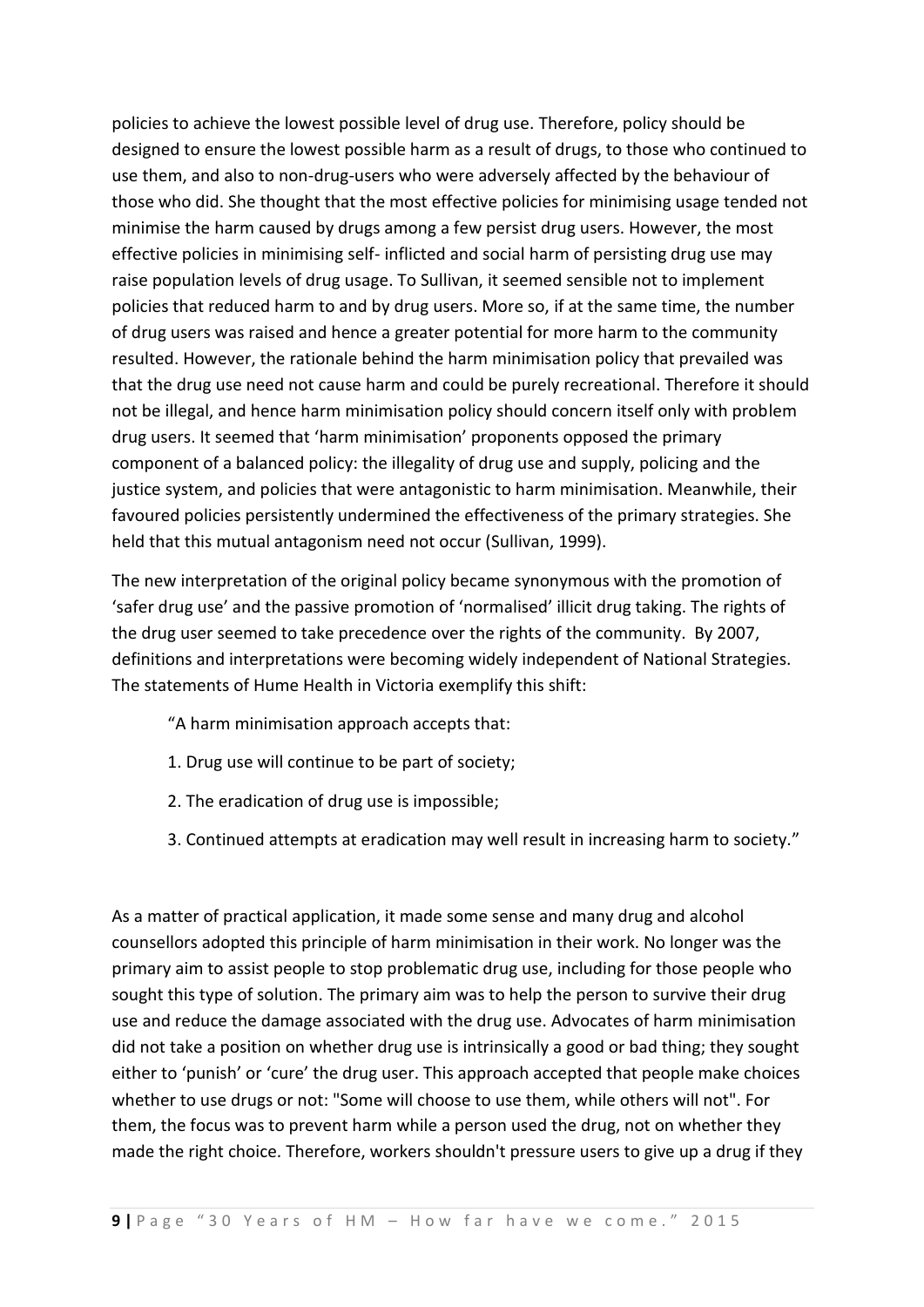policies to achieve the lowest possible level of drug use. Therefore, policy should be designed to ensure the lowest possible harm as a result of drugs, to those who continued to use them, and also to non-drug-users who were adversely affected by the behaviour of those who did. She thought that the most effective policies for minimising usage tended not minimise the harm caused by drugs among a few persist drug users. However, the most effective policies in minimising self- inflicted and social harm of persisting drug use may raise population levels of drug usage. To Sullivan, it seemed sensible not to implement policies that reduced harm to and by drug users. More so, if at the same time, the number of drug users was raised and hence a greater potential for more harm to the community resulted. However, the rationale behind the harm minimisation policy that prevailed was that the drug use need not cause harm and could be purely recreational. Therefore it should not be illegal, and hence harm minimisation policy should concern itself only with problem drug users. It seemed that 'harm minimisation' proponents opposed the primary component of a balanced policy: the illegality of drug use and supply, policing and the justice system, and policies that were antagonistic to harm minimisation. Meanwhile, their favoured policies persistently undermined the effectiveness of the primary strategies. She held that this mutual antagonism need not occur (Sullivan, 1999).

The new interpretation of the original policy became synonymous with the promotion of 'safer drug use' and the passive promotion of 'normalised' illicit drug taking. The rights of the drug user seemed to take precedence over the rights of the community. By 2007, definitions and interpretations were becoming widely independent of National Strategies. The statements of Hume Health in Victoria exemplify this shift:

> "A harm minimisation approach accepts that:
>
> 1. Drug use will continue to be part of society;
> 2. The eradication of drug use is impossible;
> 3. Continued attempts at eradication may well result in increasing harm to society."

As a matter of practical application, it made some sense and many drug and alcohol counsellors adopted this principle of harm minimisation in their work. No longer was the primary aim to assist people to stop problematic drug use, including for those people who sought this type of solution. The primary aim was to help the person to survive their drug use and reduce the damage associated with the drug use. Advocates of harm minimisation did not take a position on whether drug use is intrinsically a good or bad thing; they sought either to 'punish' or 'cure' the drug user. This approach accepted that people make choices whether to use drugs or not: "Some will choose to use them, while others will not". For them, the focus was to prevent harm while a person used the drug, not on whether they made the right choice. Therefore, workers shouldn't pressure users to give up a drug if they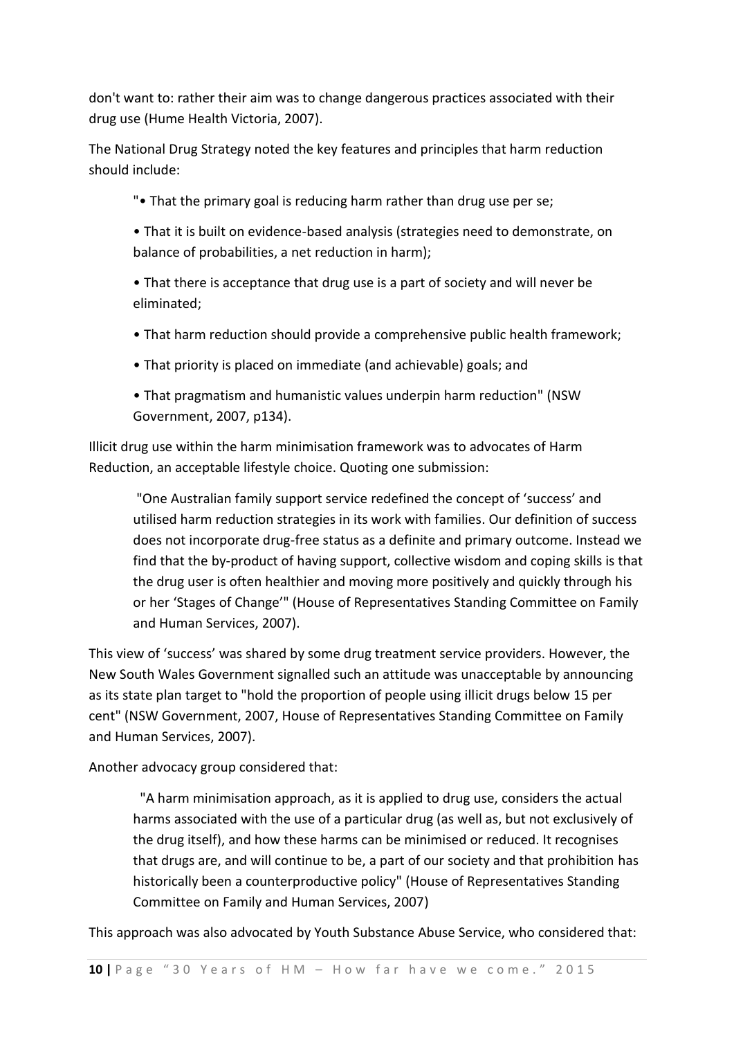don't want to: rather their aim was to change dangerous practices associated with their drug use (Hume Health Victoria, 2007).

The National Drug Strategy noted the key features and principles that harm reduction should include:

> "• That the primary goal is reducing harm rather than drug use per se;
>
> • That it is built on evidence-based analysis (strategies need to demonstrate, on balance of probabilities, a net reduction in harm);
>
> • That there is acceptance that drug use is a part of society and will never be eliminated;
>
> • That harm reduction should provide a comprehensive public health framework;
>
> • That priority is placed on immediate (and achievable) goals; and
>
> • That pragmatism and humanistic values underpin harm reduction" (NSW Government, 2007, p134).

Illicit drug use within the harm minimisation framework was to advocates of Harm Reduction, an acceptable lifestyle choice. Quoting one submission:

> "One Australian family support service redefined the concept of 'success' and utilised harm reduction strategies in its work with families. Our definition of success does not incorporate drug-free status as a definite and primary outcome. Instead we find that the by-product of having support, collective wisdom and coping skills is that the drug user is often healthier and moving more positively and quickly through his or her 'Stages of Change'" (House of Representatives Standing Committee on Family and Human Services, 2007).

This view of 'success' was shared by some drug treatment service providers. However, the New South Wales Government signalled such an attitude was unacceptable by announcing as its state plan target to "hold the proportion of people using illicit drugs below 15 per cent" (NSW Government, 2007, House of Representatives Standing Committee on Family and Human Services, 2007).

Another advocacy group considered that:

> "A harm minimisation approach, as it is applied to drug use, considers the actual harms associated with the use of a particular drug (as well as, but not exclusively of the drug itself), and how these harms can be minimised or reduced. It recognises that drugs are, and will continue to be, a part of our society and that prohibition has historically been a counterproductive policy" (House of Representatives Standing Committee on Family and Human Services, 2007)

This approach was also advocated by Youth Substance Abuse Service, who considered that: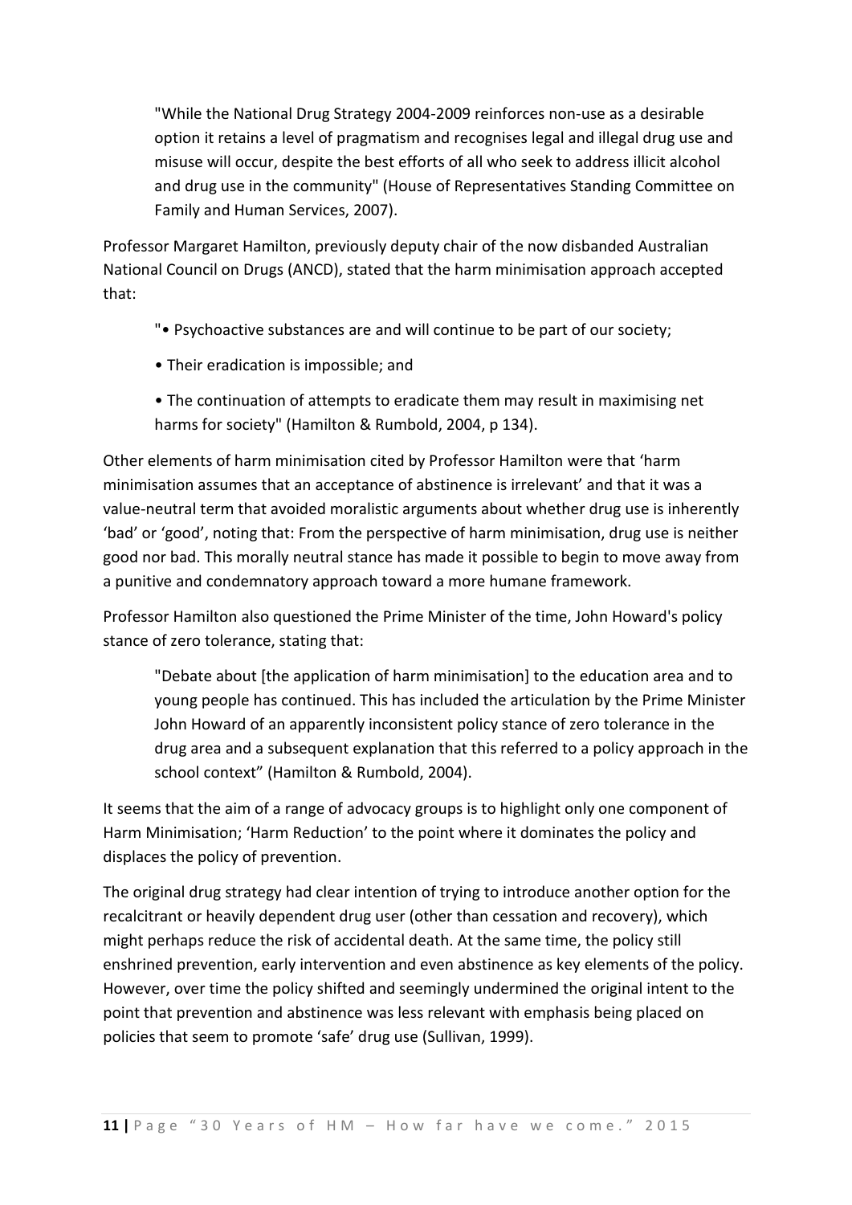> "While the National Drug Strategy 2004-2009 reinforces non-use as a desirable option it retains a level of pragmatism and recognises legal and illegal drug use and misuse will occur, despite the best efforts of all who seek to address illicit alcohol and drug use in the community" (House of Representatives Standing Committee on Family and Human Services, 2007).

Professor Margaret Hamilton, previously deputy chair of the now disbanded Australian National Council on Drugs (ANCD), stated that the harm minimisation approach accepted that:

> "• Psychoactive substances are and will continue to be part of our society;
>
> • Their eradication is impossible; and
>
> • The continuation of attempts to eradicate them may result in maximising net harms for society" (Hamilton & Rumbold, 2004, p 134).

Other elements of harm minimisation cited by Professor Hamilton were that 'harm minimisation assumes that an acceptance of abstinence is irrelevant' and that it was a value-neutral term that avoided moralistic arguments about whether drug use is inherently 'bad' or 'good', noting that: From the perspective of harm minimisation, drug use is neither good nor bad. This morally neutral stance has made it possible to begin to move away from a punitive and condemnatory approach toward a more humane framework.

Professor Hamilton also questioned the Prime Minister of the time, John Howard's policy stance of zero tolerance, stating that:

> "Debate about [the application of harm minimisation] to the education area and to young people has continued. This has included the articulation by the Prime Minister John Howard of an apparently inconsistent policy stance of zero tolerance in the drug area and a subsequent explanation that this referred to a policy approach in the school context" (Hamilton & Rumbold, 2004).

It seems that the aim of a range of advocacy groups is to highlight only one component of Harm Minimisation; 'Harm Reduction' to the point where it dominates the policy and displaces the policy of prevention.

The original drug strategy had clear intention of trying to introduce another option for the recalcitrant or heavily dependent drug user (other than cessation and recovery), which might perhaps reduce the risk of accidental death. At the same time, the policy still enshrined prevention, early intervention and even abstinence as key elements of the policy. However, over time the policy shifted and seemingly undermined the original intent to the point that prevention and abstinence was less relevant with emphasis being placed on policies that seem to promote 'safe' drug use (Sullivan, 1999).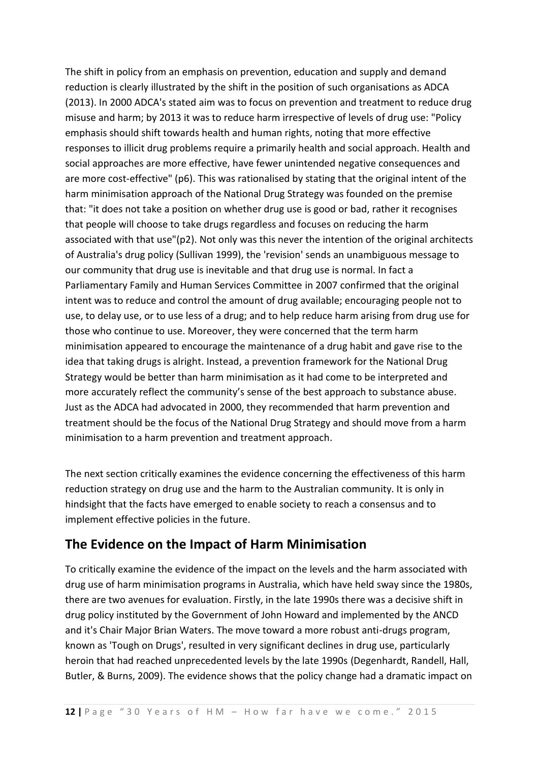The shift in policy from an emphasis on prevention, education and supply and demand reduction is clearly illustrated by the shift in the position of such organisations as ADCA (2013). In 2000 ADCA's stated aim was to focus on prevention and treatment to reduce drug misuse and harm; by 2013 it was to reduce harm irrespective of levels of drug use: "Policy emphasis should shift towards health and human rights, noting that more effective responses to illicit drug problems require a primarily health and social approach. Health and social approaches are more effective, have fewer unintended negative consequences and are more cost-effective" (p6). This was rationalised by stating that the original intent of the harm minimisation approach of the National Drug Strategy was founded on the premise that: "it does not take a position on whether drug use is good or bad, rather it recognises that people will choose to take drugs regardless and focuses on reducing the harm associated with that use"(p2). Not only was this never the intention of the original architects of Australia's drug policy (Sullivan 1999), the 'revision' sends an unambiguous message to our community that drug use is inevitable and that drug use is normal. In fact a Parliamentary Family and Human Services Committee in 2007 confirmed that the original intent was to reduce and control the amount of drug available; encouraging people not to use, to delay use, or to use less of a drug; and to help reduce harm arising from drug use for those who continue to use. Moreover, they were concerned that the term harm minimisation appeared to encourage the maintenance of a drug habit and gave rise to the idea that taking drugs is alright. Instead, a prevention framework for the National Drug Strategy would be better than harm minimisation as it had come to be interpreted and more accurately reflect the community's sense of the best approach to substance abuse. Just as the ADCA had advocated in 2000, they recommended that harm prevention and treatment should be the focus of the National Drug Strategy and should move from a harm minimisation to a harm prevention and treatment approach.

The next section critically examines the evidence concerning the effectiveness of this harm reduction strategy on drug use and the harm to the Australian community. It is only in hindsight that the facts have emerged to enable society to reach a consensus and to implement effective policies in the future.

## The Evidence on the Impact of Harm Minimisation

To critically examine the evidence of the impact on the levels and the harm associated with drug use of harm minimisation programs in Australia, which have held sway since the 1980s, there are two avenues for evaluation. Firstly, in the late 1990s there was a decisive shift in drug policy instituted by the Government of John Howard and implemented by the ANCD and it's Chair Major Brian Waters. The move toward a more robust anti-drugs program, known as 'Tough on Drugs', resulted in very significant declines in drug use, particularly heroin that had reached unprecedented levels by the late 1990s (Degenhardt, Randell, Hall, Butler, & Burns, 2009). The evidence shows that the policy change had a dramatic impact on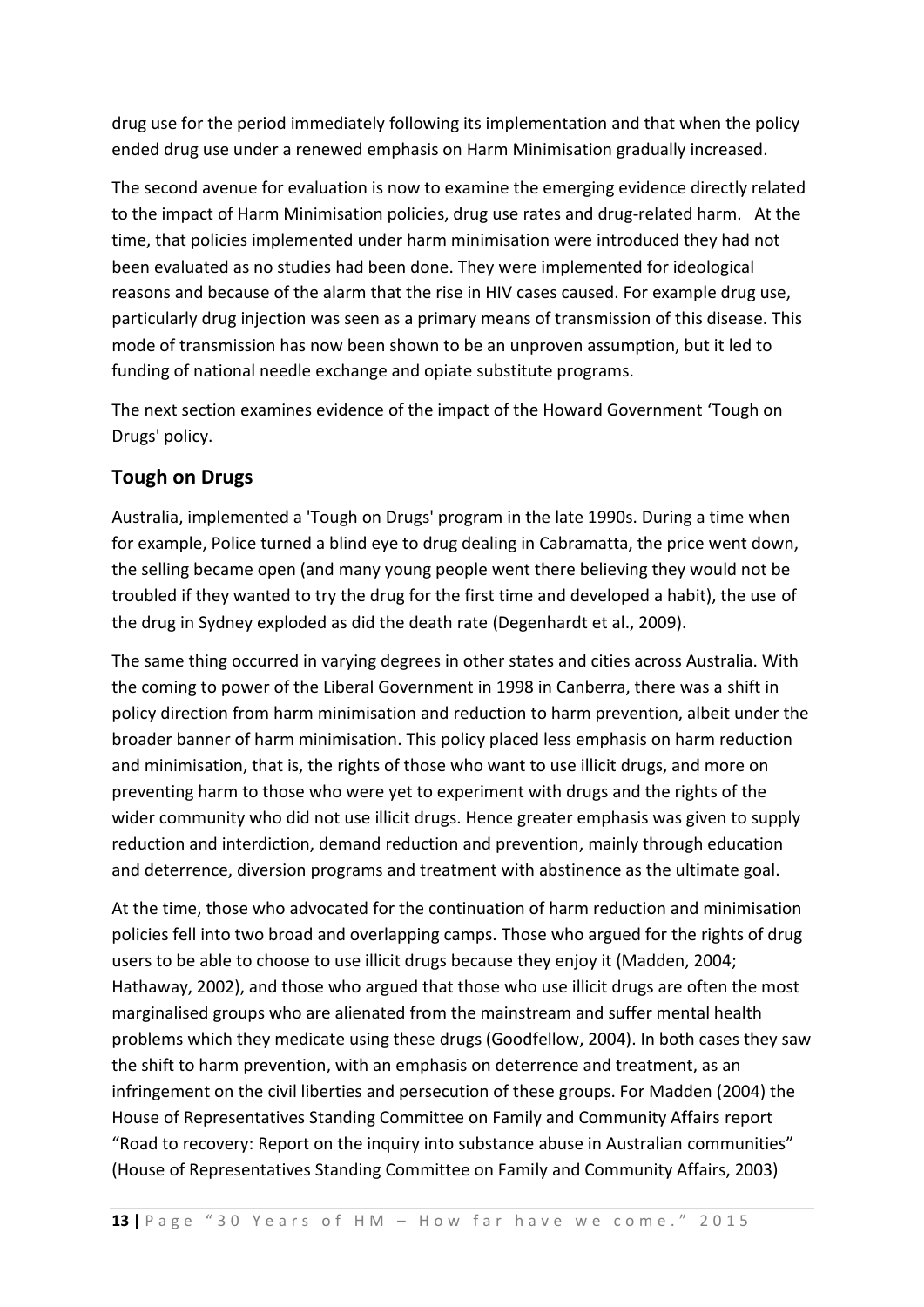drug use for the period immediately following its implementation and that when the policy ended drug use under a renewed emphasis on Harm Minimisation gradually increased.

The second avenue for evaluation is now to examine the emerging evidence directly related to the impact of Harm Minimisation policies, drug use rates and drug-related harm. At the time, that policies implemented under harm minimisation were introduced they had not been evaluated as no studies had been done. They were implemented for ideological reasons and because of the alarm that the rise in HIV cases caused. For example drug use, particularly drug injection was seen as a primary means of transmission of this disease. This mode of transmission has now been shown to be an unproven assumption, but it led to funding of national needle exchange and opiate substitute programs.

The next section examines evidence of the impact of the Howard Government 'Tough on Drugs' policy.

## Tough on Drugs

Australia, implemented a 'Tough on Drugs' program in the late 1990s. During a time when for example, Police turned a blind eye to drug dealing in Cabramatta, the price went down, the selling became open (and many young people went there believing they would not be troubled if they wanted to try the drug for the first time and developed a habit), the use of the drug in Sydney exploded as did the death rate (Degenhardt et al., 2009).

The same thing occurred in varying degrees in other states and cities across Australia. With the coming to power of the Liberal Government in 1998 in Canberra, there was a shift in policy direction from harm minimisation and reduction to harm prevention, albeit under the broader banner of harm minimisation. This policy placed less emphasis on harm reduction and minimisation, that is, the rights of those who want to use illicit drugs, and more on preventing harm to those who were yet to experiment with drugs and the rights of the wider community who did not use illicit drugs. Hence greater emphasis was given to supply reduction and interdiction, demand reduction and prevention, mainly through education and deterrence, diversion programs and treatment with abstinence as the ultimate goal.

At the time, those who advocated for the continuation of harm reduction and minimisation policies fell into two broad and overlapping camps. Those who argued for the rights of drug users to be able to choose to use illicit drugs because they enjoy it (Madden, 2004; Hathaway, 2002), and those who argued that those who use illicit drugs are often the most marginalised groups who are alienated from the mainstream and suffer mental health problems which they medicate using these drugs (Goodfellow, 2004). In both cases they saw the shift to harm prevention, with an emphasis on deterrence and treatment, as an infringement on the civil liberties and persecution of these groups. For Madden (2004) the House of Representatives Standing Committee on Family and Community Affairs report "Road to recovery: Report on the inquiry into substance abuse in Australian communities" (House of Representatives Standing Committee on Family and Community Affairs, 2003)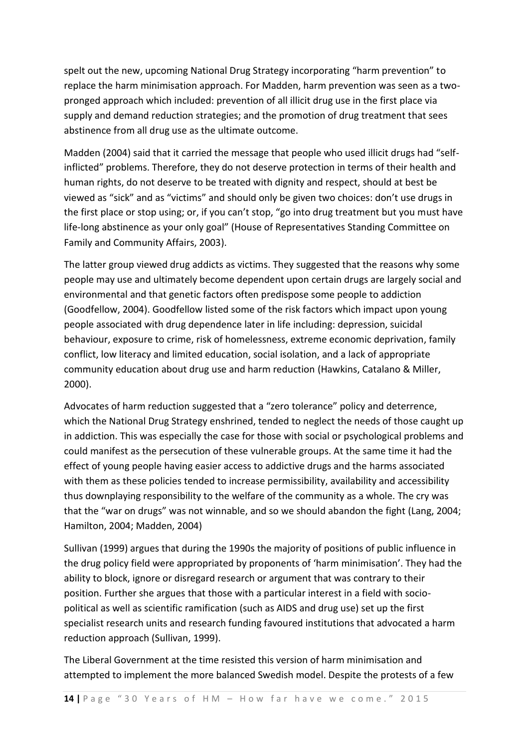spelt out the new, upcoming National Drug Strategy incorporating "harm prevention" to replace the harm minimisation approach. For Madden, harm prevention was seen as a two-pronged approach which included: prevention of all illicit drug use in the first place via supply and demand reduction strategies; and the promotion of drug treatment that sees abstinence from all drug use as the ultimate outcome.

Madden (2004) said that it carried the message that people who used illicit drugs had "self-inflicted" problems. Therefore, they do not deserve protection in terms of their health and human rights, do not deserve to be treated with dignity and respect, should at best be viewed as "sick" and as "victims" and should only be given two choices: don't use drugs in the first place or stop using; or, if you can't stop, "go into drug treatment but you must have life-long abstinence as your only goal" (House of Representatives Standing Committee on Family and Community Affairs, 2003).

The latter group viewed drug addicts as victims. They suggested that the reasons why some people may use and ultimately become dependent upon certain drugs are largely social and environmental and that genetic factors often predispose some people to addiction (Goodfellow, 2004). Goodfellow listed some of the risk factors which impact upon young people associated with drug dependence later in life including: depression, suicidal behaviour, exposure to crime, risk of homelessness, extreme economic deprivation, family conflict, low literacy and limited education, social isolation, and a lack of appropriate community education about drug use and harm reduction (Hawkins, Catalano & Miller, 2000).

Advocates of harm reduction suggested that a "zero tolerance" policy and deterrence, which the National Drug Strategy enshrined, tended to neglect the needs of those caught up in addiction. This was especially the case for those with social or psychological problems and could manifest as the persecution of these vulnerable groups. At the same time it had the effect of young people having easier access to addictive drugs and the harms associated with them as these policies tended to increase permissibility, availability and accessibility thus downplaying responsibility to the welfare of the community as a whole. The cry was that the "war on drugs" was not winnable, and so we should abandon the fight (Lang, 2004; Hamilton, 2004; Madden, 2004)

Sullivan (1999) argues that during the 1990s the majority of positions of public influence in the drug policy field were appropriated by proponents of 'harm minimisation'. They had the ability to block, ignore or disregard research or argument that was contrary to their position. Further she argues that those with a particular interest in a field with socio-political as well as scientific ramification (such as AIDS and drug use) set up the first specialist research units and research funding favoured institutions that advocated a harm reduction approach (Sullivan, 1999).

The Liberal Government at the time resisted this version of harm minimisation and attempted to implement the more balanced Swedish model. Despite the protests of a few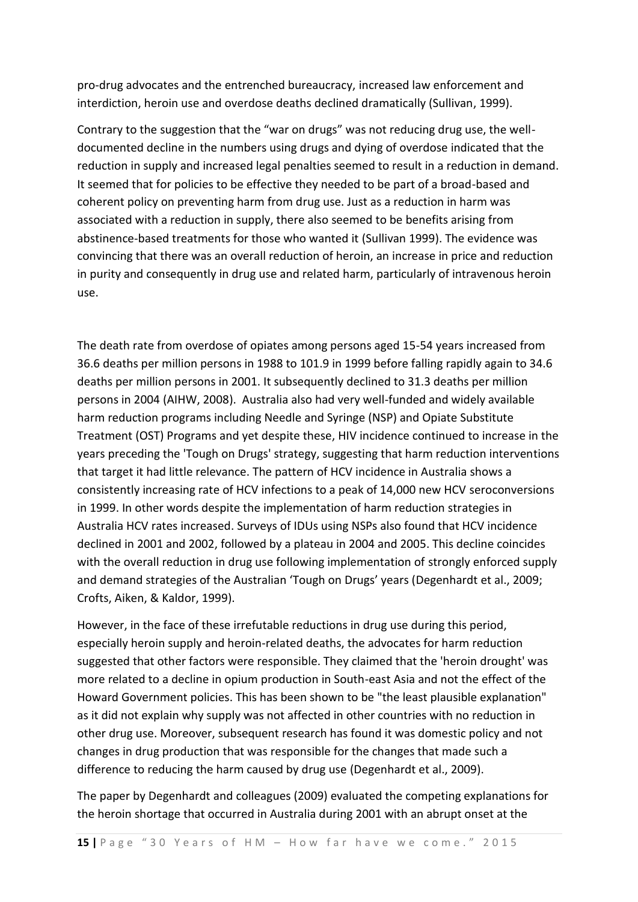pro-drug advocates and the entrenched bureaucracy, increased law enforcement and interdiction, heroin use and overdose deaths declined dramatically (Sullivan, 1999).

Contrary to the suggestion that the "war on drugs" was not reducing drug use, the well-documented decline in the numbers using drugs and dying of overdose indicated that the reduction in supply and increased legal penalties seemed to result in a reduction in demand. It seemed that for policies to be effective they needed to be part of a broad-based and coherent policy on preventing harm from drug use. Just as a reduction in harm was associated with a reduction in supply, there also seemed to be benefits arising from abstinence-based treatments for those who wanted it (Sullivan 1999). The evidence was convincing that there was an overall reduction of heroin, an increase in price and reduction in purity and consequently in drug use and related harm, particularly of intravenous heroin use.

The death rate from overdose of opiates among persons aged 15-54 years increased from 36.6 deaths per million persons in 1988 to 101.9 in 1999 before falling rapidly again to 34.6 deaths per million persons in 2001. It subsequently declined to 31.3 deaths per million persons in 2004 (AIHW, 2008). Australia also had very well-funded and widely available harm reduction programs including Needle and Syringe (NSP) and Opiate Substitute Treatment (OST) Programs and yet despite these, HIV incidence continued to increase in the years preceding the 'Tough on Drugs' strategy, suggesting that harm reduction interventions that target it had little relevance. The pattern of HCV incidence in Australia shows a consistently increasing rate of HCV infections to a peak of 14,000 new HCV seroconversions in 1999. In other words despite the implementation of harm reduction strategies in Australia HCV rates increased. Surveys of IDUs using NSPs also found that HCV incidence declined in 2001 and 2002, followed by a plateau in 2004 and 2005. This decline coincides with the overall reduction in drug use following implementation of strongly enforced supply and demand strategies of the Australian 'Tough on Drugs' years (Degenhardt et al., 2009; Crofts, Aiken, & Kaldor, 1999).

However, in the face of these irrefutable reductions in drug use during this period, especially heroin supply and heroin-related deaths, the advocates for harm reduction suggested that other factors were responsible. They claimed that the 'heroin drought' was more related to a decline in opium production in South-east Asia and not the effect of the Howard Government policies. This has been shown to be "the least plausible explanation" as it did not explain why supply was not affected in other countries with no reduction in other drug use. Moreover, subsequent research has found it was domestic policy and not changes in drug production that was responsible for the changes that made such a difference to reducing the harm caused by drug use (Degenhardt et al., 2009).

The paper by Degenhardt and colleagues (2009) evaluated the competing explanations for the heroin shortage that occurred in Australia during 2001 with an abrupt onset at the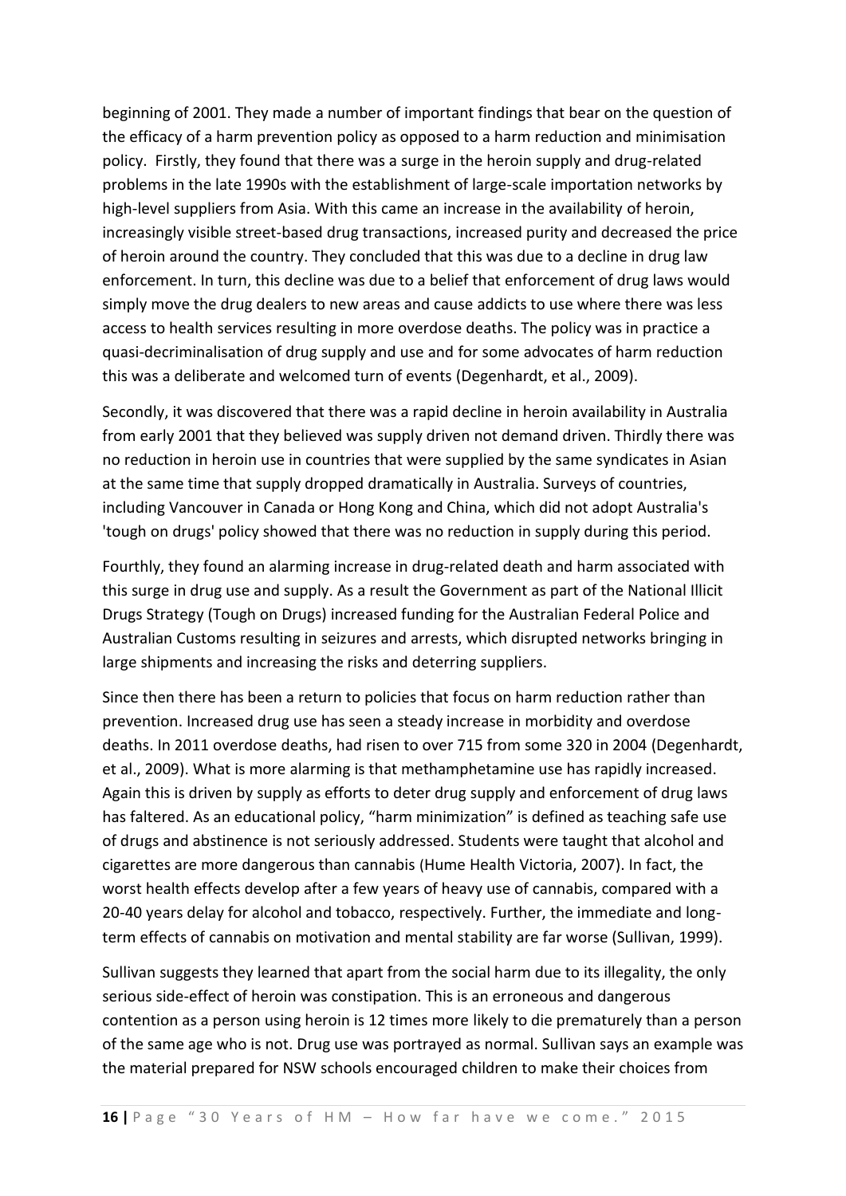beginning of 2001. They made a number of important findings that bear on the question of the efficacy of a harm prevention policy as opposed to a harm reduction and minimisation policy. Firstly, they found that there was a surge in the heroin supply and drug-related problems in the late 1990s with the establishment of large-scale importation networks by high-level suppliers from Asia. With this came an increase in the availability of heroin, increasingly visible street-based drug transactions, increased purity and decreased the price of heroin around the country. They concluded that this was due to a decline in drug law enforcement. In turn, this decline was due to a belief that enforcement of drug laws would simply move the drug dealers to new areas and cause addicts to use where there was less access to health services resulting in more overdose deaths. The policy was in practice a quasi-decriminalisation of drug supply and use and for some advocates of harm reduction this was a deliberate and welcomed turn of events (Degenhardt, et al., 2009).

Secondly, it was discovered that there was a rapid decline in heroin availability in Australia from early 2001 that they believed was supply driven not demand driven. Thirdly there was no reduction in heroin use in countries that were supplied by the same syndicates in Asian at the same time that supply dropped dramatically in Australia. Surveys of countries, including Vancouver in Canada or Hong Kong and China, which did not adopt Australia's 'tough on drugs' policy showed that there was no reduction in supply during this period.

Fourthly, they found an alarming increase in drug-related death and harm associated with this surge in drug use and supply. As a result the Government as part of the National Illicit Drugs Strategy (Tough on Drugs) increased funding for the Australian Federal Police and Australian Customs resulting in seizures and arrests, which disrupted networks bringing in large shipments and increasing the risks and deterring suppliers.

Since then there has been a return to policies that focus on harm reduction rather than prevention. Increased drug use has seen a steady increase in morbidity and overdose deaths. In 2011 overdose deaths, had risen to over 715 from some 320 in 2004 (Degenhardt, et al., 2009). What is more alarming is that methamphetamine use has rapidly increased. Again this is driven by supply as efforts to deter drug supply and enforcement of drug laws has faltered. As an educational policy, "harm minimization" is defined as teaching safe use of drugs and abstinence is not seriously addressed. Students were taught that alcohol and cigarettes are more dangerous than cannabis (Hume Health Victoria, 2007). In fact, the worst health effects develop after a few years of heavy use of cannabis, compared with a 20-40 years delay for alcohol and tobacco, respectively. Further, the immediate and long-term effects of cannabis on motivation and mental stability are far worse (Sullivan, 1999).

Sullivan suggests they learned that apart from the social harm due to its illegality, the only serious side-effect of heroin was constipation. This is an erroneous and dangerous contention as a person using heroin is 12 times more likely to die prematurely than a person of the same age who is not. Drug use was portrayed as normal. Sullivan says an example was the material prepared for NSW schools encouraged children to make their choices from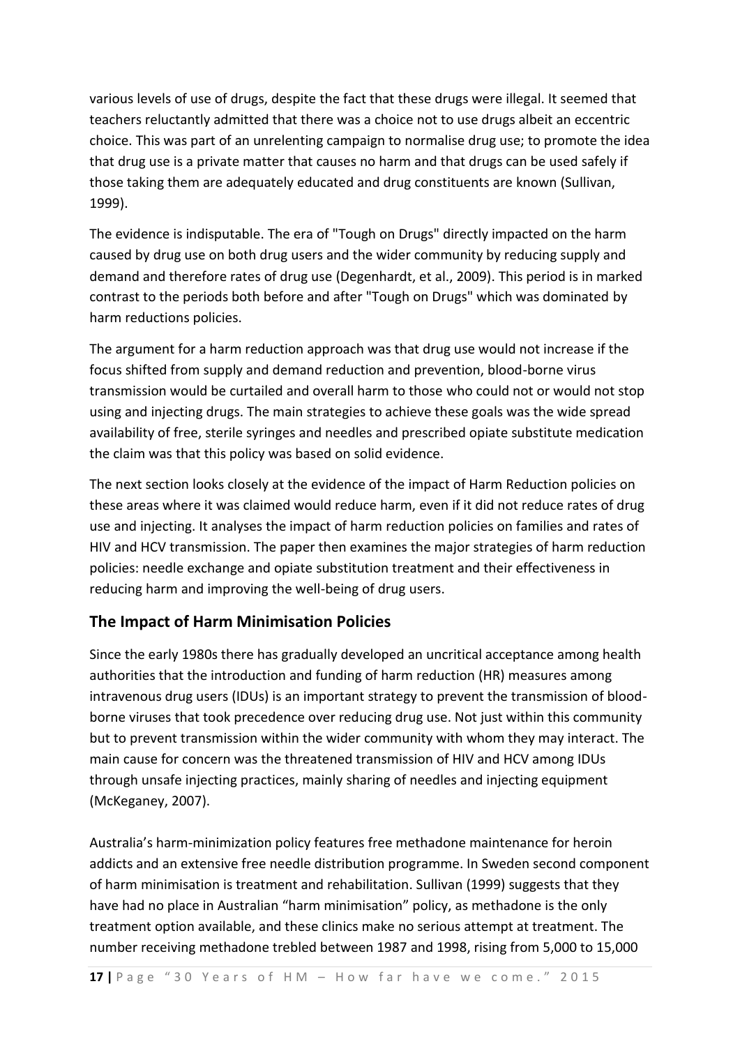various levels of use of drugs, despite the fact that these drugs were illegal. It seemed that teachers reluctantly admitted that there was a choice not to use drugs albeit an eccentric choice. This was part of an unrelenting campaign to normalise drug use; to promote the idea that drug use is a private matter that causes no harm and that drugs can be used safely if those taking them are adequately educated and drug constituents are known (Sullivan, 1999).

The evidence is indisputable. The era of "Tough on Drugs" directly impacted on the harm caused by drug use on both drug users and the wider community by reducing supply and demand and therefore rates of drug use (Degenhardt, et al., 2009). This period is in marked contrast to the periods both before and after "Tough on Drugs" which was dominated by harm reductions policies.

The argument for a harm reduction approach was that drug use would not increase if the focus shifted from supply and demand reduction and prevention, blood-borne virus transmission would be curtailed and overall harm to those who could not or would not stop using and injecting drugs. The main strategies to achieve these goals was the wide spread availability of free, sterile syringes and needles and prescribed opiate substitute medication the claim was that this policy was based on solid evidence.

The next section looks closely at the evidence of the impact of Harm Reduction policies on these areas where it was claimed would reduce harm, even if it did not reduce rates of drug use and injecting. It analyses the impact of harm reduction policies on families and rates of HIV and HCV transmission. The paper then examines the major strategies of harm reduction policies: needle exchange and opiate substitution treatment and their effectiveness in reducing harm and improving the well-being of drug users.

## The Impact of Harm Minimisation Policies

Since the early 1980s there has gradually developed an uncritical acceptance among health authorities that the introduction and funding of harm reduction (HR) measures among intravenous drug users (IDUs) is an important strategy to prevent the transmission of blood-borne viruses that took precedence over reducing drug use. Not just within this community but to prevent transmission within the wider community with whom they may interact. The main cause for concern was the threatened transmission of HIV and HCV among IDUs through unsafe injecting practices, mainly sharing of needles and injecting equipment (McKeganey, 2007).

Australia's harm-minimization policy features free methadone maintenance for heroin addicts and an extensive free needle distribution programme. In Sweden second component of harm minimisation is treatment and rehabilitation. Sullivan (1999) suggests that they have had no place in Australian "harm minimisation" policy, as methadone is the only treatment option available, and these clinics make no serious attempt at treatment. The number receiving methadone trebled between 1987 and 1998, rising from 5,000 to 15,000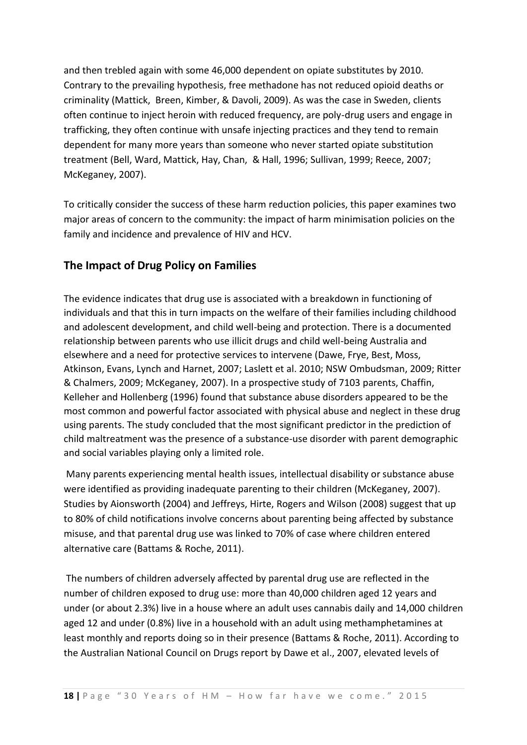and then trebled again with some 46,000 dependent on opiate substitutes by 2010. Contrary to the prevailing hypothesis, free methadone has not reduced opioid deaths or criminality (Mattick, Breen, Kimber, & Davoli, 2009). As was the case in Sweden, clients often continue to inject heroin with reduced frequency, are poly-drug users and engage in trafficking, they often continue with unsafe injecting practices and they tend to remain dependent for many more years than someone who never started opiate substitution treatment (Bell, Ward, Mattick, Hay, Chan, & Hall, 1996; Sullivan, 1999; Reece, 2007; McKeganey, 2007).

To critically consider the success of these harm reduction policies, this paper examines two major areas of concern to the community: the impact of harm minimisation policies on the family and incidence and prevalence of HIV and HCV.

## The Impact of Drug Policy on Families

The evidence indicates that drug use is associated with a breakdown in functioning of individuals and that this in turn impacts on the welfare of their families including childhood and adolescent development, and child well-being and protection. There is a documented relationship between parents who use illicit drugs and child well-being Australia and elsewhere and a need for protective services to intervene (Dawe, Frye, Best, Moss, Atkinson, Evans, Lynch and Harnet, 2007; Laslett et al. 2010; NSW Ombudsman, 2009; Ritter & Chalmers, 2009; McKeganey, 2007). In a prospective study of 7103 parents, Chaffin, Kelleher and Hollenberg (1996) found that substance abuse disorders appeared to be the most common and powerful factor associated with physical abuse and neglect in these drug using parents. The study concluded that the most significant predictor in the prediction of child maltreatment was the presence of a substance-use disorder with parent demographic and social variables playing only a limited role.

Many parents experiencing mental health issues, intellectual disability or substance abuse were identified as providing inadequate parenting to their children (McKeganey, 2007). Studies by Aionsworth (2004) and Jeffreys, Hirte, Rogers and Wilson (2008) suggest that up to 80% of child notifications involve concerns about parenting being affected by substance misuse, and that parental drug use was linked to 70% of case where children entered alternative care (Battams & Roche, 2011).

The numbers of children adversely affected by parental drug use are reflected in the number of children exposed to drug use: more than 40,000 children aged 12 years and under (or about 2.3%) live in a house where an adult uses cannabis daily and 14,000 children aged 12 and under (0.8%) live in a household with an adult using methamphetamines at least monthly and reports doing so in their presence (Battams & Roche, 2011). According to the Australian National Council on Drugs report by Dawe et al., 2007, elevated levels of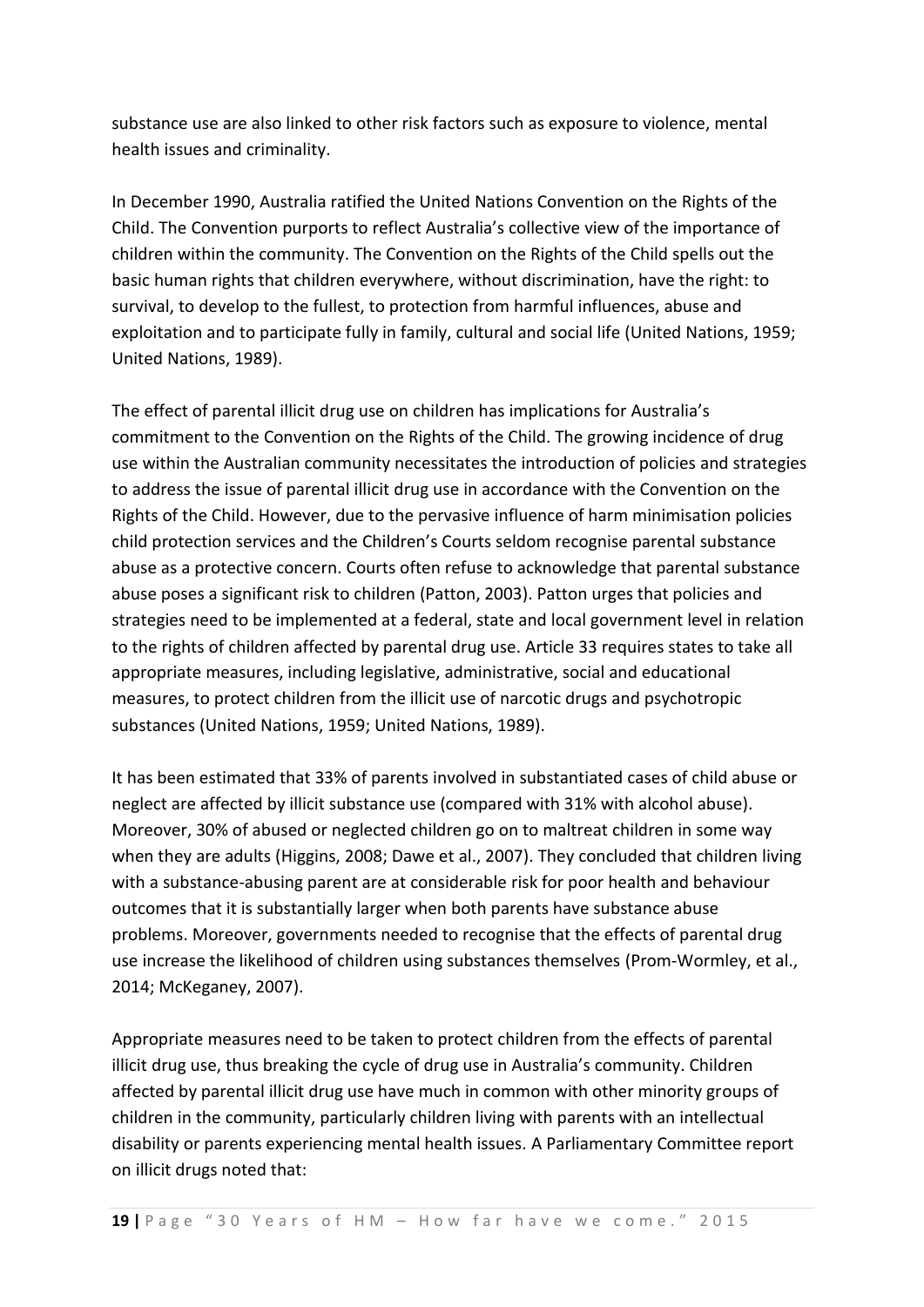substance use are also linked to other risk factors such as exposure to violence, mental health issues and criminality.

In December 1990, Australia ratified the United Nations Convention on the Rights of the Child. The Convention purports to reflect Australia's collective view of the importance of children within the community. The Convention on the Rights of the Child spells out the basic human rights that children everywhere, without discrimination, have the right: to survival, to develop to the fullest, to protection from harmful influences, abuse and exploitation and to participate fully in family, cultural and social life (United Nations, 1959; United Nations, 1989).

The effect of parental illicit drug use on children has implications for Australia's commitment to the Convention on the Rights of the Child. The growing incidence of drug use within the Australian community necessitates the introduction of policies and strategies to address the issue of parental illicit drug use in accordance with the Convention on the Rights of the Child. However, due to the pervasive influence of harm minimisation policies child protection services and the Children's Courts seldom recognise parental substance abuse as a protective concern. Courts often refuse to acknowledge that parental substance abuse poses a significant risk to children (Patton, 2003). Patton urges that policies and strategies need to be implemented at a federal, state and local government level in relation to the rights of children affected by parental drug use. Article 33 requires states to take all appropriate measures, including legislative, administrative, social and educational measures, to protect children from the illicit use of narcotic drugs and psychotropic substances (United Nations, 1959; United Nations, 1989).

It has been estimated that 33% of parents involved in substantiated cases of child abuse or neglect are affected by illicit substance use (compared with 31% with alcohol abuse). Moreover, 30% of abused or neglected children go on to maltreat children in some way when they are adults (Higgins, 2008; Dawe et al., 2007). They concluded that children living with a substance-abusing parent are at considerable risk for poor health and behaviour outcomes that it is substantially larger when both parents have substance abuse problems. Moreover, governments needed to recognise that the effects of parental drug use increase the likelihood of children using substances themselves (Prom-Wormley, et al., 2014; McKeganey, 2007).

Appropriate measures need to be taken to protect children from the effects of parental illicit drug use, thus breaking the cycle of drug use in Australia's community. Children affected by parental illicit drug use have much in common with other minority groups of children in the community, particularly children living with parents with an intellectual disability or parents experiencing mental health issues. A Parliamentary Committee report on illicit drugs noted that: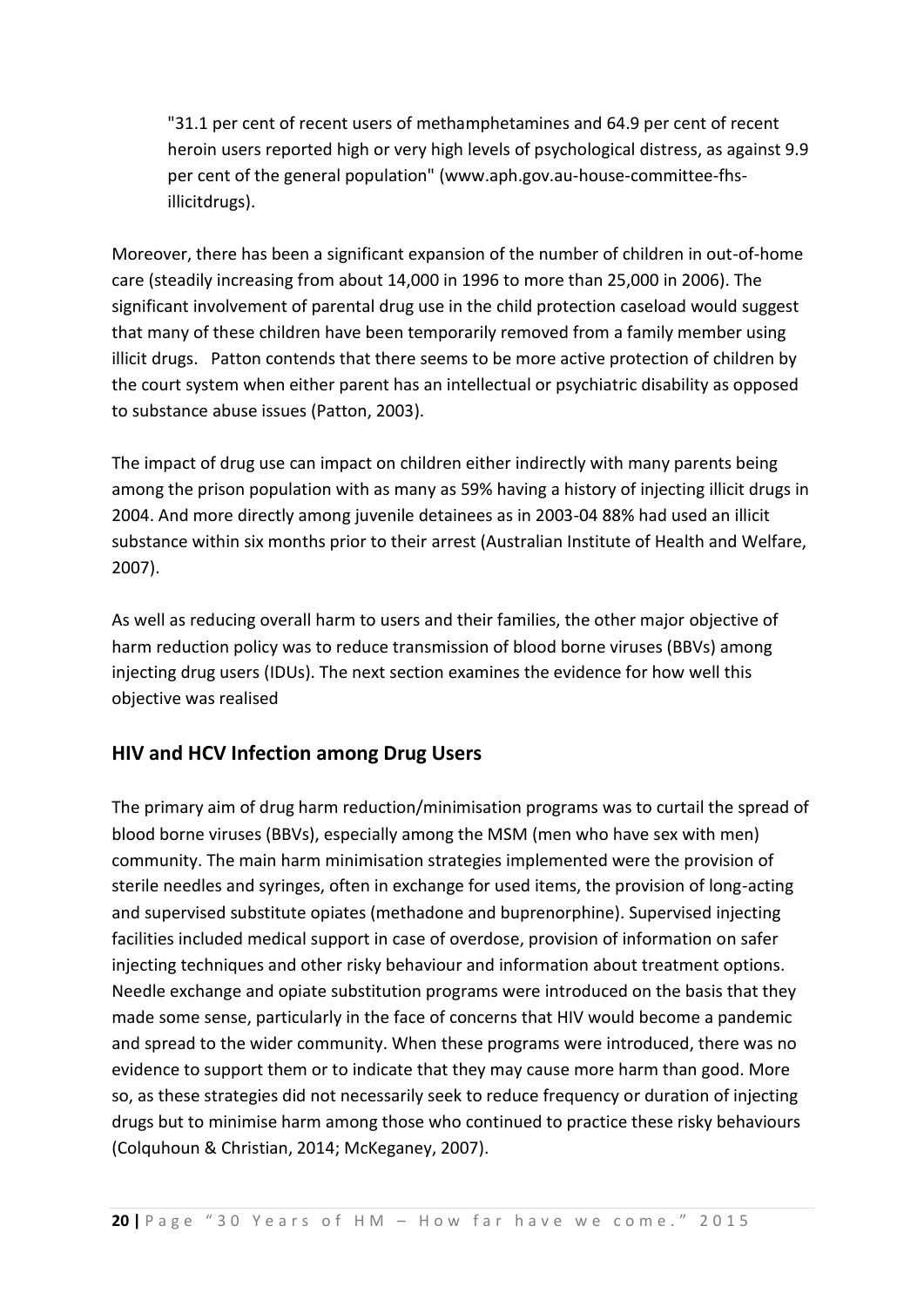> "31.1 per cent of recent users of methamphetamines and 64.9 per cent of recent heroin users reported high or very high levels of psychological distress, as against 9.9 per cent of the general population" (www.aph.gov.au-house-committee-fhs-illicitdrugs).

Moreover, there has been a significant expansion of the number of children in out-of-home care (steadily increasing from about 14,000 in 1996 to more than 25,000 in 2006). The significant involvement of parental drug use in the child protection caseload would suggest that many of these children have been temporarily removed from a family member using illicit drugs. Patton contends that there seems to be more active protection of children by the court system when either parent has an intellectual or psychiatric disability as opposed to substance abuse issues (Patton, 2003).

The impact of drug use can impact on children either indirectly with many parents being among the prison population with as many as 59% having a history of injecting illicit drugs in 2004. And more directly among juvenile detainees as in 2003-04 88% had used an illicit substance within six months prior to their arrest (Australian Institute of Health and Welfare, 2007).

As well as reducing overall harm to users and their families, the other major objective of harm reduction policy was to reduce transmission of blood borne viruses (BBVs) among injecting drug users (IDUs). The next section examines the evidence for how well this objective was realised

## HIV and HCV Infection among Drug Users

The primary aim of drug harm reduction/minimisation programs was to curtail the spread of blood borne viruses (BBVs), especially among the MSM (men who have sex with men) community. The main harm minimisation strategies implemented were the provision of sterile needles and syringes, often in exchange for used items, the provision of long-acting and supervised substitute opiates (methadone and buprenorphine). Supervised injecting facilities included medical support in case of overdose, provision of information on safer injecting techniques and other risky behaviour and information about treatment options. Needle exchange and opiate substitution programs were introduced on the basis that they made some sense, particularly in the face of concerns that HIV would become a pandemic and spread to the wider community. When these programs were introduced, there was no evidence to support them or to indicate that they may cause more harm than good. More so, as these strategies did not necessarily seek to reduce frequency or duration of injecting drugs but to minimise harm among those who continued to practice these risky behaviours (Colquhoun & Christian, 2014; McKeganey, 2007).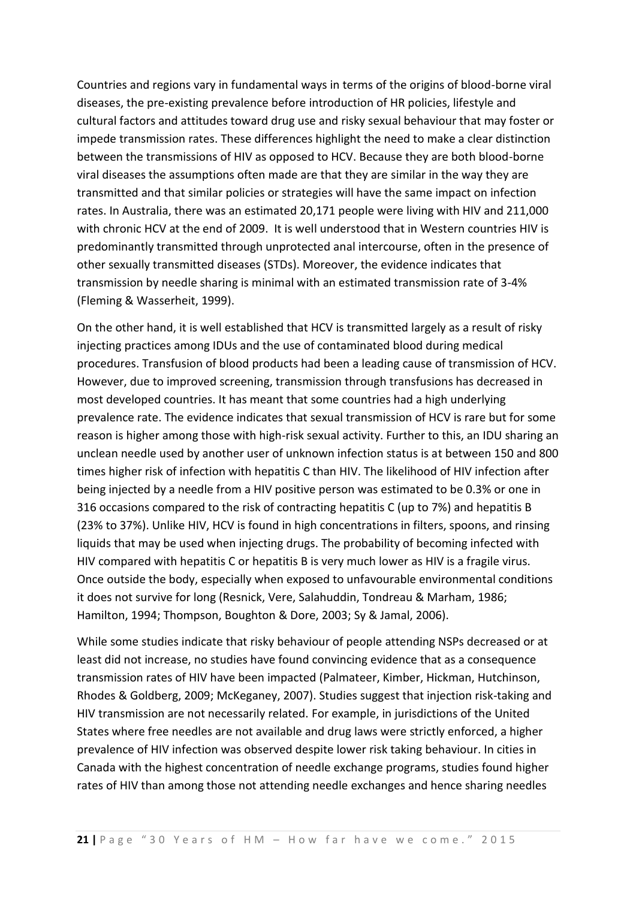Countries and regions vary in fundamental ways in terms of the origins of blood-borne viral diseases, the pre-existing prevalence before introduction of HR policies, lifestyle and cultural factors and attitudes toward drug use and risky sexual behaviour that may foster or impede transmission rates. These differences highlight the need to make a clear distinction between the transmissions of HIV as opposed to HCV. Because they are both blood-borne viral diseases the assumptions often made are that they are similar in the way they are transmitted and that similar policies or strategies will have the same impact on infection rates. In Australia, there was an estimated 20,171 people were living with HIV and 211,000 with chronic HCV at the end of 2009. It is well understood that in Western countries HIV is predominantly transmitted through unprotected anal intercourse, often in the presence of other sexually transmitted diseases (STDs). Moreover, the evidence indicates that transmission by needle sharing is minimal with an estimated transmission rate of 3-4% (Fleming & Wasserheit, 1999).

On the other hand, it is well established that HCV is transmitted largely as a result of risky injecting practices among IDUs and the use of contaminated blood during medical procedures. Transfusion of blood products had been a leading cause of transmission of HCV. However, due to improved screening, transmission through transfusions has decreased in most developed countries. It has meant that some countries had a high underlying prevalence rate. The evidence indicates that sexual transmission of HCV is rare but for some reason is higher among those with high-risk sexual activity. Further to this, an IDU sharing an unclean needle used by another user of unknown infection status is at between 150 and 800 times higher risk of infection with hepatitis C than HIV. The likelihood of HIV infection after being injected by a needle from a HIV positive person was estimated to be 0.3% or one in 316 occasions compared to the risk of contracting hepatitis C (up to 7%) and hepatitis B (23% to 37%). Unlike HIV, HCV is found in high concentrations in filters, spoons, and rinsing liquids that may be used when injecting drugs. The probability of becoming infected with HIV compared with hepatitis C or hepatitis B is very much lower as HIV is a fragile virus. Once outside the body, especially when exposed to unfavourable environmental conditions it does not survive for long (Resnick, Vere, Salahuddin, Tondreau & Marham, 1986; Hamilton, 1994; Thompson, Boughton & Dore, 2003; Sy & Jamal, 2006).

While some studies indicate that risky behaviour of people attending NSPs decreased or at least did not increase, no studies have found convincing evidence that as a consequence transmission rates of HIV have been impacted (Palmateer, Kimber, Hickman, Hutchinson, Rhodes & Goldberg, 2009; McKeganey, 2007). Studies suggest that injection risk-taking and HIV transmission are not necessarily related. For example, in jurisdictions of the United States where free needles are not available and drug laws were strictly enforced, a higher prevalence of HIV infection was observed despite lower risk taking behaviour. In cities in Canada with the highest concentration of needle exchange programs, studies found higher rates of HIV than among those not attending needle exchanges and hence sharing needles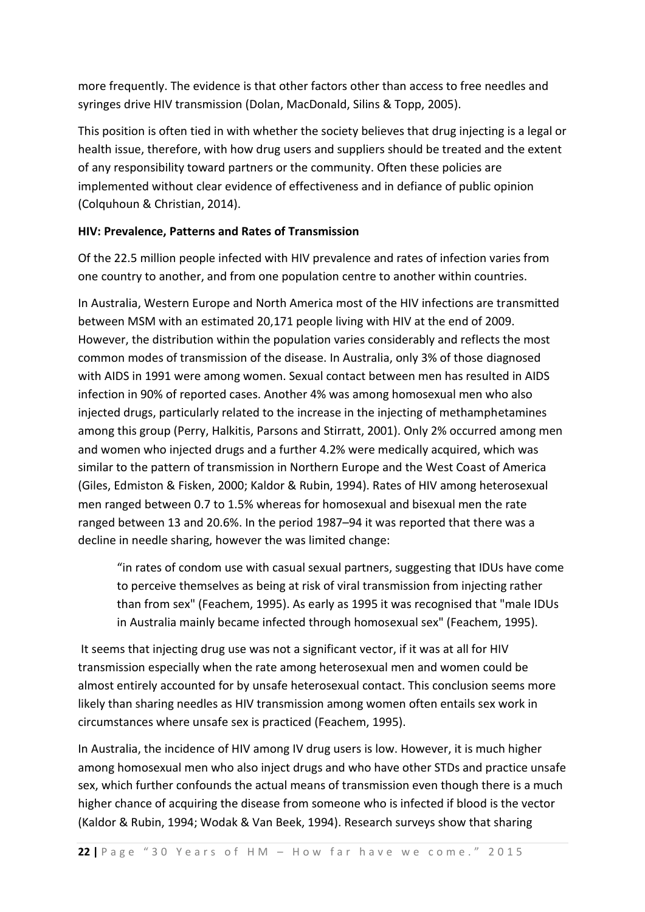more frequently. The evidence is that other factors other than access to free needles and syringes drive HIV transmission (Dolan, MacDonald, Silins & Topp, 2005).

This position is often tied in with whether the society believes that drug injecting is a legal or health issue, therefore, with how drug users and suppliers should be treated and the extent of any responsibility toward partners or the community. Often these policies are implemented without clear evidence of effectiveness and in defiance of public opinion (Colquhoun & Christian, 2014).

**HIV: Prevalence, Patterns and Rates of Transmission**

Of the 22.5 million people infected with HIV prevalence and rates of infection varies from one country to another, and from one population centre to another within countries.

In Australia, Western Europe and North America most of the HIV infections are transmitted between MSM with an estimated 20,171 people living with HIV at the end of 2009. However, the distribution within the population varies considerably and reflects the most common modes of transmission of the disease. In Australia, only 3% of those diagnosed with AIDS in 1991 were among women. Sexual contact between men has resulted in AIDS infection in 90% of reported cases. Another 4% was among homosexual men who also injected drugs, particularly related to the increase in the injecting of methamphetamines among this group (Perry, Halkitis, Parsons and Stirratt, 2001). Only 2% occurred among men and women who injected drugs and a further 4.2% were medically acquired, which was similar to the pattern of transmission in Northern Europe and the West Coast of America (Giles, Edmiston & Fisken, 2000; Kaldor & Rubin, 1994). Rates of HIV among heterosexual men ranged between 0.7 to 1.5% whereas for homosexual and bisexual men the rate ranged between 13 and 20.6%. In the period 1987–94 it was reported that there was a decline in needle sharing, however the was limited change:

> "in rates of condom use with casual sexual partners, suggesting that IDUs have come to perceive themselves as being at risk of viral transmission from injecting rather than from sex" (Feachem, 1995). As early as 1995 it was recognised that "male IDUs in Australia mainly became infected through homosexual sex" (Feachem, 1995).

It seems that injecting drug use was not a significant vector, if it was at all for HIV transmission especially when the rate among heterosexual men and women could be almost entirely accounted for by unsafe heterosexual contact. This conclusion seems more likely than sharing needles as HIV transmission among women often entails sex work in circumstances where unsafe sex is practiced (Feachem, 1995).

In Australia, the incidence of HIV among IV drug users is low. However, it is much higher among homosexual men who also inject drugs and who have other STDs and practice unsafe sex, which further confounds the actual means of transmission even though there is a much higher chance of acquiring the disease from someone who is infected if blood is the vector (Kaldor & Rubin, 1994; Wodak & Van Beek, 1994). Research surveys show that sharing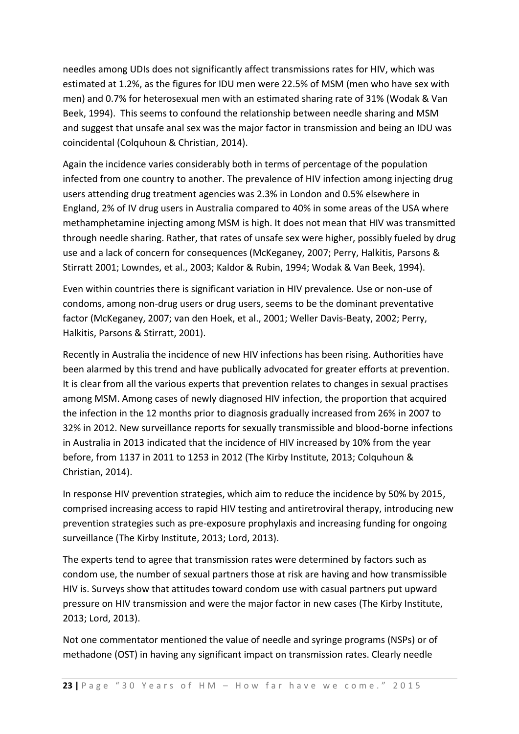needles among UDIs does not significantly affect transmissions rates for HIV, which was estimated at 1.2%, as the figures for IDU men were 22.5% of MSM (men who have sex with men) and 0.7% for heterosexual men with an estimated sharing rate of 31% (Wodak & Van Beek, 1994). This seems to confound the relationship between needle sharing and MSM and suggest that unsafe anal sex was the major factor in transmission and being an IDU was coincidental (Colquhoun & Christian, 2014).

Again the incidence varies considerably both in terms of percentage of the population infected from one country to another. The prevalence of HIV infection among injecting drug users attending drug treatment agencies was 2.3% in London and 0.5% elsewhere in England, 2% of IV drug users in Australia compared to 40% in some areas of the USA where methamphetamine injecting among MSM is high. It does not mean that HIV was transmitted through needle sharing. Rather, that rates of unsafe sex were higher, possibly fueled by drug use and a lack of concern for consequences (McKeganey, 2007; Perry, Halkitis, Parsons & Stirratt 2001; Lowndes, et al., 2003; Kaldor & Rubin, 1994; Wodak & Van Beek, 1994).

Even within countries there is significant variation in HIV prevalence. Use or non-use of condoms, among non-drug users or drug users, seems to be the dominant preventative factor (McKeganey, 2007; van den Hoek, et al., 2001; Weller Davis-Beaty, 2002; Perry, Halkitis, Parsons & Stirratt, 2001).

Recently in Australia the incidence of new HIV infections has been rising. Authorities have been alarmed by this trend and have publically advocated for greater efforts at prevention. It is clear from all the various experts that prevention relates to changes in sexual practises among MSM. Among cases of newly diagnosed HIV infection, the proportion that acquired the infection in the 12 months prior to diagnosis gradually increased from 26% in 2007 to 32% in 2012. New surveillance reports for sexually transmissible and blood-borne infections in Australia in 2013 indicated that the incidence of HIV increased by 10% from the year before, from 1137 in 2011 to 1253 in 2012 (The Kirby Institute, 2013; Colquhoun & Christian, 2014).

In response HIV prevention strategies, which aim to reduce the incidence by 50% by 2015, comprised increasing access to rapid HIV testing and antiretroviral therapy, introducing new prevention strategies such as pre-exposure prophylaxis and increasing funding for ongoing surveillance (The Kirby Institute, 2013; Lord, 2013).

The experts tend to agree that transmission rates were determined by factors such as condom use, the number of sexual partners those at risk are having and how transmissible HIV is. Surveys show that attitudes toward condom use with casual partners put upward pressure on HIV transmission and were the major factor in new cases (The Kirby Institute, 2013; Lord, 2013).

Not one commentator mentioned the value of needle and syringe programs (NSPs) or of methadone (OST) in having any significant impact on transmission rates. Clearly needle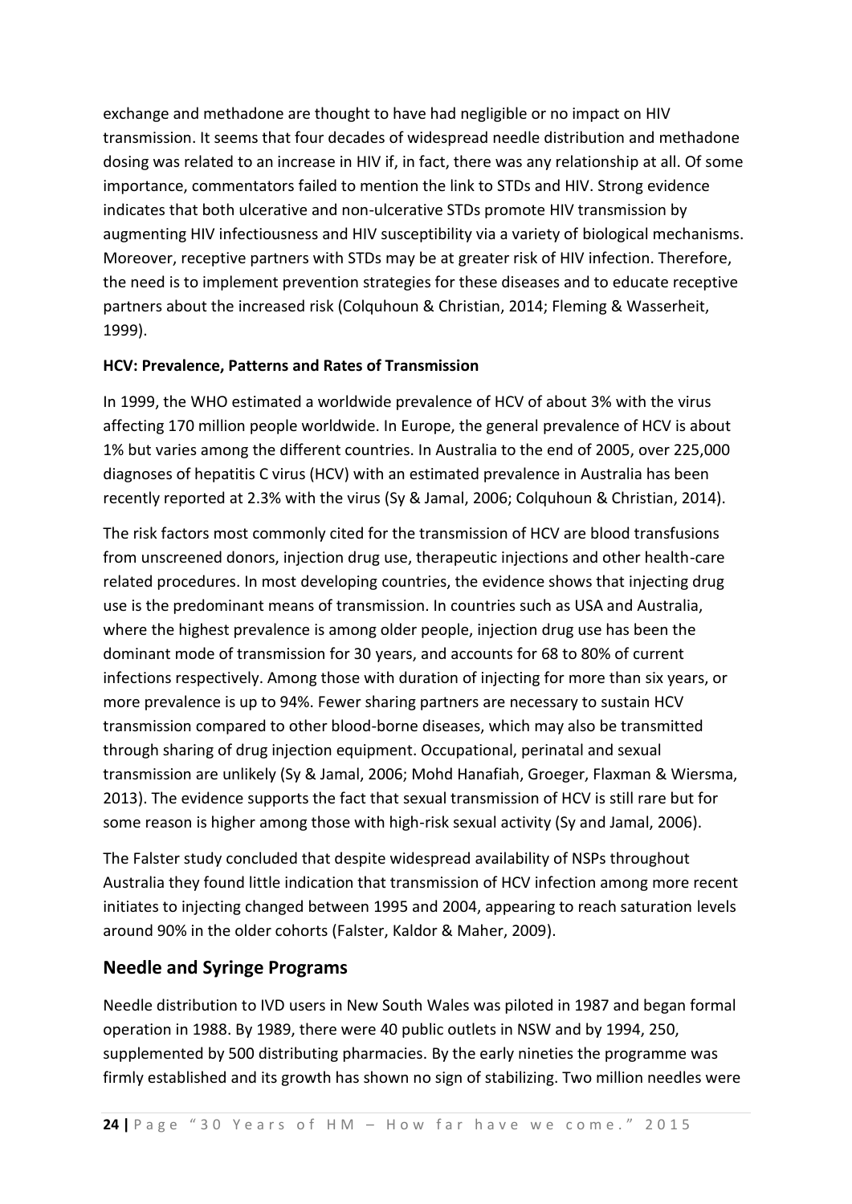exchange and methadone are thought to have had negligible or no impact on HIV transmission. It seems that four decades of widespread needle distribution and methadone dosing was related to an increase in HIV if, in fact, there was any relationship at all. Of some importance, commentators failed to mention the link to STDs and HIV. Strong evidence indicates that both ulcerative and non-ulcerative STDs promote HIV transmission by augmenting HIV infectiousness and HIV susceptibility via a variety of biological mechanisms. Moreover, receptive partners with STDs may be at greater risk of HIV infection. Therefore, the need is to implement prevention strategies for these diseases and to educate receptive partners about the increased risk (Colquhoun & Christian, 2014; Fleming & Wasserheit, 1999).

**HCV: Prevalence, Patterns and Rates of Transmission**

In 1999, the WHO estimated a worldwide prevalence of HCV of about 3% with the virus affecting 170 million people worldwide. In Europe, the general prevalence of HCV is about 1% but varies among the different countries. In Australia to the end of 2005, over 225,000 diagnoses of hepatitis C virus (HCV) with an estimated prevalence in Australia has been recently reported at 2.3% with the virus (Sy & Jamal, 2006; Colquhoun & Christian, 2014).

The risk factors most commonly cited for the transmission of HCV are blood transfusions from unscreened donors, injection drug use, therapeutic injections and other health-care related procedures. In most developing countries, the evidence shows that injecting drug use is the predominant means of transmission. In countries such as USA and Australia, where the highest prevalence is among older people, injection drug use has been the dominant mode of transmission for 30 years, and accounts for 68 to 80% of current infections respectively. Among those with duration of injecting for more than six years, or more prevalence is up to 94%. Fewer sharing partners are necessary to sustain HCV transmission compared to other blood-borne diseases, which may also be transmitted through sharing of drug injection equipment. Occupational, perinatal and sexual transmission are unlikely (Sy & Jamal, 2006; Mohd Hanafiah, Groeger, Flaxman & Wiersma, 2013). The evidence supports the fact that sexual transmission of HCV is still rare but for some reason is higher among those with high-risk sexual activity (Sy and Jamal, 2006).

The Falster study concluded that despite widespread availability of NSPs throughout Australia they found little indication that transmission of HCV infection among more recent initiates to injecting changed between 1995 and 2004, appearing to reach saturation levels around 90% in the older cohorts (Falster, Kaldor & Maher, 2009).

## Needle and Syringe Programs

Needle distribution to IVD users in New South Wales was piloted in 1987 and began formal operation in 1988. By 1989, there were 40 public outlets in NSW and by 1994, 250, supplemented by 500 distributing pharmacies. By the early nineties the programme was firmly established and its growth has shown no sign of stabilizing. Two million needles were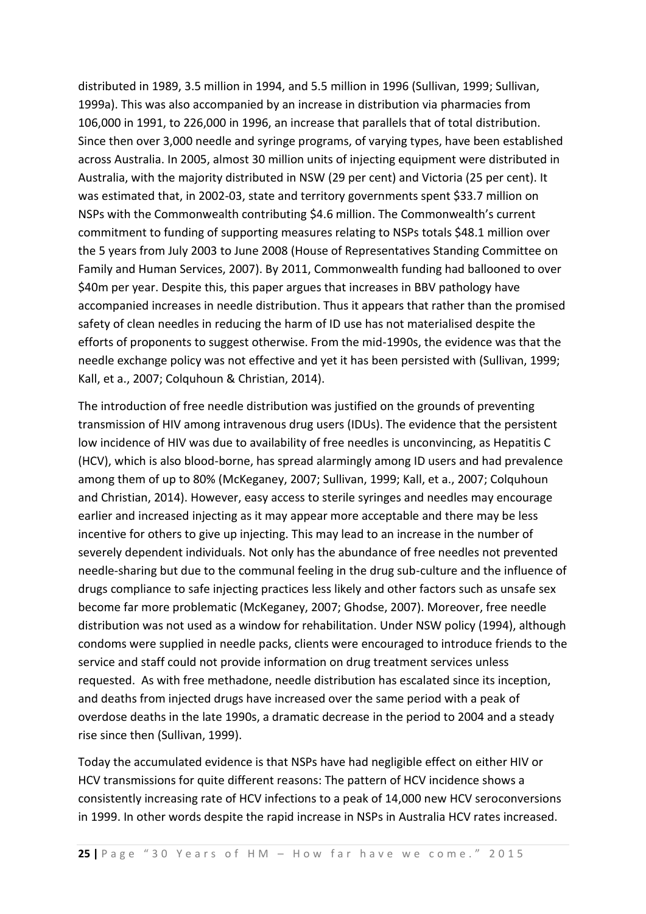distributed in 1989, 3.5 million in 1994, and 5.5 million in 1996 (Sullivan, 1999; Sullivan, 1999a). This was also accompanied by an increase in distribution via pharmacies from 106,000 in 1991, to 226,000 in 1996, an increase that parallels that of total distribution. Since then over 3,000 needle and syringe programs, of varying types, have been established across Australia. In 2005, almost 30 million units of injecting equipment were distributed in Australia, with the majority distributed in NSW (29 per cent) and Victoria (25 per cent). It was estimated that, in 2002-03, state and territory governments spent $33.7 million on NSPs with the Commonwealth contributing $4.6 million. The Commonwealth's current commitment to funding of supporting measures relating to NSPs totals $48.1 million over the 5 years from July 2003 to June 2008 (House of Representatives Standing Committee on Family and Human Services, 2007). By 2011, Commonwealth funding had ballooned to over $40m per year. Despite this, this paper argues that increases in BBV pathology have accompanied increases in needle distribution. Thus it appears that rather than the promised safety of clean needles in reducing the harm of ID use has not materialised despite the efforts of proponents to suggest otherwise. From the mid-1990s, the evidence was that the needle exchange policy was not effective and yet it has been persisted with (Sullivan, 1999; Kall, et a., 2007; Colquhoun & Christian, 2014).

The introduction of free needle distribution was justified on the grounds of preventing transmission of HIV among intravenous drug users (IDUs). The evidence that the persistent low incidence of HIV was due to availability of free needles is unconvincing, as Hepatitis C (HCV), which is also blood-borne, has spread alarmingly among ID users and had prevalence among them of up to 80% (McKeganey, 2007; Sullivan, 1999; Kall, et a., 2007; Colquhoun and Christian, 2014). However, easy access to sterile syringes and needles may encourage earlier and increased injecting as it may appear more acceptable and there may be less incentive for others to give up injecting. This may lead to an increase in the number of severely dependent individuals. Not only has the abundance of free needles not prevented needle-sharing but due to the communal feeling in the drug sub-culture and the influence of drugs compliance to safe injecting practices less likely and other factors such as unsafe sex become far more problematic (McKeganey, 2007; Ghodse, 2007). Moreover, free needle distribution was not used as a window for rehabilitation. Under NSW policy (1994), although condoms were supplied in needle packs, clients were encouraged to introduce friends to the service and staff could not provide information on drug treatment services unless requested. As with free methadone, needle distribution has escalated since its inception, and deaths from injected drugs have increased over the same period with a peak of overdose deaths in the late 1990s, a dramatic decrease in the period to 2004 and a steady rise since then (Sullivan, 1999).

Today the accumulated evidence is that NSPs have had negligible effect on either HIV or HCV transmissions for quite different reasons: The pattern of HCV incidence shows a consistently increasing rate of HCV infections to a peak of 14,000 new HCV seroconversions in 1999. In other words despite the rapid increase in NSPs in Australia HCV rates increased.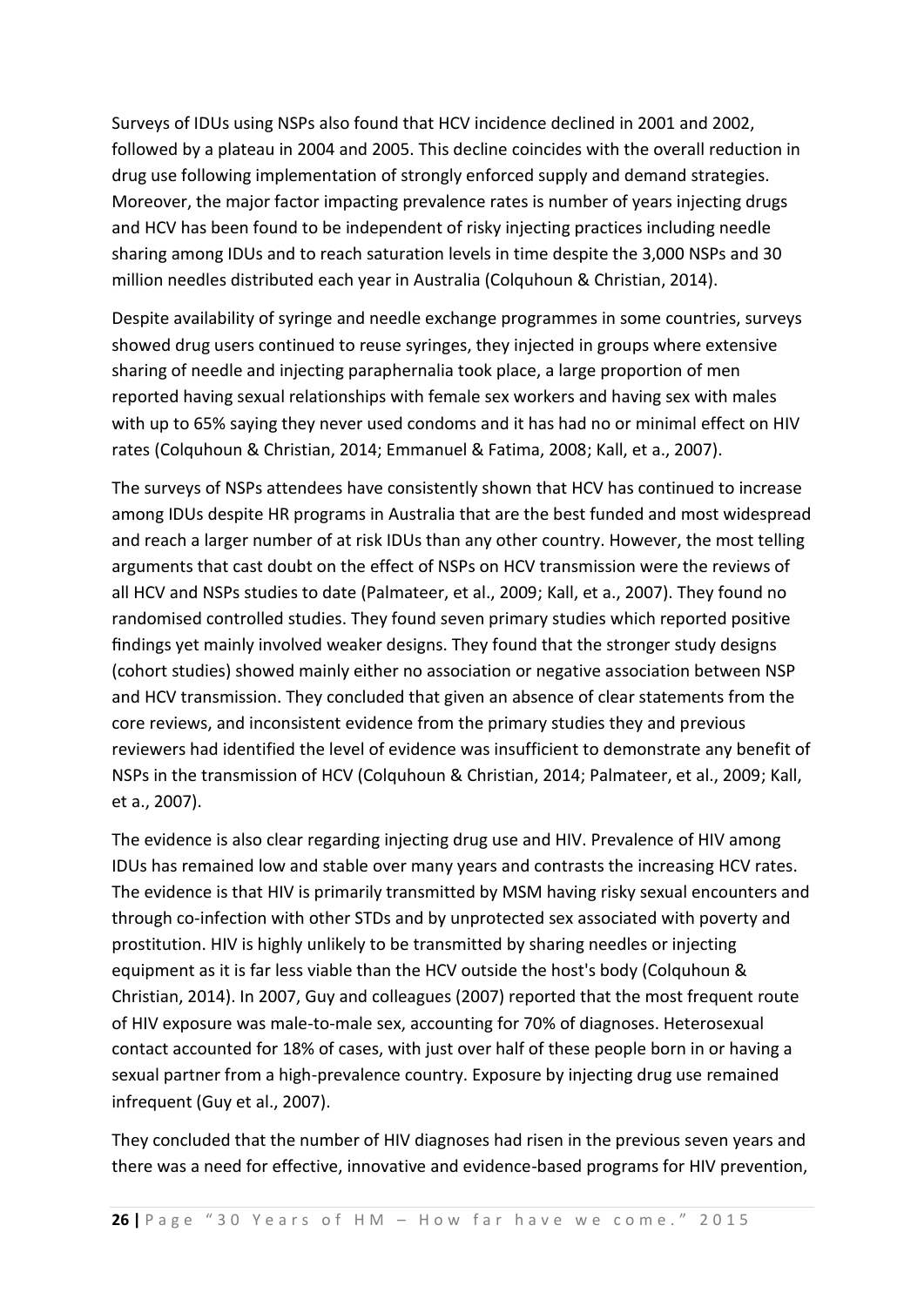Surveys of IDUs using NSPs also found that HCV incidence declined in 2001 and 2002, followed by a plateau in 2004 and 2005. This decline coincides with the overall reduction in drug use following implementation of strongly enforced supply and demand strategies. Moreover, the major factor impacting prevalence rates is number of years injecting drugs and HCV has been found to be independent of risky injecting practices including needle sharing among IDUs and to reach saturation levels in time despite the 3,000 NSPs and 30 million needles distributed each year in Australia (Colquhoun & Christian, 2014).

Despite availability of syringe and needle exchange programmes in some countries, surveys showed drug users continued to reuse syringes, they injected in groups where extensive sharing of needle and injecting paraphernalia took place, a large proportion of men reported having sexual relationships with female sex workers and having sex with males with up to 65% saying they never used condoms and it has had no or minimal effect on HIV rates (Colquhoun & Christian, 2014; Emmanuel & Fatima, 2008; Kall, et a., 2007).

The surveys of NSPs attendees have consistently shown that HCV has continued to increase among IDUs despite HR programs in Australia that are the best funded and most widespread and reach a larger number of at risk IDUs than any other country. However, the most telling arguments that cast doubt on the effect of NSPs on HCV transmission were the reviews of all HCV and NSPs studies to date (Palmateer, et al., 2009; Kall, et a., 2007). They found no randomised controlled studies. They found seven primary studies which reported positive findings yet mainly involved weaker designs. They found that the stronger study designs (cohort studies) showed mainly either no association or negative association between NSP and HCV transmission. They concluded that given an absence of clear statements from the core reviews, and inconsistent evidence from the primary studies they and previous reviewers had identified the level of evidence was insufficient to demonstrate any benefit of NSPs in the transmission of HCV (Colquhoun & Christian, 2014; Palmateer, et al., 2009; Kall, et a., 2007).

The evidence is also clear regarding injecting drug use and HIV. Prevalence of HIV among IDUs has remained low and stable over many years and contrasts the increasing HCV rates. The evidence is that HIV is primarily transmitted by MSM having risky sexual encounters and through co-infection with other STDs and by unprotected sex associated with poverty and prostitution. HIV is highly unlikely to be transmitted by sharing needles or injecting equipment as it is far less viable than the HCV outside the host's body (Colquhoun & Christian, 2014). In 2007, Guy and colleagues (2007) reported that the most frequent route of HIV exposure was male-to-male sex, accounting for 70% of diagnoses. Heterosexual contact accounted for 18% of cases, with just over half of these people born in or having a sexual partner from a high-prevalence country. Exposure by injecting drug use remained infrequent (Guy et al., 2007).

They concluded that the number of HIV diagnoses had risen in the previous seven years and there was a need for effective, innovative and evidence-based programs for HIV prevention,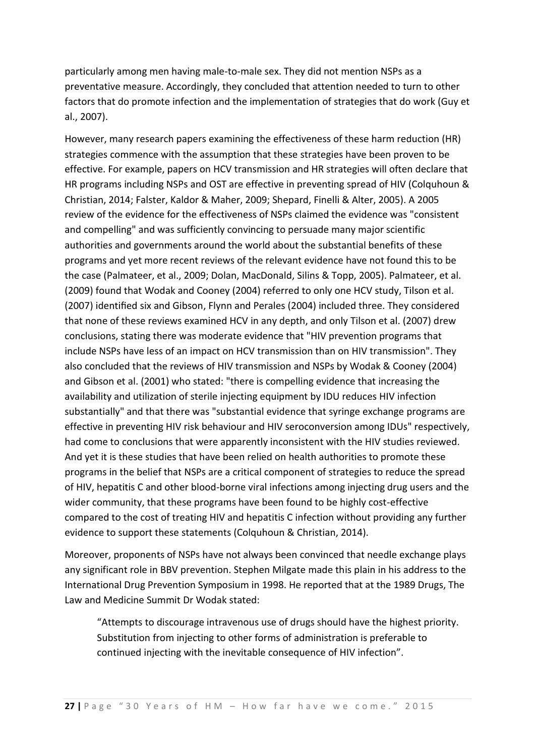particularly among men having male-to-male sex. They did not mention NSPs as a preventative measure. Accordingly, they concluded that attention needed to turn to other factors that do promote infection and the implementation of strategies that do work (Guy et al., 2007).

However, many research papers examining the effectiveness of these harm reduction (HR) strategies commence with the assumption that these strategies have been proven to be effective. For example, papers on HCV transmission and HR strategies will often declare that HR programs including NSPs and OST are effective in preventing spread of HIV (Colquhoun & Christian, 2014; Falster, Kaldor & Maher, 2009; Shepard, Finelli & Alter, 2005). A 2005 review of the evidence for the effectiveness of NSPs claimed the evidence was "consistent and compelling" and was sufficiently convincing to persuade many major scientific authorities and governments around the world about the substantial benefits of these programs and yet more recent reviews of the relevant evidence have not found this to be the case (Palmateer, et al., 2009; Dolan, MacDonald, Silins & Topp, 2005). Palmateer, et al. (2009) found that Wodak and Cooney (2004) referred to only one HCV study, Tilson et al. (2007) identified six and Gibson, Flynn and Perales (2004) included three. They considered that none of these reviews examined HCV in any depth, and only Tilson et al. (2007) drew conclusions, stating there was moderate evidence that "HIV prevention programs that include NSPs have less of an impact on HCV transmission than on HIV transmission". They also concluded that the reviews of HIV transmission and NSPs by Wodak & Cooney (2004) and Gibson et al. (2001) who stated: "there is compelling evidence that increasing the availability and utilization of sterile injecting equipment by IDU reduces HIV infection substantially" and that there was "substantial evidence that syringe exchange programs are effective in preventing HIV risk behaviour and HIV seroconversion among IDUs" respectively, had come to conclusions that were apparently inconsistent with the HIV studies reviewed. And yet it is these studies that have been relied on health authorities to promote these programs in the belief that NSPs are a critical component of strategies to reduce the spread of HIV, hepatitis C and other blood-borne viral infections among injecting drug users and the wider community, that these programs have been found to be highly cost-effective compared to the cost of treating HIV and hepatitis C infection without providing any further evidence to support these statements (Colquhoun & Christian, 2014).

Moreover, proponents of NSPs have not always been convinced that needle exchange plays any significant role in BBV prevention. Stephen Milgate made this plain in his address to the International Drug Prevention Symposium in 1998. He reported that at the 1989 Drugs, The Law and Medicine Summit Dr Wodak stated:

> "Attempts to discourage intravenous use of drugs should have the highest priority. Substitution from injecting to other forms of administration is preferable to continued injecting with the inevitable consequence of HIV infection".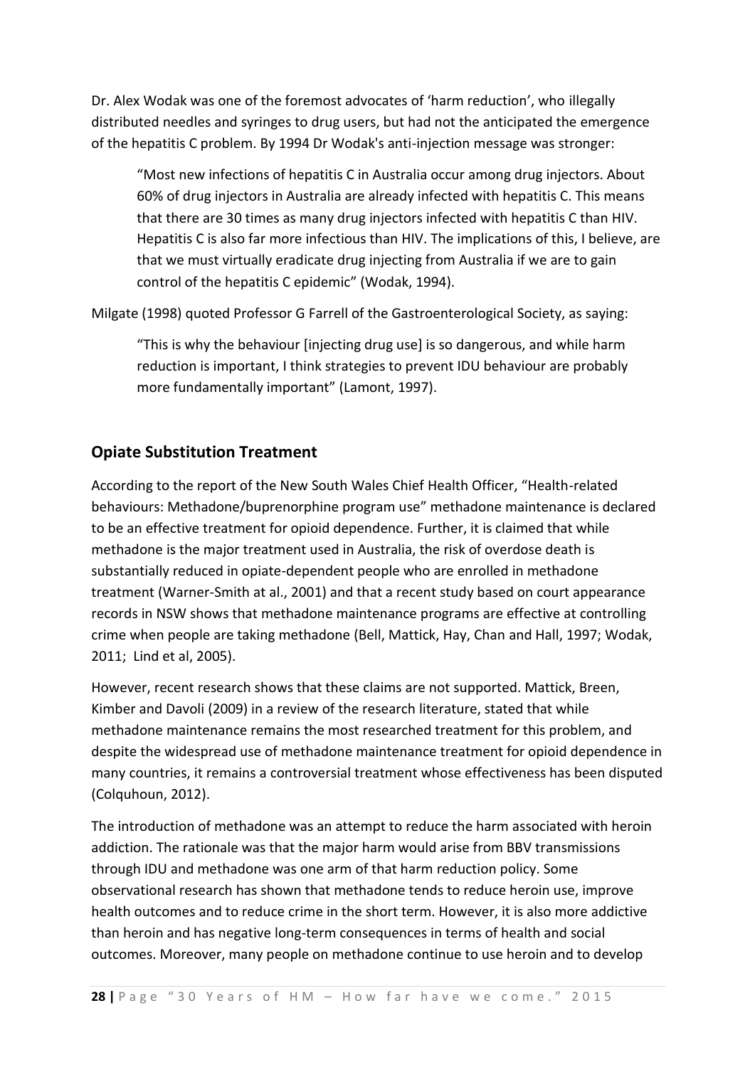Dr. Alex Wodak was one of the foremost advocates of 'harm reduction', who illegally distributed needles and syringes to drug users, but had not the anticipated the emergence of the hepatitis C problem. By 1994 Dr Wodak's anti-injection message was stronger:

> "Most new infections of hepatitis C in Australia occur among drug injectors. About 60% of drug injectors in Australia are already infected with hepatitis C. This means that there are 30 times as many drug injectors infected with hepatitis C than HIV. Hepatitis C is also far more infectious than HIV. The implications of this, I believe, are that we must virtually eradicate drug injecting from Australia if we are to gain control of the hepatitis C epidemic" (Wodak, 1994).

Milgate (1998) quoted Professor G Farrell of the Gastroenterological Society, as saying:

> "This is why the behaviour [injecting drug use] is so dangerous, and while harm reduction is important, I think strategies to prevent IDU behaviour are probably more fundamentally important" (Lamont, 1997).

## Opiate Substitution Treatment

According to the report of the New South Wales Chief Health Officer, "Health-related behaviours: Methadone/buprenorphine program use" methadone maintenance is declared to be an effective treatment for opioid dependence. Further, it is claimed that while methadone is the major treatment used in Australia, the risk of overdose death is substantially reduced in opiate-dependent people who are enrolled in methadone treatment (Warner-Smith at al., 2001) and that a recent study based on court appearance records in NSW shows that methadone maintenance programs are effective at controlling crime when people are taking methadone (Bell, Mattick, Hay, Chan and Hall, 1997; Wodak, 2011; Lind et al, 2005).

However, recent research shows that these claims are not supported. Mattick, Breen, Kimber and Davoli (2009) in a review of the research literature, stated that while methadone maintenance remains the most researched treatment for this problem, and despite the widespread use of methadone maintenance treatment for opioid dependence in many countries, it remains a controversial treatment whose effectiveness has been disputed (Colquhoun, 2012).

The introduction of methadone was an attempt to reduce the harm associated with heroin addiction. The rationale was that the major harm would arise from BBV transmissions through IDU and methadone was one arm of that harm reduction policy. Some observational research has shown that methadone tends to reduce heroin use, improve health outcomes and to reduce crime in the short term. However, it is also more addictive than heroin and has negative long-term consequences in terms of health and social outcomes. Moreover, many people on methadone continue to use heroin and to develop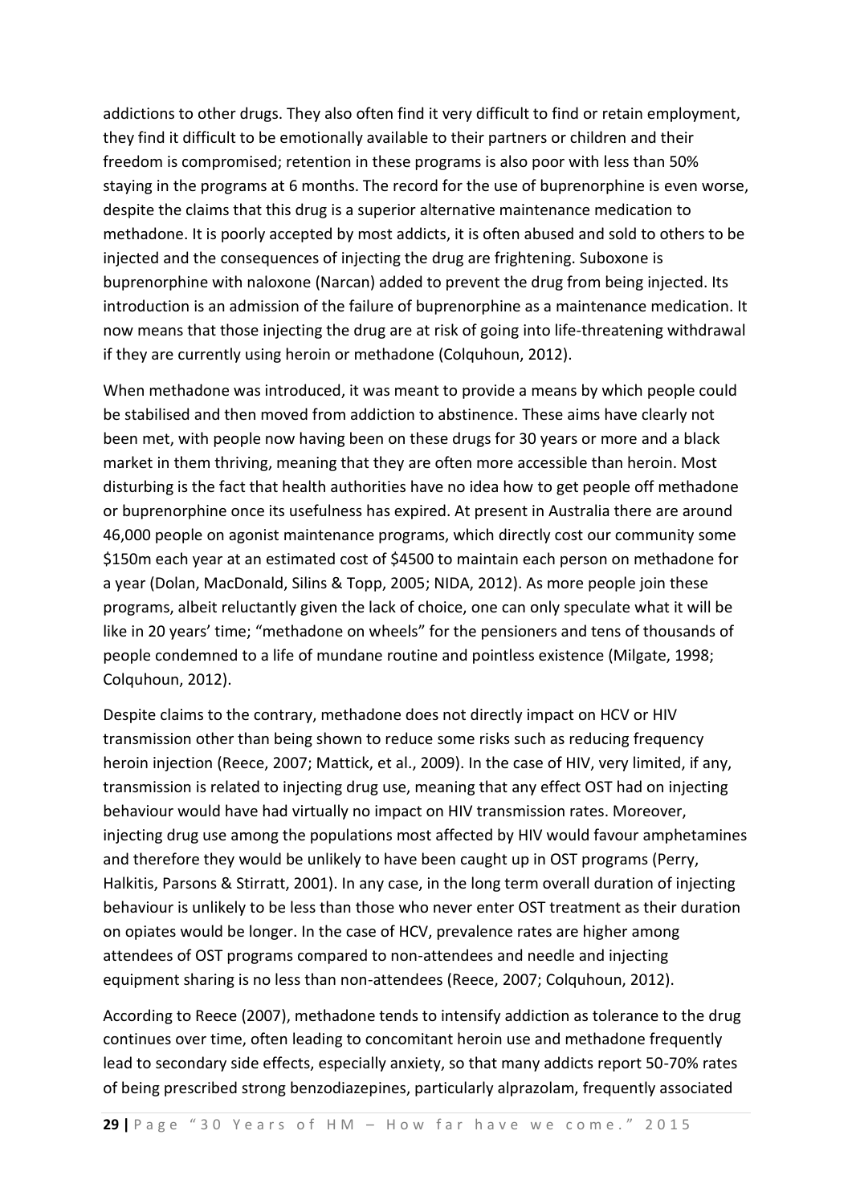addictions to other drugs. They also often find it very difficult to find or retain employment, they find it difficult to be emotionally available to their partners or children and their freedom is compromised; retention in these programs is also poor with less than 50% staying in the programs at 6 months. The record for the use of buprenorphine is even worse, despite the claims that this drug is a superior alternative maintenance medication to methadone. It is poorly accepted by most addicts, it is often abused and sold to others to be injected and the consequences of injecting the drug are frightening. Suboxone is buprenorphine with naloxone (Narcan) added to prevent the drug from being injected. Its introduction is an admission of the failure of buprenorphine as a maintenance medication. It now means that those injecting the drug are at risk of going into life-threatening withdrawal if they are currently using heroin or methadone (Colquhoun, 2012).

When methadone was introduced, it was meant to provide a means by which people could be stabilised and then moved from addiction to abstinence. These aims have clearly not been met, with people now having been on these drugs for 30 years or more and a black market in them thriving, meaning that they are often more accessible than heroin. Most disturbing is the fact that health authorities have no idea how to get people off methadone or buprenorphine once its usefulness has expired. At present in Australia there are around 46,000 people on agonist maintenance programs, which directly cost our community some $150m each year at an estimated cost of $4500 to maintain each person on methadone for a year (Dolan, MacDonald, Silins & Topp, 2005; NIDA, 2012). As more people join these programs, albeit reluctantly given the lack of choice, one can only speculate what it will be like in 20 years' time; "methadone on wheels" for the pensioners and tens of thousands of people condemned to a life of mundane routine and pointless existence (Milgate, 1998; Colquhoun, 2012).

Despite claims to the contrary, methadone does not directly impact on HCV or HIV transmission other than being shown to reduce some risks such as reducing frequency heroin injection (Reece, 2007; Mattick, et al., 2009). In the case of HIV, very limited, if any, transmission is related to injecting drug use, meaning that any effect OST had on injecting behaviour would have had virtually no impact on HIV transmission rates. Moreover, injecting drug use among the populations most affected by HIV would favour amphetamines and therefore they would be unlikely to have been caught up in OST programs (Perry, Halkitis, Parsons & Stirratt, 2001). In any case, in the long term overall duration of injecting behaviour is unlikely to be less than those who never enter OST treatment as their duration on opiates would be longer. In the case of HCV, prevalence rates are higher among attendees of OST programs compared to non-attendees and needle and injecting equipment sharing is no less than non-attendees (Reece, 2007; Colquhoun, 2012).

According to Reece (2007), methadone tends to intensify addiction as tolerance to the drug continues over time, often leading to concomitant heroin use and methadone frequently lead to secondary side effects, especially anxiety, so that many addicts report 50-70% rates of being prescribed strong benzodiazepines, particularly alprazolam, frequently associated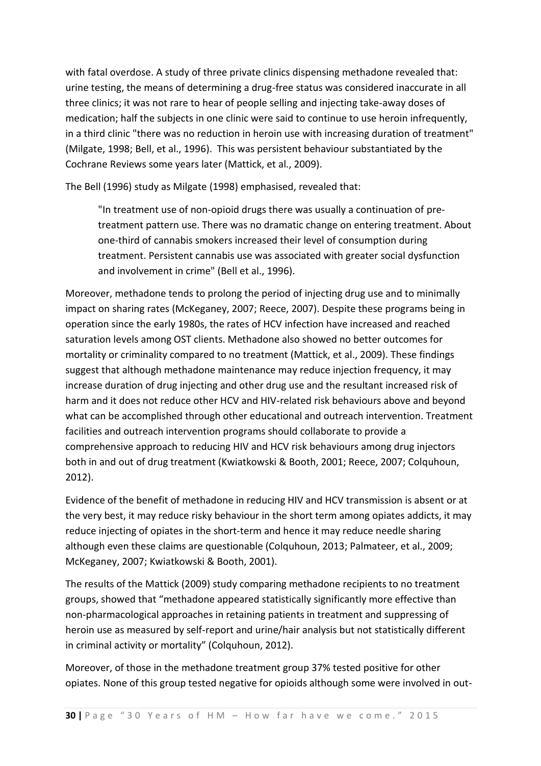with fatal overdose. A study of three private clinics dispensing methadone revealed that: urine testing, the means of determining a drug-free status was considered inaccurate in all three clinics; it was not rare to hear of people selling and injecting take-away doses of medication; half the subjects in one clinic were said to continue to use heroin infrequently, in a third clinic "there was no reduction in heroin use with increasing duration of treatment" (Milgate, 1998; Bell, et al., 1996). This was persistent behaviour substantiated by the Cochrane Reviews some years later (Mattick, et al., 2009).

The Bell (1996) study as Milgate (1998) emphasised, revealed that:

> "In treatment use of non-opioid drugs there was usually a continuation of pre-treatment pattern use. There was no dramatic change on entering treatment. About one-third of cannabis smokers increased their level of consumption during treatment. Persistent cannabis use was associated with greater social dysfunction and involvement in crime" (Bell et al., 1996).

Moreover, methadone tends to prolong the period of injecting drug use and to minimally impact on sharing rates (McKeganey, 2007; Reece, 2007). Despite these programs being in operation since the early 1980s, the rates of HCV infection have increased and reached saturation levels among OST clients. Methadone also showed no better outcomes for mortality or criminality compared to no treatment (Mattick, et al., 2009). These findings suggest that although methadone maintenance may reduce injection frequency, it may increase duration of drug injecting and other drug use and the resultant increased risk of harm and it does not reduce other HCV and HIV-related risk behaviours above and beyond what can be accomplished through other educational and outreach intervention. Treatment facilities and outreach intervention programs should collaborate to provide a comprehensive approach to reducing HIV and HCV risk behaviours among drug injectors both in and out of drug treatment (Kwiatkowski & Booth, 2001; Reece, 2007; Colquhoun, 2012).

Evidence of the benefit of methadone in reducing HIV and HCV transmission is absent or at the very best, it may reduce risky behaviour in the short term among opiates addicts, it may reduce injecting of opiates in the short-term and hence it may reduce needle sharing although even these claims are questionable (Colquhoun, 2013; Palmateer, et al., 2009; McKeganey, 2007; Kwiatkowski & Booth, 2001).

The results of the Mattick (2009) study comparing methadone recipients to no treatment groups, showed that "methadone appeared statistically significantly more effective than non-pharmacological approaches in retaining patients in treatment and suppressing of heroin use as measured by self-report and urine/hair analysis but not statistically different in criminal activity or mortality" (Colquhoun, 2012).

Moreover, of those in the methadone treatment group 37% tested positive for other opiates. None of this group tested negative for opioids although some were involved in out-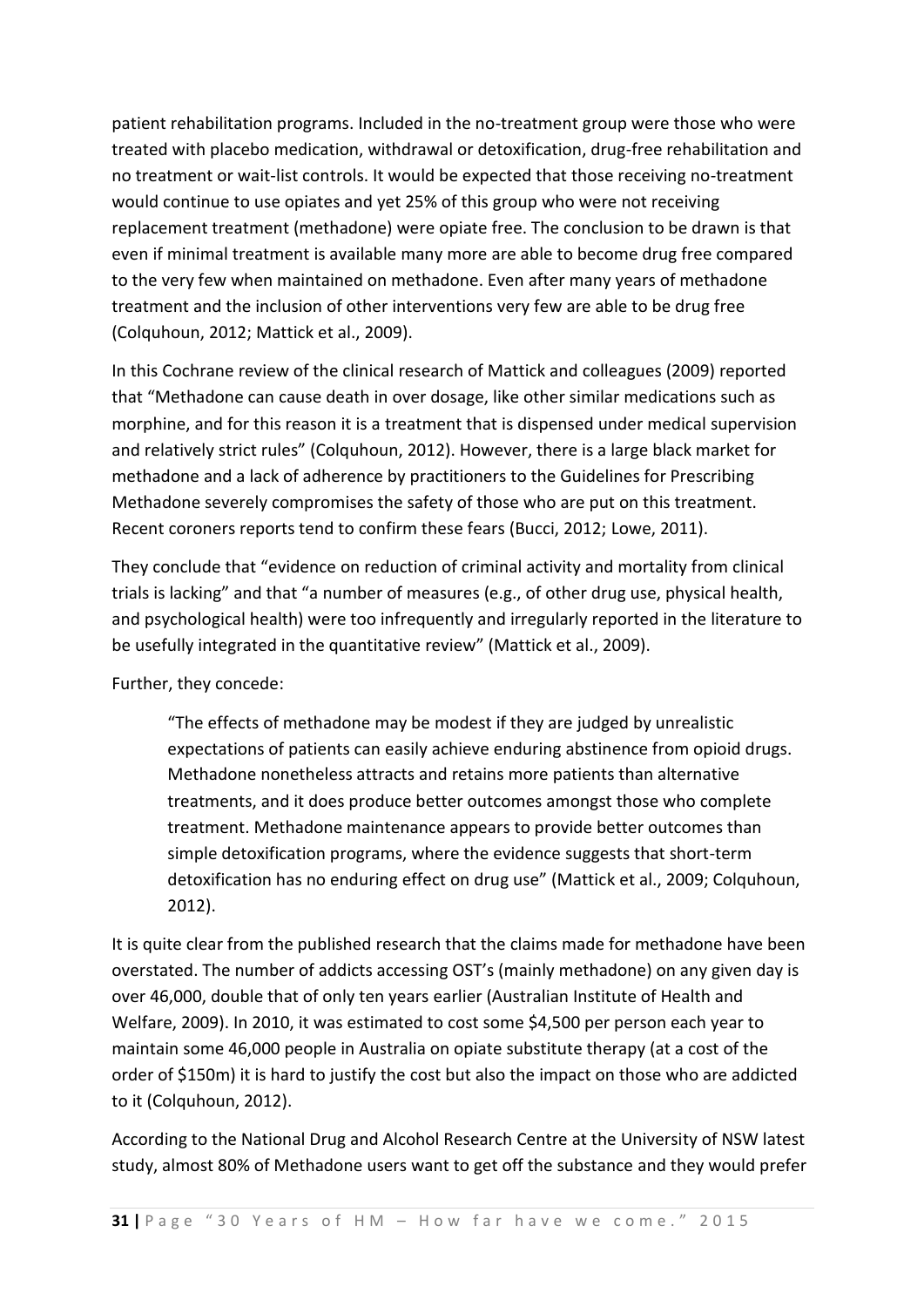patient rehabilitation programs. Included in the no-treatment group were those who were treated with placebo medication, withdrawal or detoxification, drug-free rehabilitation and no treatment or wait-list controls. It would be expected that those receiving no-treatment would continue to use opiates and yet 25% of this group who were not receiving replacement treatment (methadone) were opiate free. The conclusion to be drawn is that even if minimal treatment is available many more are able to become drug free compared to the very few when maintained on methadone. Even after many years of methadone treatment and the inclusion of other interventions very few are able to be drug free (Colquhoun, 2012; Mattick et al., 2009).

In this Cochrane review of the clinical research of Mattick and colleagues (2009) reported that "Methadone can cause death in over dosage, like other similar medications such as morphine, and for this reason it is a treatment that is dispensed under medical supervision and relatively strict rules" (Colquhoun, 2012). However, there is a large black market for methadone and a lack of adherence by practitioners to the Guidelines for Prescribing Methadone severely compromises the safety of those who are put on this treatment. Recent coroners reports tend to confirm these fears (Bucci, 2012; Lowe, 2011).

They conclude that "evidence on reduction of criminal activity and mortality from clinical trials is lacking" and that "a number of measures (e.g., of other drug use, physical health, and psychological health) were too infrequently and irregularly reported in the literature to be usefully integrated in the quantitative review" (Mattick et al., 2009).

Further, they concede:

> "The effects of methadone may be modest if they are judged by unrealistic expectations of patients can easily achieve enduring abstinence from opioid drugs. Methadone nonetheless attracts and retains more patients than alternative treatments, and it does produce better outcomes amongst those who complete treatment. Methadone maintenance appears to provide better outcomes than simple detoxification programs, where the evidence suggests that short-term detoxification has no enduring effect on drug use" (Mattick et al., 2009; Colquhoun, 2012).

It is quite clear from the published research that the claims made for methadone have been overstated. The number of addicts accessing OST's (mainly methadone) on any given day is over 46,000, double that of only ten years earlier (Australian Institute of Health and Welfare, 2009). In 2010, it was estimated to cost some $4,500 per person each year to maintain some 46,000 people in Australia on opiate substitute therapy (at a cost of the order of $150m) it is hard to justify the cost but also the impact on those who are addicted to it (Colquhoun, 2012).

According to the National Drug and Alcohol Research Centre at the University of NSW latest study, almost 80% of Methadone users want to get off the substance and they would prefer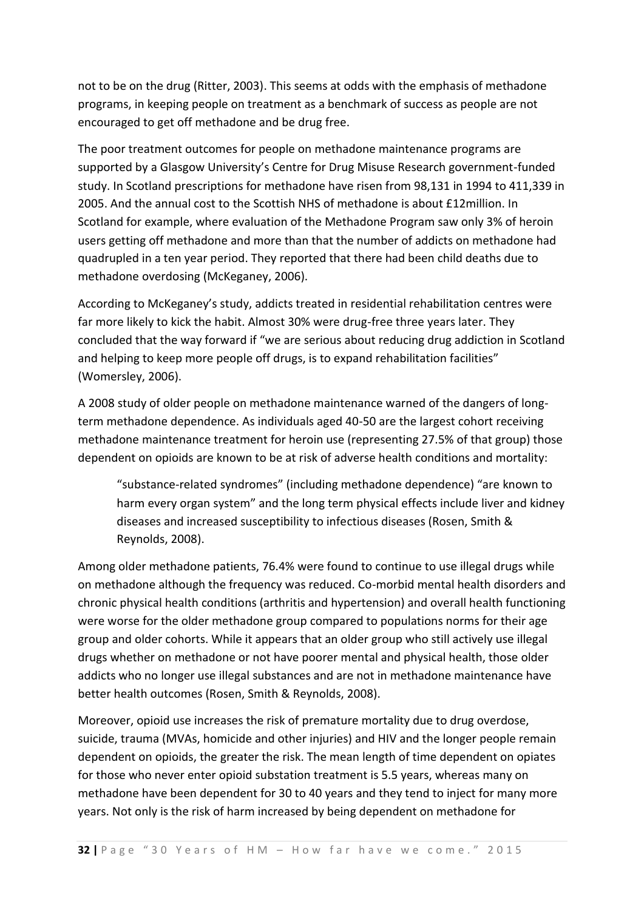not to be on the drug (Ritter, 2003). This seems at odds with the emphasis of methadone programs, in keeping people on treatment as a benchmark of success as people are not encouraged to get off methadone and be drug free.

The poor treatment outcomes for people on methadone maintenance programs are supported by a Glasgow University's Centre for Drug Misuse Research government-funded study. In Scotland prescriptions for methadone have risen from 98,131 in 1994 to 411,339 in 2005. And the annual cost to the Scottish NHS of methadone is about £12million. In Scotland for example, where evaluation of the Methadone Program saw only 3% of heroin users getting off methadone and more than that the number of addicts on methadone had quadrupled in a ten year period. They reported that there had been child deaths due to methadone overdosing (McKeganey, 2006).

According to McKeganey's study, addicts treated in residential rehabilitation centres were far more likely to kick the habit. Almost 30% were drug-free three years later. They concluded that the way forward if "we are serious about reducing drug addiction in Scotland and helping to keep more people off drugs, is to expand rehabilitation facilities" (Womersley, 2006).

A 2008 study of older people on methadone maintenance warned of the dangers of long-term methadone dependence. As individuals aged 40-50 are the largest cohort receiving methadone maintenance treatment for heroin use (representing 27.5% of that group) those dependent on opioids are known to be at risk of adverse health conditions and mortality:

> "substance-related syndromes" (including methadone dependence) "are known to harm every organ system" and the long term physical effects include liver and kidney diseases and increased susceptibility to infectious diseases (Rosen, Smith & Reynolds, 2008).

Among older methadone patients, 76.4% were found to continue to use illegal drugs while on methadone although the frequency was reduced. Co-morbid mental health disorders and chronic physical health conditions (arthritis and hypertension) and overall health functioning were worse for the older methadone group compared to populations norms for their age group and older cohorts. While it appears that an older group who still actively use illegal drugs whether on methadone or not have poorer mental and physical health, those older addicts who no longer use illegal substances and are not in methadone maintenance have better health outcomes (Rosen, Smith & Reynolds, 2008).

Moreover, opioid use increases the risk of premature mortality due to drug overdose, suicide, trauma (MVAs, homicide and other injuries) and HIV and the longer people remain dependent on opioids, the greater the risk. The mean length of time dependent on opiates for those who never enter opioid substation treatment is 5.5 years, whereas many on methadone have been dependent for 30 to 40 years and they tend to inject for many more years. Not only is the risk of harm increased by being dependent on methadone for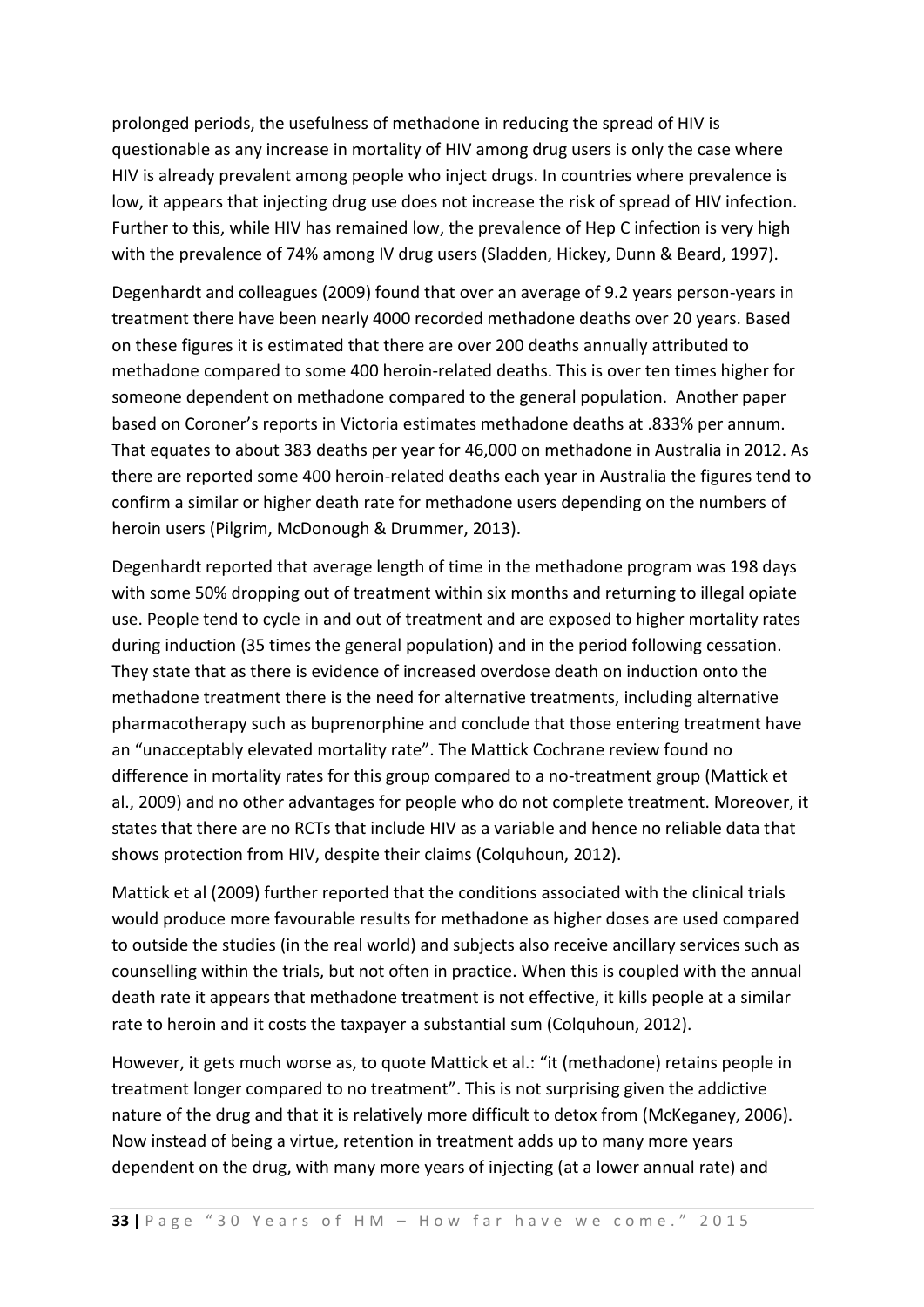prolonged periods, the usefulness of methadone in reducing the spread of HIV is questionable as any increase in mortality of HIV among drug users is only the case where HIV is already prevalent among people who inject drugs. In countries where prevalence is low, it appears that injecting drug use does not increase the risk of spread of HIV infection. Further to this, while HIV has remained low, the prevalence of Hep C infection is very high with the prevalence of 74% among IV drug users (Sladden, Hickey, Dunn & Beard, 1997).

Degenhardt and colleagues (2009) found that over an average of 9.2 years person-years in treatment there have been nearly 4000 recorded methadone deaths over 20 years. Based on these figures it is estimated that there are over 200 deaths annually attributed to methadone compared to some 400 heroin-related deaths. This is over ten times higher for someone dependent on methadone compared to the general population. Another paper based on Coroner's reports in Victoria estimates methadone deaths at .833% per annum. That equates to about 383 deaths per year for 46,000 on methadone in Australia in 2012. As there are reported some 400 heroin-related deaths each year in Australia the figures tend to confirm a similar or higher death rate for methadone users depending on the numbers of heroin users (Pilgrim, McDonough & Drummer, 2013).

Degenhardt reported that average length of time in the methadone program was 198 days with some 50% dropping out of treatment within six months and returning to illegal opiate use. People tend to cycle in and out of treatment and are exposed to higher mortality rates during induction (35 times the general population) and in the period following cessation. They state that as there is evidence of increased overdose death on induction onto the methadone treatment there is the need for alternative treatments, including alternative pharmacotherapy such as buprenorphine and conclude that those entering treatment have an "unacceptably elevated mortality rate". The Mattick Cochrane review found no difference in mortality rates for this group compared to a no-treatment group (Mattick et al., 2009) and no other advantages for people who do not complete treatment. Moreover, it states that there are no RCTs that include HIV as a variable and hence no reliable data that shows protection from HIV, despite their claims (Colquhoun, 2012).

Mattick et al (2009) further reported that the conditions associated with the clinical trials would produce more favourable results for methadone as higher doses are used compared to outside the studies (in the real world) and subjects also receive ancillary services such as counselling within the trials, but not often in practice. When this is coupled with the annual death rate it appears that methadone treatment is not effective, it kills people at a similar rate to heroin and it costs the taxpayer a substantial sum (Colquhoun, 2012).

However, it gets much worse as, to quote Mattick et al.: "it (methadone) retains people in treatment longer compared to no treatment". This is not surprising given the addictive nature of the drug and that it is relatively more difficult to detox from (McKeganey, 2006). Now instead of being a virtue, retention in treatment adds up to many more years dependent on the drug, with many more years of injecting (at a lower annual rate) and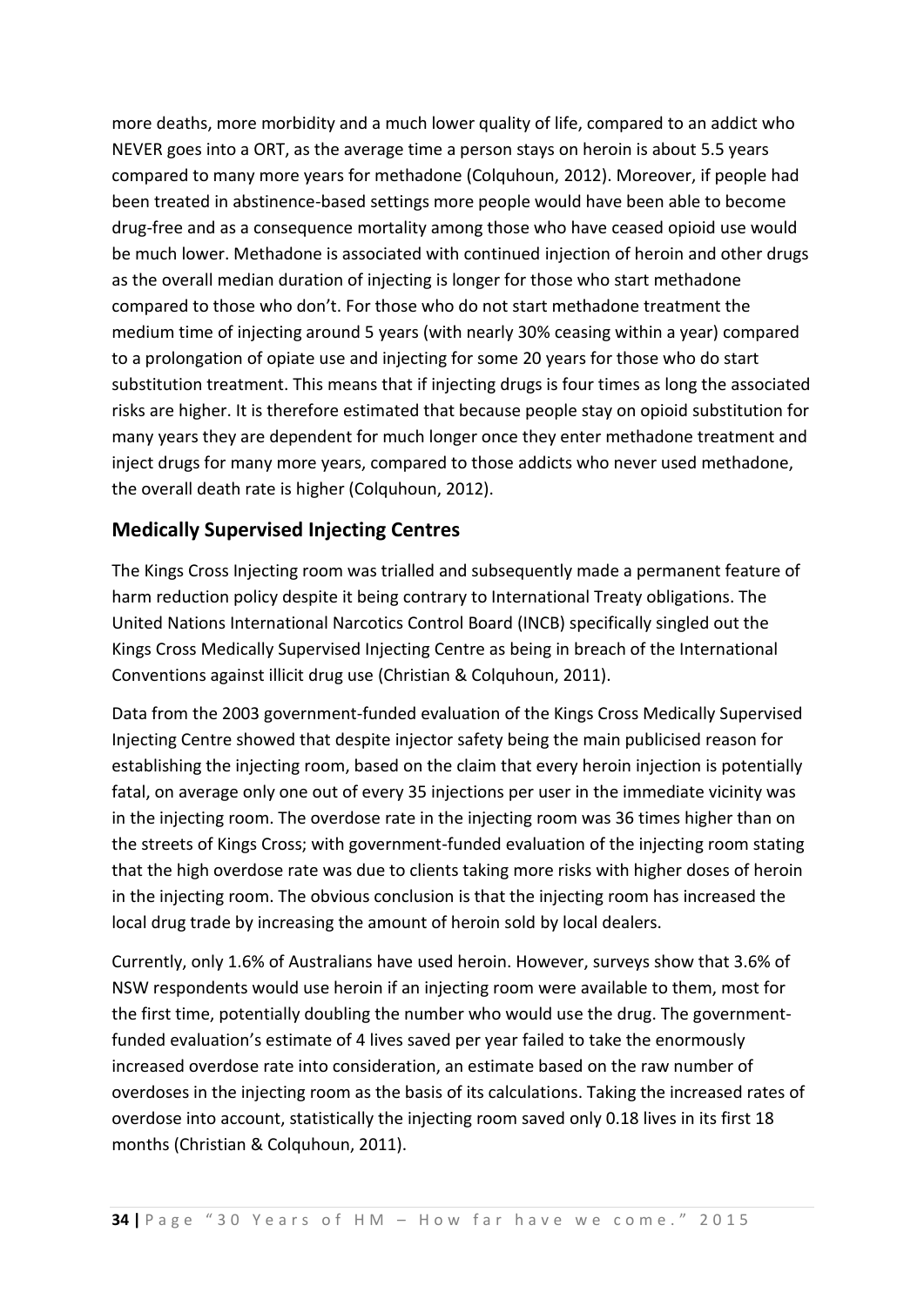more deaths, more morbidity and a much lower quality of life, compared to an addict who NEVER goes into a ORT, as the average time a person stays on heroin is about 5.5 years compared to many more years for methadone (Colquhoun, 2012). Moreover, if people had been treated in abstinence-based settings more people would have been able to become drug-free and as a consequence mortality among those who have ceased opioid use would be much lower. Methadone is associated with continued injection of heroin and other drugs as the overall median duration of injecting is longer for those who start methadone compared to those who don't. For those who do not start methadone treatment the medium time of injecting around 5 years (with nearly 30% ceasing within a year) compared to a prolongation of opiate use and injecting for some 20 years for those who do start substitution treatment. This means that if injecting drugs is four times as long the associated risks are higher. It is therefore estimated that because people stay on opioid substitution for many years they are dependent for much longer once they enter methadone treatment and inject drugs for many more years, compared to those addicts who never used methadone, the overall death rate is higher (Colquhoun, 2012).

## Medically Supervised Injecting Centres

The Kings Cross Injecting room was trialled and subsequently made a permanent feature of harm reduction policy despite it being contrary to International Treaty obligations. The United Nations International Narcotics Control Board (INCB) specifically singled out the Kings Cross Medically Supervised Injecting Centre as being in breach of the International Conventions against illicit drug use (Christian & Colquhoun, 2011).

Data from the 2003 government-funded evaluation of the Kings Cross Medically Supervised Injecting Centre showed that despite injector safety being the main publicised reason for establishing the injecting room, based on the claim that every heroin injection is potentially fatal, on average only one out of every 35 injections per user in the immediate vicinity was in the injecting room. The overdose rate in the injecting room was 36 times higher than on the streets of Kings Cross; with government-funded evaluation of the injecting room stating that the high overdose rate was due to clients taking more risks with higher doses of heroin in the injecting room. The obvious conclusion is that the injecting room has increased the local drug trade by increasing the amount of heroin sold by local dealers.

Currently, only 1.6% of Australians have used heroin. However, surveys show that 3.6% of NSW respondents would use heroin if an injecting room were available to them, most for the first time, potentially doubling the number who would use the drug. The government-funded evaluation's estimate of 4 lives saved per year failed to take the enormously increased overdose rate into consideration, an estimate based on the raw number of overdoses in the injecting room as the basis of its calculations. Taking the increased rates of overdose into account, statistically the injecting room saved only 0.18 lives in its first 18 months (Christian & Colquhoun, 2011).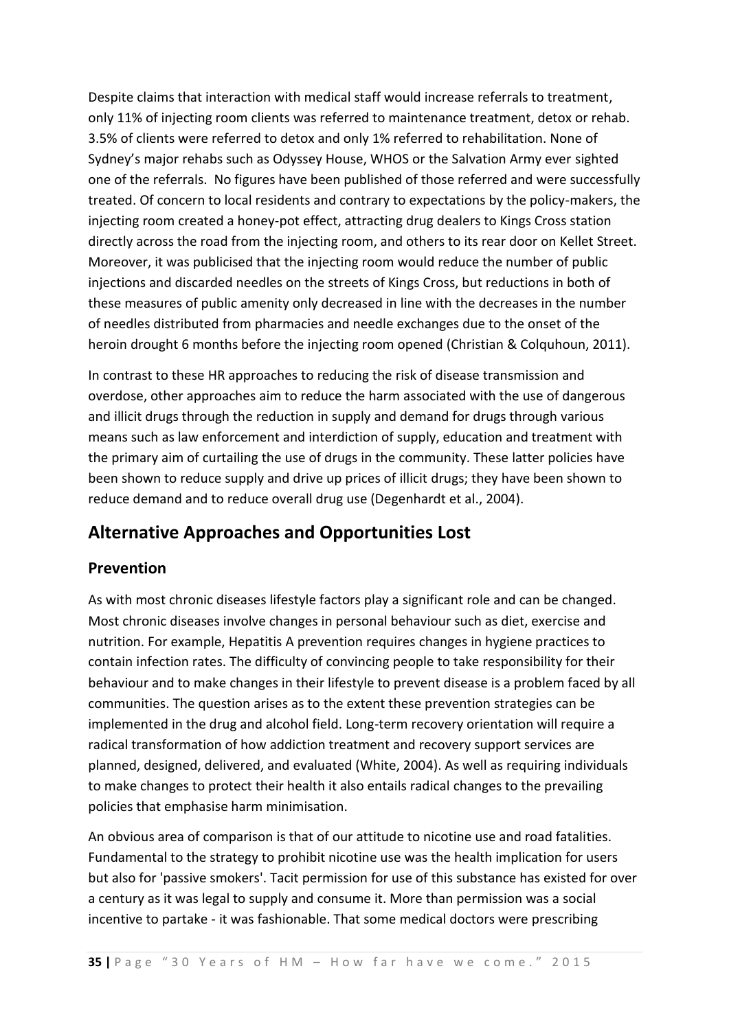Despite claims that interaction with medical staff would increase referrals to treatment, only 11% of injecting room clients was referred to maintenance treatment, detox or rehab. 3.5% of clients were referred to detox and only 1% referred to rehabilitation. None of Sydney's major rehabs such as Odyssey House, WHOS or the Salvation Army ever sighted one of the referrals. No figures have been published of those referred and were successfully treated. Of concern to local residents and contrary to expectations by the policy-makers, the injecting room created a honey-pot effect, attracting drug dealers to Kings Cross station directly across the road from the injecting room, and others to its rear door on Kellet Street. Moreover, it was publicised that the injecting room would reduce the number of public injections and discarded needles on the streets of Kings Cross, but reductions in both of these measures of public amenity only decreased in line with the decreases in the number of needles distributed from pharmacies and needle exchanges due to the onset of the heroin drought 6 months before the injecting room opened (Christian & Colquhoun, 2011).

In contrast to these HR approaches to reducing the risk of disease transmission and overdose, other approaches aim to reduce the harm associated with the use of dangerous and illicit drugs through the reduction in supply and demand for drugs through various means such as law enforcement and interdiction of supply, education and treatment with the primary aim of curtailing the use of drugs in the community. These latter policies have been shown to reduce supply and drive up prices of illicit drugs; they have been shown to reduce demand and to reduce overall drug use (Degenhardt et al., 2004).

## Alternative Approaches and Opportunities Lost

### Prevention

As with most chronic diseases lifestyle factors play a significant role and can be changed. Most chronic diseases involve changes in personal behaviour such as diet, exercise and nutrition. For example, Hepatitis A prevention requires changes in hygiene practices to contain infection rates. The difficulty of convincing people to take responsibility for their behaviour and to make changes in their lifestyle to prevent disease is a problem faced by all communities. The question arises as to the extent these prevention strategies can be implemented in the drug and alcohol field. Long-term recovery orientation will require a radical transformation of how addiction treatment and recovery support services are planned, designed, delivered, and evaluated (White, 2004). As well as requiring individuals to make changes to protect their health it also entails radical changes to the prevailing policies that emphasise harm minimisation.

An obvious area of comparison is that of our attitude to nicotine use and road fatalities. Fundamental to the strategy to prohibit nicotine use was the health implication for users but also for 'passive smokers'. Tacit permission for use of this substance has existed for over a century as it was legal to supply and consume it. More than permission was a social incentive to partake - it was fashionable. That some medical doctors were prescribing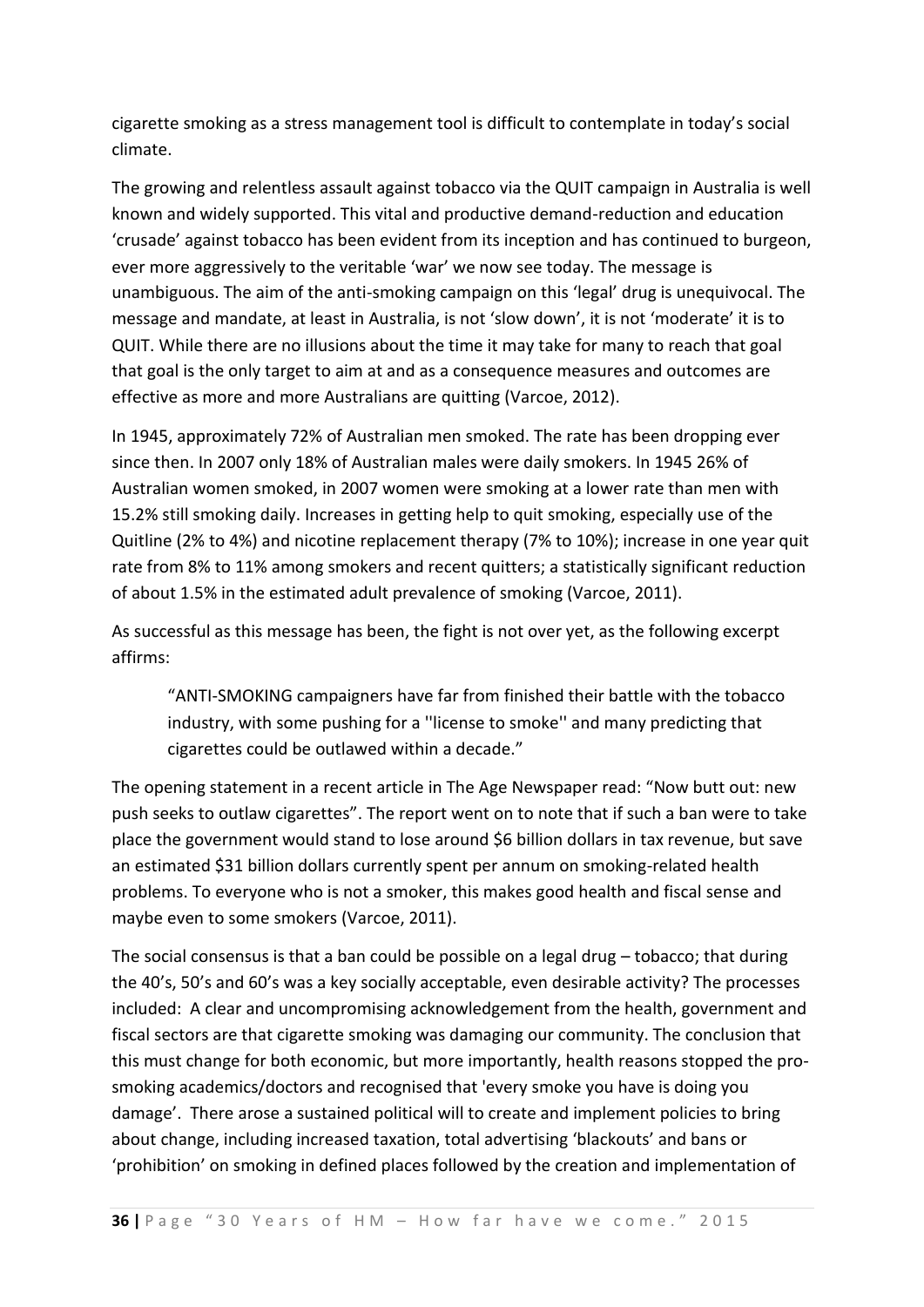cigarette smoking as a stress management tool is difficult to contemplate in today's social climate.

The growing and relentless assault against tobacco via the QUIT campaign in Australia is well known and widely supported. This vital and productive demand-reduction and education 'crusade' against tobacco has been evident from its inception and has continued to burgeon, ever more aggressively to the veritable 'war' we now see today. The message is unambiguous. The aim of the anti-smoking campaign on this 'legal' drug is unequivocal. The message and mandate, at least in Australia, is not 'slow down', it is not 'moderate' it is to QUIT. While there are no illusions about the time it may take for many to reach that goal that goal is the only target to aim at and as a consequence measures and outcomes are effective as more and more Australians are quitting (Varcoe, 2012).

In 1945, approximately 72% of Australian men smoked. The rate has been dropping ever since then. In 2007 only 18% of Australian males were daily smokers. In 1945 26% of Australian women smoked, in 2007 women were smoking at a lower rate than men with 15.2% still smoking daily. Increases in getting help to quit smoking, especially use of the Quitline (2% to 4%) and nicotine replacement therapy (7% to 10%); increase in one year quit rate from 8% to 11% among smokers and recent quitters; a statistically significant reduction of about 1.5% in the estimated adult prevalence of smoking (Varcoe, 2011).

As successful as this message has been, the fight is not over yet, as the following excerpt affirms:

> "ANTI-SMOKING campaigners have far from finished their battle with the tobacco industry, with some pushing for a ''license to smoke'' and many predicting that cigarettes could be outlawed within a decade."

The opening statement in a recent article in The Age Newspaper read: "Now butt out: new push seeks to outlaw cigarettes". The report went on to note that if such a ban were to take place the government would stand to lose around $6 billion dollars in tax revenue, but save an estimated $31 billion dollars currently spent per annum on smoking-related health problems. To everyone who is not a smoker, this makes good health and fiscal sense and maybe even to some smokers (Varcoe, 2011).

The social consensus is that a ban could be possible on a legal drug – tobacco; that during the 40's, 50's and 60's was a key socially acceptable, even desirable activity? The processes included: A clear and uncompromising acknowledgement from the health, government and fiscal sectors are that cigarette smoking was damaging our community. The conclusion that this must change for both economic, but more importantly, health reasons stopped the pro-smoking academics/doctors and recognised that 'every smoke you have is doing you damage'. There arose a sustained political will to create and implement policies to bring about change, including increased taxation, total advertising 'blackouts' and bans or 'prohibition' on smoking in defined places followed by the creation and implementation of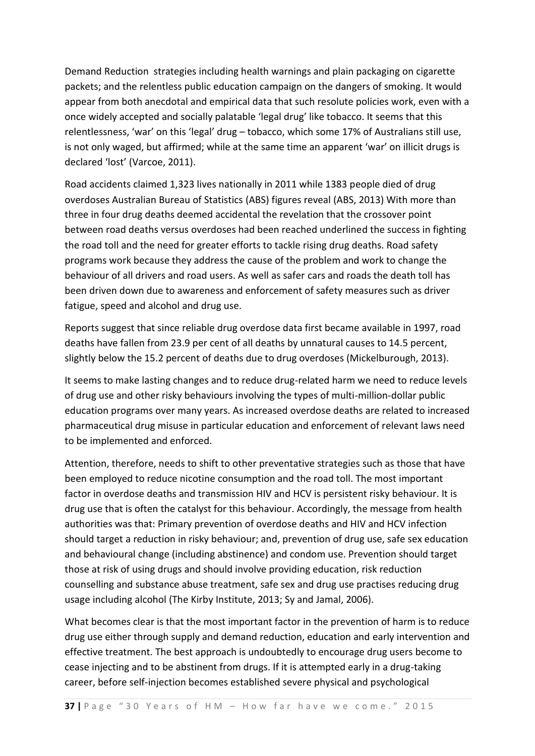Demand Reduction strategies including health warnings and plain packaging on cigarette packets; and the relentless public education campaign on the dangers of smoking. It would appear from both anecdotal and empirical data that such resolute policies work, even with a once widely accepted and socially palatable 'legal drug' like tobacco. It seems that this relentlessness, 'war' on this 'legal' drug – tobacco, which some 17% of Australians still use, is not only waged, but affirmed; while at the same time an apparent 'war' on illicit drugs is declared 'lost' (Varcoe, 2011).

Road accidents claimed 1,323 lives nationally in 2011 while 1383 people died of drug overdoses Australian Bureau of Statistics (ABS) figures reveal (ABS, 2013) With more than three in four drug deaths deemed accidental the revelation that the crossover point between road deaths versus overdoses had been reached underlined the success in fighting the road toll and the need for greater efforts to tackle rising drug deaths. Road safety programs work because they address the cause of the problem and work to change the behaviour of all drivers and road users. As well as safer cars and roads the death toll has been driven down due to awareness and enforcement of safety measures such as driver fatigue, speed and alcohol and drug use.

Reports suggest that since reliable drug overdose data first became available in 1997, road deaths have fallen from 23.9 per cent of all deaths by unnatural causes to 14.5 percent, slightly below the 15.2 percent of deaths due to drug overdoses (Mickelburough, 2013).

It seems to make lasting changes and to reduce drug-related harm we need to reduce levels of drug use and other risky behaviours involving the types of multi-million-dollar public education programs over many years. As increased overdose deaths are related to increased pharmaceutical drug misuse in particular education and enforcement of relevant laws need to be implemented and enforced.

Attention, therefore, needs to shift to other preventative strategies such as those that have been employed to reduce nicotine consumption and the road toll. The most important factor in overdose deaths and transmission HIV and HCV is persistent risky behaviour. It is drug use that is often the catalyst for this behaviour. Accordingly, the message from health authorities was that: Primary prevention of overdose deaths and HIV and HCV infection should target a reduction in risky behaviour; and, prevention of drug use, safe sex education and behavioural change (including abstinence) and condom use. Prevention should target those at risk of using drugs and should involve providing education, risk reduction counselling and substance abuse treatment, safe sex and drug use practises reducing drug usage including alcohol (The Kirby Institute, 2013; Sy and Jamal, 2006).

What becomes clear is that the most important factor in the prevention of harm is to reduce drug use either through supply and demand reduction, education and early intervention and effective treatment. The best approach is undoubtedly to encourage drug users become to cease injecting and to be abstinent from drugs. If it is attempted early in a drug-taking career, before self-injection becomes established severe physical and psychological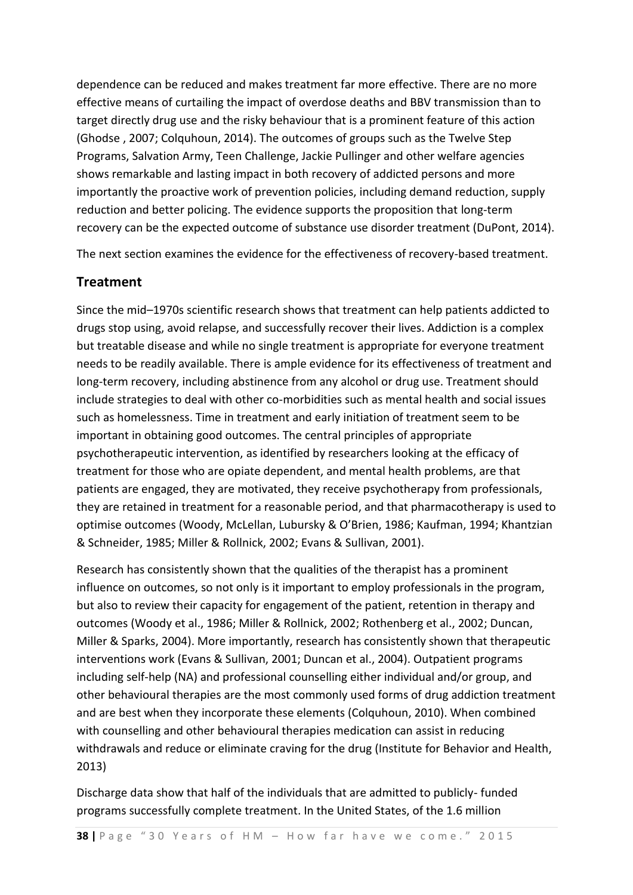dependence can be reduced and makes treatment far more effective. There are no more effective means of curtailing the impact of overdose deaths and BBV transmission than to target directly drug use and the risky behaviour that is a prominent feature of this action (Ghodse , 2007; Colquhoun, 2014). The outcomes of groups such as the Twelve Step Programs, Salvation Army, Teen Challenge, Jackie Pullinger and other welfare agencies shows remarkable and lasting impact in both recovery of addicted persons and more importantly the proactive work of prevention policies, including demand reduction, supply reduction and better policing. The evidence supports the proposition that long-term recovery can be the expected outcome of substance use disorder treatment (DuPont, 2014).

The next section examines the evidence for the effectiveness of recovery-based treatment.

## Treatment

Since the mid–1970s scientific research shows that treatment can help patients addicted to drugs stop using, avoid relapse, and successfully recover their lives. Addiction is a complex but treatable disease and while no single treatment is appropriate for everyone treatment needs to be readily available. There is ample evidence for its effectiveness of treatment and long-term recovery, including abstinence from any alcohol or drug use. Treatment should include strategies to deal with other co-morbidities such as mental health and social issues such as homelessness. Time in treatment and early initiation of treatment seem to be important in obtaining good outcomes. The central principles of appropriate psychotherapeutic intervention, as identified by researchers looking at the efficacy of treatment for those who are opiate dependent, and mental health problems, are that patients are engaged, they are motivated, they receive psychotherapy from professionals, they are retained in treatment for a reasonable period, and that pharmacotherapy is used to optimise outcomes (Woody, McLellan, Lubursky & O'Brien, 1986; Kaufman, 1994; Khantzian & Schneider, 1985; Miller & Rollnick, 2002; Evans & Sullivan, 2001).

Research has consistently shown that the qualities of the therapist has a prominent influence on outcomes, so not only is it important to employ professionals in the program, but also to review their capacity for engagement of the patient, retention in therapy and outcomes (Woody et al., 1986; Miller & Rollnick, 2002; Rothenberg et al., 2002; Duncan, Miller & Sparks, 2004). More importantly, research has consistently shown that therapeutic interventions work (Evans & Sullivan, 2001; Duncan et al., 2004). Outpatient programs including self-help (NA) and professional counselling either individual and/or group, and other behavioural therapies are the most commonly used forms of drug addiction treatment and are best when they incorporate these elements (Colquhoun, 2010). When combined with counselling and other behavioural therapies medication can assist in reducing withdrawals and reduce or eliminate craving for the drug (Institute for Behavior and Health, 2013)

Discharge data show that half of the individuals that are admitted to publicly- funded programs successfully complete treatment. In the United States, of the 1.6 million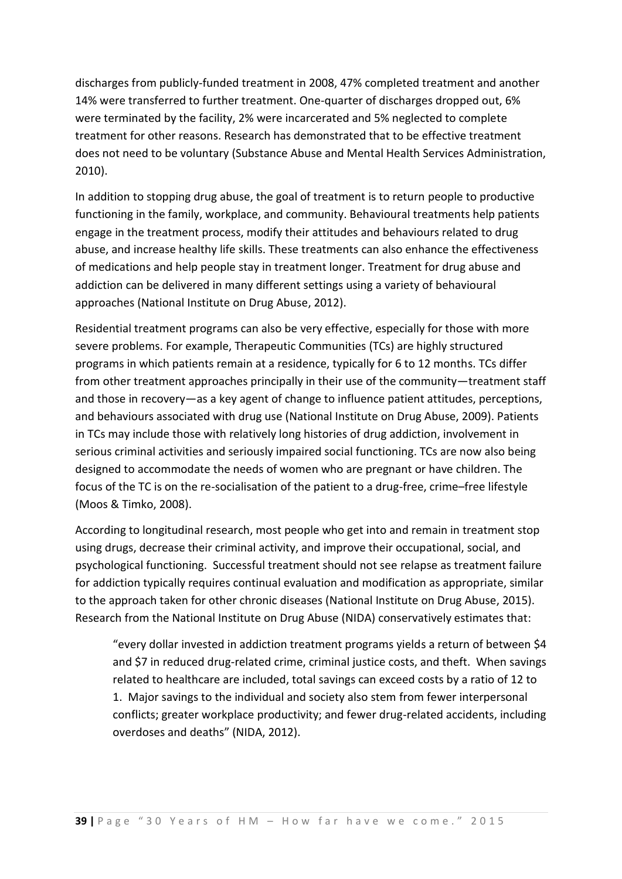discharges from publicly-funded treatment in 2008, 47% completed treatment and another 14% were transferred to further treatment. One-quarter of discharges dropped out, 6% were terminated by the facility, 2% were incarcerated and 5% neglected to complete treatment for other reasons. Research has demonstrated that to be effective treatment does not need to be voluntary (Substance Abuse and Mental Health Services Administration, 2010).

In addition to stopping drug abuse, the goal of treatment is to return people to productive functioning in the family, workplace, and community. Behavioural treatments help patients engage in the treatment process, modify their attitudes and behaviours related to drug abuse, and increase healthy life skills. These treatments can also enhance the effectiveness of medications and help people stay in treatment longer. Treatment for drug abuse and addiction can be delivered in many different settings using a variety of behavioural approaches (National Institute on Drug Abuse, 2012).

Residential treatment programs can also be very effective, especially for those with more severe problems. For example, Therapeutic Communities (TCs) are highly structured programs in which patients remain at a residence, typically for 6 to 12 months. TCs differ from other treatment approaches principally in their use of the community—treatment staff and those in recovery—as a key agent of change to influence patient attitudes, perceptions, and behaviours associated with drug use (National Institute on Drug Abuse, 2009). Patients in TCs may include those with relatively long histories of drug addiction, involvement in serious criminal activities and seriously impaired social functioning. TCs are now also being designed to accommodate the needs of women who are pregnant or have children. The focus of the TC is on the re-socialisation of the patient to a drug-free, crime–free lifestyle (Moos & Timko, 2008).

According to longitudinal research, most people who get into and remain in treatment stop using drugs, decrease their criminal activity, and improve their occupational, social, and psychological functioning. Successful treatment should not see relapse as treatment failure for addiction typically requires continual evaluation and modification as appropriate, similar to the approach taken for other chronic diseases (National Institute on Drug Abuse, 2015). Research from the National Institute on Drug Abuse (NIDA) conservatively estimates that:

> "every dollar invested in addiction treatment programs yields a return of between $4 and $7 in reduced drug-related crime, criminal justice costs, and theft. When savings related to healthcare are included, total savings can exceed costs by a ratio of 12 to 1. Major savings to the individual and society also stem from fewer interpersonal conflicts; greater workplace productivity; and fewer drug-related accidents, including overdoses and deaths" (NIDA, 2012).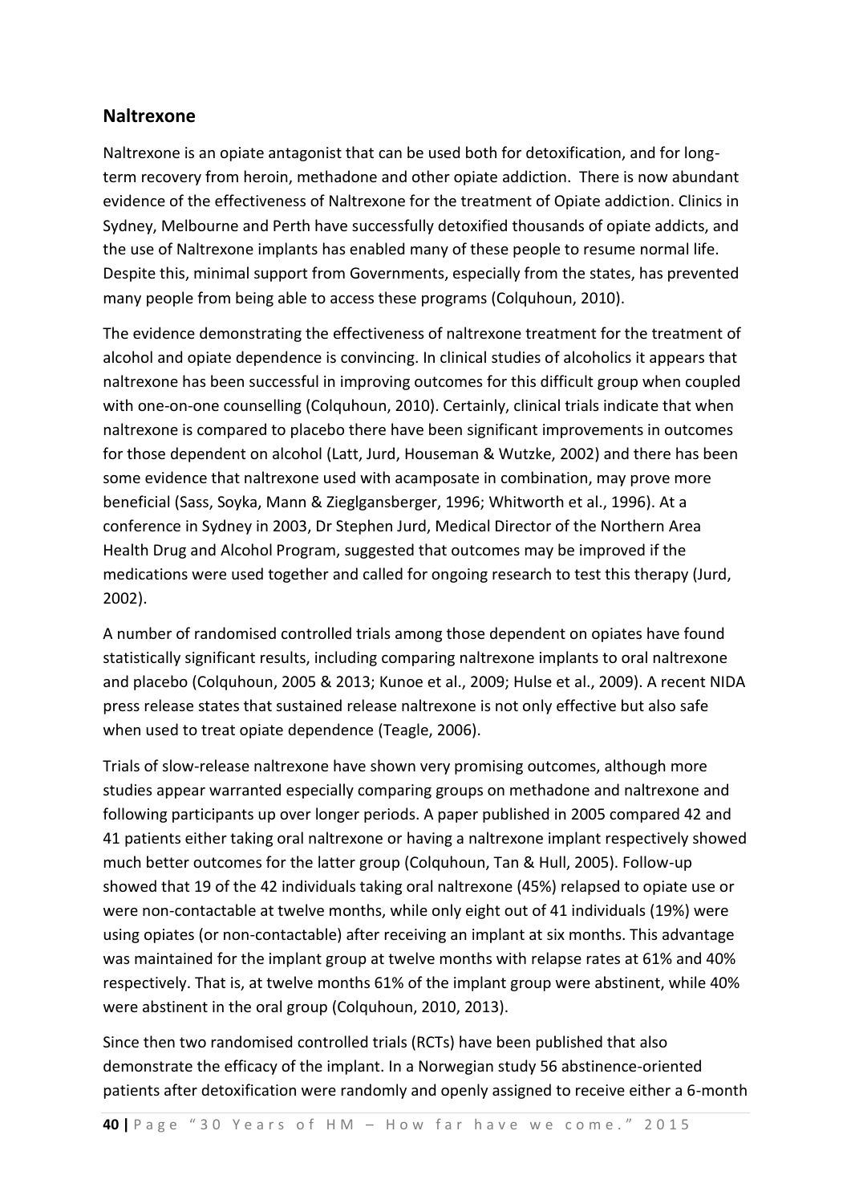## Naltrexone

Naltrexone is an opiate antagonist that can be used both for detoxification, and for long-term recovery from heroin, methadone and other opiate addiction. There is now abundant evidence of the effectiveness of Naltrexone for the treatment of Opiate addiction. Clinics in Sydney, Melbourne and Perth have successfully detoxified thousands of opiate addicts, and the use of Naltrexone implants has enabled many of these people to resume normal life. Despite this, minimal support from Governments, especially from the states, has prevented many people from being able to access these programs (Colquhoun, 2010).

The evidence demonstrating the effectiveness of naltrexone treatment for the treatment of alcohol and opiate dependence is convincing. In clinical studies of alcoholics it appears that naltrexone has been successful in improving outcomes for this difficult group when coupled with one-on-one counselling (Colquhoun, 2010). Certainly, clinical trials indicate that when naltrexone is compared to placebo there have been significant improvements in outcomes for those dependent on alcohol (Latt, Jurd, Houseman & Wutzke, 2002) and there has been some evidence that naltrexone used with acamposate in combination, may prove more beneficial (Sass, Soyka, Mann & Zieglgansberger, 1996; Whitworth et al., 1996). At a conference in Sydney in 2003, Dr Stephen Jurd, Medical Director of the Northern Area Health Drug and Alcohol Program, suggested that outcomes may be improved if the medications were used together and called for ongoing research to test this therapy (Jurd, 2002).

A number of randomised controlled trials among those dependent on opiates have found statistically significant results, including comparing naltrexone implants to oral naltrexone and placebo (Colquhoun, 2005 & 2013; Kunoe et al., 2009; Hulse et al., 2009). A recent NIDA press release states that sustained release naltrexone is not only effective but also safe when used to treat opiate dependence (Teagle, 2006).

Trials of slow-release naltrexone have shown very promising outcomes, although more studies appear warranted especially comparing groups on methadone and naltrexone and following participants up over longer periods. A paper published in 2005 compared 42 and 41 patients either taking oral naltrexone or having a naltrexone implant respectively showed much better outcomes for the latter group (Colquhoun, Tan & Hull, 2005). Follow-up showed that 19 of the 42 individuals taking oral naltrexone (45%) relapsed to opiate use or were non-contactable at twelve months, while only eight out of 41 individuals (19%) were using opiates (or non-contactable) after receiving an implant at six months. This advantage was maintained for the implant group at twelve months with relapse rates at 61% and 40% respectively. That is, at twelve months 61% of the implant group were abstinent, while 40% were abstinent in the oral group (Colquhoun, 2010, 2013).

Since then two randomised controlled trials (RCTs) have been published that also demonstrate the efficacy of the implant. In a Norwegian study 56 abstinence-oriented patients after detoxification were randomly and openly assigned to receive either a 6-month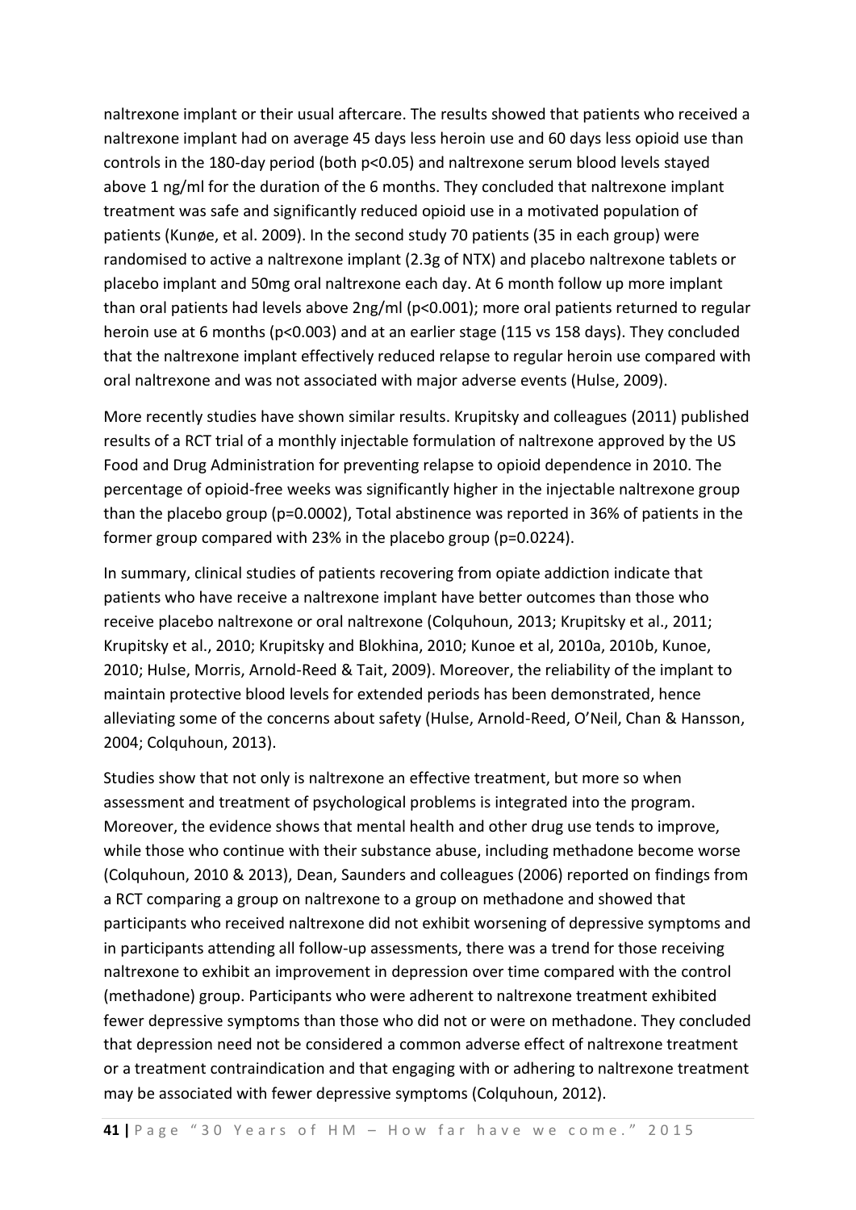naltrexone implant or their usual aftercare. The results showed that patients who received a naltrexone implant had on average 45 days less heroin use and 60 days less opioid use than controls in the 180-day period (both $p<0.05$) and naltrexone serum blood levels stayed above 1 ng/ml for the duration of the 6 months. They concluded that naltrexone implant treatment was safe and significantly reduced opioid use in a motivated population of patients (Kunøe, et al. 2009). In the second study 70 patients (35 in each group) were randomised to active a naltrexone implant (2.3g of NTX) and placebo naltrexone tablets or placebo implant and 50mg oral naltrexone each day. At 6 month follow up more implant than oral patients had levels above 2ng/ml ($p<0.001$); more oral patients returned to regular heroin use at 6 months ($p<0.003$) and at an earlier stage (115 vs 158 days). They concluded that the naltrexone implant effectively reduced relapse to regular heroin use compared with oral naltrexone and was not associated with major adverse events (Hulse, 2009).

More recently studies have shown similar results. Krupitsky and colleagues (2011) published results of a RCT trial of a monthly injectable formulation of naltrexone approved by the US Food and Drug Administration for preventing relapse to opioid dependence in 2010. The percentage of opioid-free weeks was significantly higher in the injectable naltrexone group than the placebo group ($p=0.0002$), Total abstinence was reported in 36% of patients in the former group compared with 23% in the placebo group ($p=0.0224$).

In summary, clinical studies of patients recovering from opiate addiction indicate that patients who have receive a naltrexone implant have better outcomes than those who receive placebo naltrexone or oral naltrexone (Colquhoun, 2013; Krupitsky et al., 2011; Krupitsky et al., 2010; Krupitsky and Blokhina, 2010; Kunoe et al, 2010a, 2010b, Kunoe, 2010; Hulse, Morris, Arnold-Reed & Tait, 2009). Moreover, the reliability of the implant to maintain protective blood levels for extended periods has been demonstrated, hence alleviating some of the concerns about safety (Hulse, Arnold-Reed, O'Neil, Chan & Hansson, 2004; Colquhoun, 2013).

Studies show that not only is naltrexone an effective treatment, but more so when assessment and treatment of psychological problems is integrated into the program. Moreover, the evidence shows that mental health and other drug use tends to improve, while those who continue with their substance abuse, including methadone become worse (Colquhoun, 2010 & 2013), Dean, Saunders and colleagues (2006) reported on findings from a RCT comparing a group on naltrexone to a group on methadone and showed that participants who received naltrexone did not exhibit worsening of depressive symptoms and in participants attending all follow-up assessments, there was a trend for those receiving naltrexone to exhibit an improvement in depression over time compared with the control (methadone) group. Participants who were adherent to naltrexone treatment exhibited fewer depressive symptoms than those who did not or were on methadone. They concluded that depression need not be considered a common adverse effect of naltrexone treatment or a treatment contraindication and that engaging with or adhering to naltrexone treatment may be associated with fewer depressive symptoms (Colquhoun, 2012).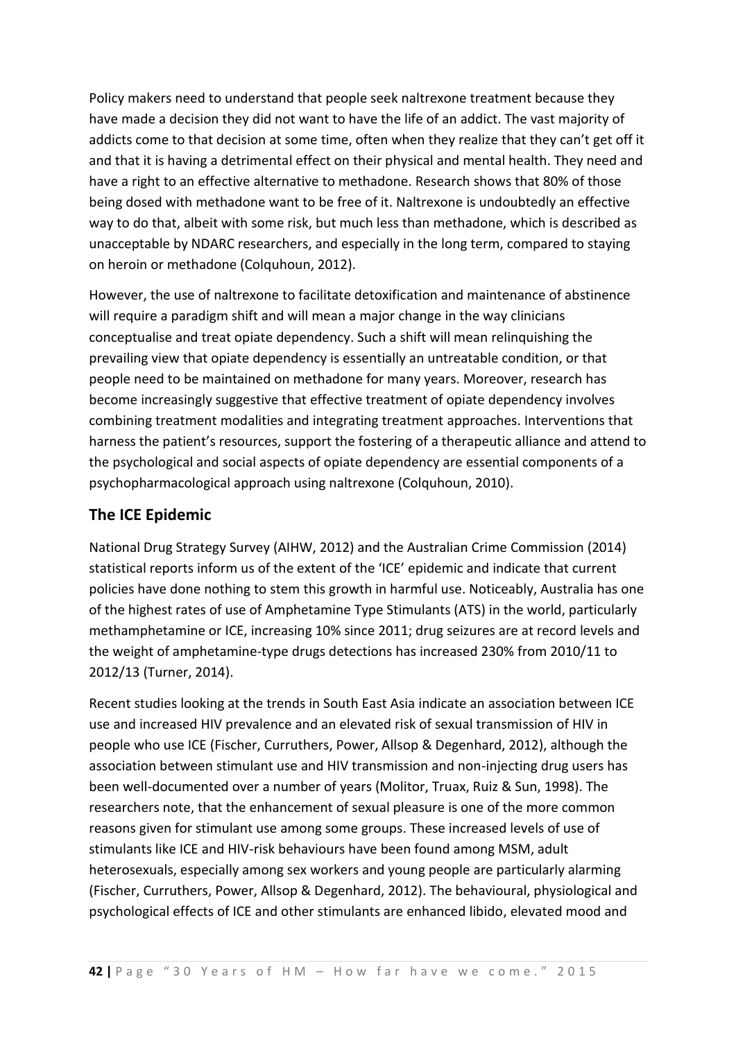Policy makers need to understand that people seek naltrexone treatment because they have made a decision they did not want to have the life of an addict. The vast majority of addicts come to that decision at some time, often when they realize that they can't get off it and that it is having a detrimental effect on their physical and mental health. They need and have a right to an effective alternative to methadone. Research shows that 80% of those being dosed with methadone want to be free of it. Naltrexone is undoubtedly an effective way to do that, albeit with some risk, but much less than methadone, which is described as unacceptable by NDARC researchers, and especially in the long term, compared to staying on heroin or methadone (Colquhoun, 2012).

However, the use of naltrexone to facilitate detoxification and maintenance of abstinence will require a paradigm shift and will mean a major change in the way clinicians conceptualise and treat opiate dependency. Such a shift will mean relinquishing the prevailing view that opiate dependency is essentially an untreatable condition, or that people need to be maintained on methadone for many years. Moreover, research has become increasingly suggestive that effective treatment of opiate dependency involves combining treatment modalities and integrating treatment approaches. Interventions that harness the patient's resources, support the fostering of a therapeutic alliance and attend to the psychological and social aspects of opiate dependency are essential components of a psychopharmacological approach using naltrexone (Colquhoun, 2010).

## The ICE Epidemic

National Drug Strategy Survey (AIHW, 2012) and the Australian Crime Commission (2014) statistical reports inform us of the extent of the 'ICE' epidemic and indicate that current policies have done nothing to stem this growth in harmful use. Noticeably, Australia has one of the highest rates of use of Amphetamine Type Stimulants (ATS) in the world, particularly methamphetamine or ICE, increasing 10% since 2011; drug seizures are at record levels and the weight of amphetamine-type drugs detections has increased 230% from 2010/11 to 2012/13 (Turner, 2014).

Recent studies looking at the trends in South East Asia indicate an association between ICE use and increased HIV prevalence and an elevated risk of sexual transmission of HIV in people who use ICE (Fischer, Curruthers, Power, Allsop & Degenhard, 2012), although the association between stimulant use and HIV transmission and non-injecting drug users has been well-documented over a number of years (Molitor, Truax, Ruiz & Sun, 1998). The researchers note, that the enhancement of sexual pleasure is one of the more common reasons given for stimulant use among some groups. These increased levels of use of stimulants like ICE and HIV-risk behaviours have been found among MSM, adult heterosexuals, especially among sex workers and young people are particularly alarming (Fischer, Curruthers, Power, Allsop & Degenhard, 2012). The behavioural, physiological and psychological effects of ICE and other stimulants are enhanced libido, elevated mood and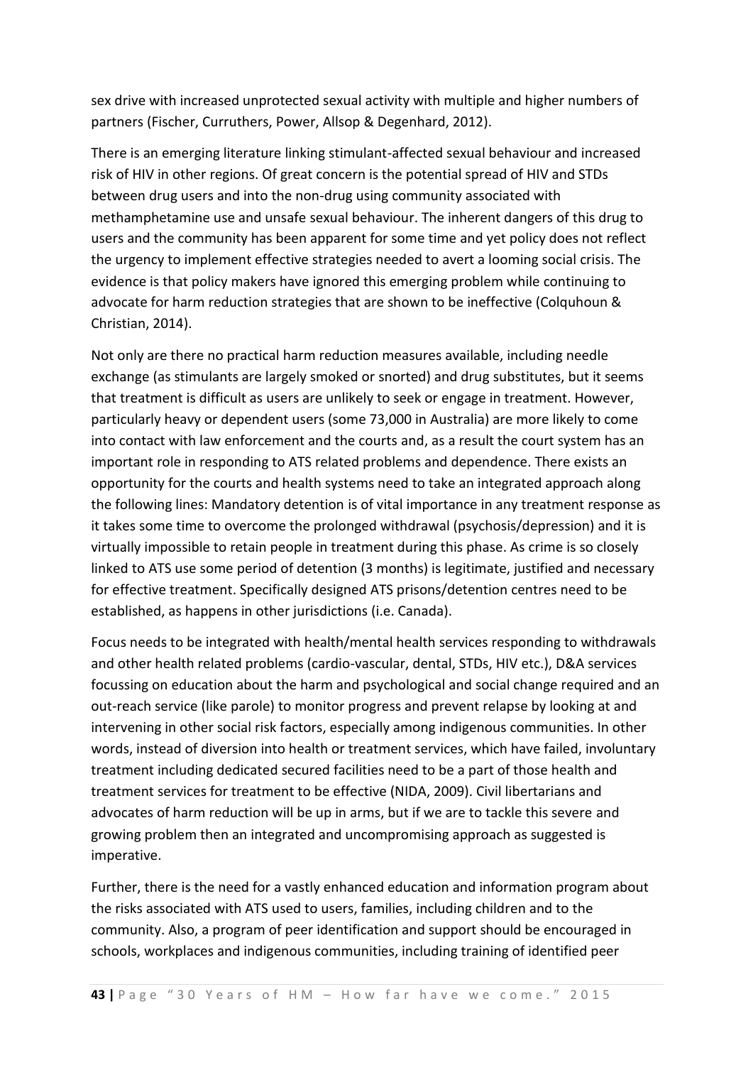sex drive with increased unprotected sexual activity with multiple and higher numbers of partners (Fischer, Curruthers, Power, Allsop & Degenhard, 2012).

There is an emerging literature linking stimulant-affected sexual behaviour and increased risk of HIV in other regions. Of great concern is the potential spread of HIV and STDs between drug users and into the non-drug using community associated with methamphetamine use and unsafe sexual behaviour. The inherent dangers of this drug to users and the community has been apparent for some time and yet policy does not reflect the urgency to implement effective strategies needed to avert a looming social crisis. The evidence is that policy makers have ignored this emerging problem while continuing to advocate for harm reduction strategies that are shown to be ineffective (Colquhoun & Christian, 2014).

Not only are there no practical harm reduction measures available, including needle exchange (as stimulants are largely smoked or snorted) and drug substitutes, but it seems that treatment is difficult as users are unlikely to seek or engage in treatment. However, particularly heavy or dependent users (some 73,000 in Australia) are more likely to come into contact with law enforcement and the courts and, as a result the court system has an important role in responding to ATS related problems and dependence. There exists an opportunity for the courts and health systems need to take an integrated approach along the following lines: Mandatory detention is of vital importance in any treatment response as it takes some time to overcome the prolonged withdrawal (psychosis/depression) and it is virtually impossible to retain people in treatment during this phase. As crime is so closely linked to ATS use some period of detention (3 months) is legitimate, justified and necessary for effective treatment. Specifically designed ATS prisons/detention centres need to be established, as happens in other jurisdictions (i.e. Canada).

Focus needs to be integrated with health/mental health services responding to withdrawals and other health related problems (cardio-vascular, dental, STDs, HIV etc.), D&A services focussing on education about the harm and psychological and social change required and an out-reach service (like parole) to monitor progress and prevent relapse by looking at and intervening in other social risk factors, especially among indigenous communities. In other words, instead of diversion into health or treatment services, which have failed, involuntary treatment including dedicated secured facilities need to be a part of those health and treatment services for treatment to be effective (NIDA, 2009). Civil libertarians and advocates of harm reduction will be up in arms, but if we are to tackle this severe and growing problem then an integrated and uncompromising approach as suggested is imperative.

Further, there is the need for a vastly enhanced education and information program about the risks associated with ATS used to users, families, including children and to the community. Also, a program of peer identification and support should be encouraged in schools, workplaces and indigenous communities, including training of identified peer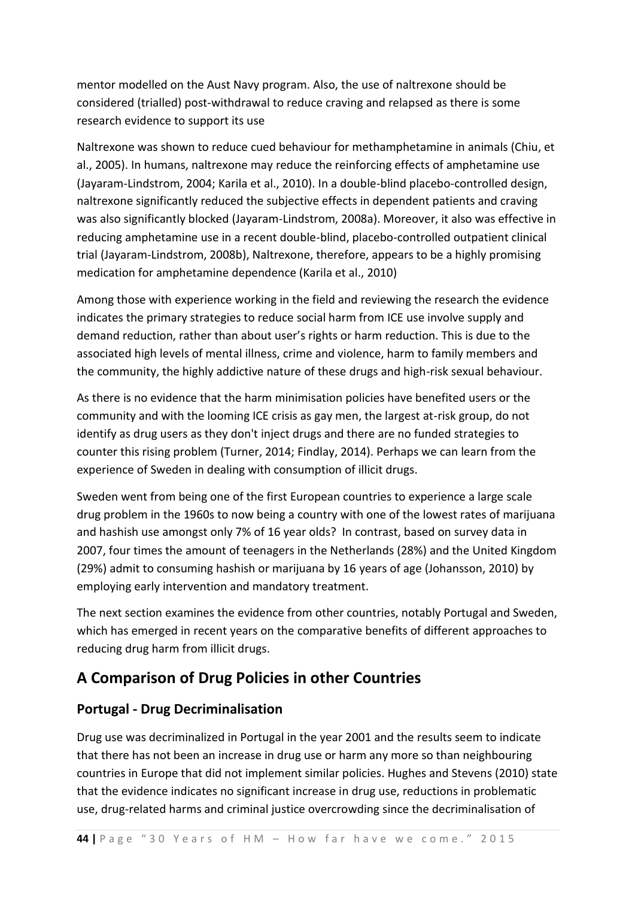mentor modelled on the Aust Navy program. Also, the use of naltrexone should be considered (trialled) post-withdrawal to reduce craving and relapsed as there is some research evidence to support its use

Naltrexone was shown to reduce cued behaviour for methamphetamine in animals (Chiu, et al., 2005). In humans, naltrexone may reduce the reinforcing effects of amphetamine use (Jayaram-Lindstrom, 2004; Karila et al., 2010). In a double-blind placebo-controlled design, naltrexone significantly reduced the subjective effects in dependent patients and craving was also significantly blocked (Jayaram-Lindstrom, 2008a). Moreover, it also was effective in reducing amphetamine use in a recent double-blind, placebo-controlled outpatient clinical trial (Jayaram-Lindstrom, 2008b), Naltrexone, therefore, appears to be a highly promising medication for amphetamine dependence (Karila et al., 2010)

Among those with experience working in the field and reviewing the research the evidence indicates the primary strategies to reduce social harm from ICE use involve supply and demand reduction, rather than about user's rights or harm reduction. This is due to the associated high levels of mental illness, crime and violence, harm to family members and the community, the highly addictive nature of these drugs and high-risk sexual behaviour.

As there is no evidence that the harm minimisation policies have benefited users or the community and with the looming ICE crisis as gay men, the largest at-risk group, do not identify as drug users as they don't inject drugs and there are no funded strategies to counter this rising problem (Turner, 2014; Findlay, 2014). Perhaps we can learn from the experience of Sweden in dealing with consumption of illicit drugs.

Sweden went from being one of the first European countries to experience a large scale drug problem in the 1960s to now being a country with one of the lowest rates of marijuana and hashish use amongst only 7% of 16 year olds? In contrast, based on survey data in 2007, four times the amount of teenagers in the Netherlands (28%) and the United Kingdom (29%) admit to consuming hashish or marijuana by 16 years of age (Johansson, 2010) by employing early intervention and mandatory treatment.

The next section examines the evidence from other countries, notably Portugal and Sweden, which has emerged in recent years on the comparative benefits of different approaches to reducing drug harm from illicit drugs.

## A Comparison of Drug Policies in other Countries

### Portugal - Drug Decriminalisation

Drug use was decriminalized in Portugal in the year 2001 and the results seem to indicate that there has not been an increase in drug use or harm any more so than neighbouring countries in Europe that did not implement similar policies. Hughes and Stevens (2010) state that the evidence indicates no significant increase in drug use, reductions in problematic use, drug-related harms and criminal justice overcrowding since the decriminalisation of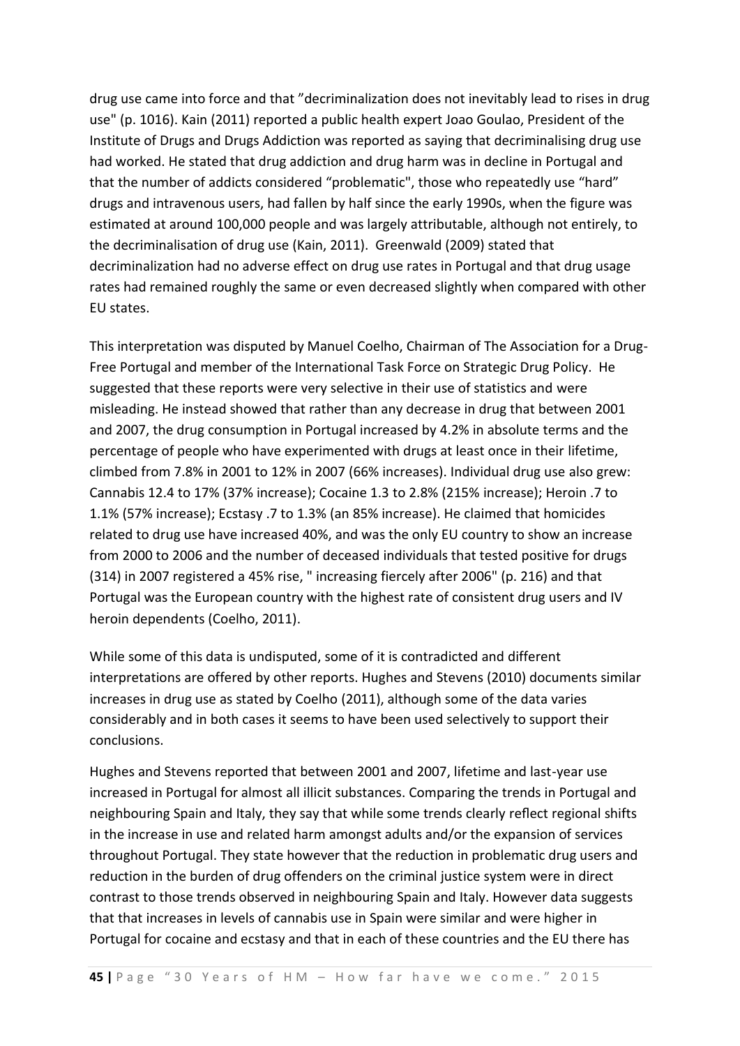drug use came into force and that "decriminalization does not inevitably lead to rises in drug use" (p. 1016). Kain (2011) reported a public health expert Joao Goulao, President of the Institute of Drugs and Drugs Addiction was reported as saying that decriminalising drug use had worked. He stated that drug addiction and drug harm was in decline in Portugal and that the number of addicts considered "problematic", those who repeatedly use "hard" drugs and intravenous users, had fallen by half since the early 1990s, when the figure was estimated at around 100,000 people and was largely attributable, although not entirely, to the decriminalisation of drug use (Kain, 2011). Greenwald (2009) stated that decriminalization had no adverse effect on drug use rates in Portugal and that drug usage rates had remained roughly the same or even decreased slightly when compared with other EU states.

This interpretation was disputed by Manuel Coelho, Chairman of The Association for a Drug-Free Portugal and member of the International Task Force on Strategic Drug Policy. He suggested that these reports were very selective in their use of statistics and were misleading. He instead showed that rather than any decrease in drug that between 2001 and 2007, the drug consumption in Portugal increased by 4.2% in absolute terms and the percentage of people who have experimented with drugs at least once in their lifetime, climbed from 7.8% in 2001 to 12% in 2007 (66% increases). Individual drug use also grew: Cannabis 12.4 to 17% (37% increase); Cocaine 1.3 to 2.8% (215% increase); Heroin .7 to 1.1% (57% increase); Ecstasy .7 to 1.3% (an 85% increase). He claimed that homicides related to drug use have increased 40%, and was the only EU country to show an increase from 2000 to 2006 and the number of deceased individuals that tested positive for drugs (314) in 2007 registered a 45% rise, " increasing fiercely after 2006" (p. 216) and that Portugal was the European country with the highest rate of consistent drug users and IV heroin dependents (Coelho, 2011).

While some of this data is undisputed, some of it is contradicted and different interpretations are offered by other reports. Hughes and Stevens (2010) documents similar increases in drug use as stated by Coelho (2011), although some of the data varies considerably and in both cases it seems to have been used selectively to support their conclusions.

Hughes and Stevens reported that between 2001 and 2007, lifetime and last-year use increased in Portugal for almost all illicit substances. Comparing the trends in Portugal and neighbouring Spain and Italy, they say that while some trends clearly reflect regional shifts in the increase in use and related harm amongst adults and/or the expansion of services throughout Portugal. They state however that the reduction in problematic drug users and reduction in the burden of drug offenders on the criminal justice system were in direct contrast to those trends observed in neighbouring Spain and Italy. However data suggests that that increases in levels of cannabis use in Spain were similar and were higher in Portugal for cocaine and ecstasy and that in each of these countries and the EU there has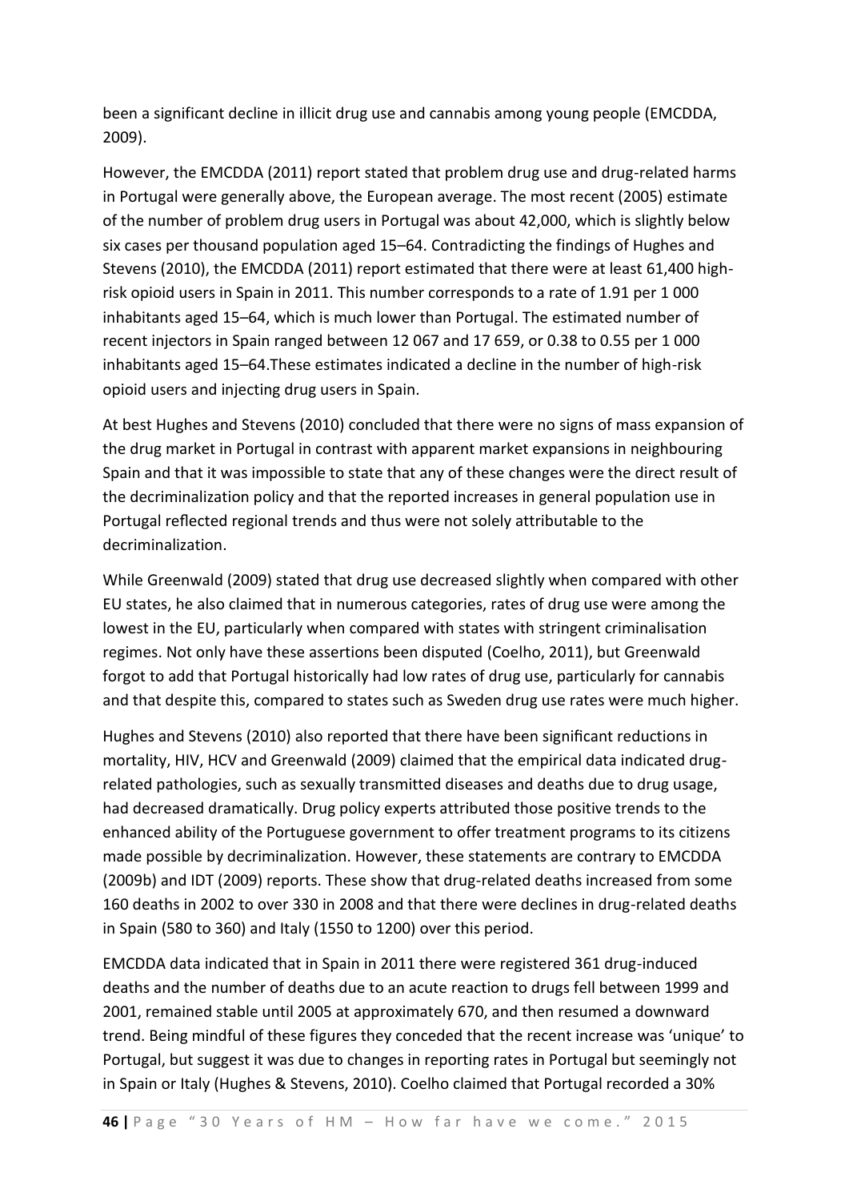been a significant decline in illicit drug use and cannabis among young people (EMCDDA, 2009).

However, the EMCDDA (2011) report stated that problem drug use and drug-related harms in Portugal were generally above, the European average. The most recent (2005) estimate of the number of problem drug users in Portugal was about 42,000, which is slightly below six cases per thousand population aged 15–64. Contradicting the findings of Hughes and Stevens (2010), the EMCDDA (2011) report estimated that there were at least 61,400 high-risk opioid users in Spain in 2011. This number corresponds to a rate of 1.91 per 1 000 inhabitants aged 15–64, which is much lower than Portugal. The estimated number of recent injectors in Spain ranged between 12 067 and 17 659, or 0.38 to 0.55 per 1 000 inhabitants aged 15–64.These estimates indicated a decline in the number of high-risk opioid users and injecting drug users in Spain.

At best Hughes and Stevens (2010) concluded that there were no signs of mass expansion of the drug market in Portugal in contrast with apparent market expansions in neighbouring Spain and that it was impossible to state that any of these changes were the direct result of the decriminalization policy and that the reported increases in general population use in Portugal reflected regional trends and thus were not solely attributable to the decriminalization.

While Greenwald (2009) stated that drug use decreased slightly when compared with other EU states, he also claimed that in numerous categories, rates of drug use were among the lowest in the EU, particularly when compared with states with stringent criminalisation regimes. Not only have these assertions been disputed (Coelho, 2011), but Greenwald forgot to add that Portugal historically had low rates of drug use, particularly for cannabis and that despite this, compared to states such as Sweden drug use rates were much higher.

Hughes and Stevens (2010) also reported that there have been significant reductions in mortality, HIV, HCV and Greenwald (2009) claimed that the empirical data indicated drug-related pathologies, such as sexually transmitted diseases and deaths due to drug usage, had decreased dramatically. Drug policy experts attributed those positive trends to the enhanced ability of the Portuguese government to offer treatment programs to its citizens made possible by decriminalization. However, these statements are contrary to EMCDDA (2009b) and IDT (2009) reports. These show that drug-related deaths increased from some 160 deaths in 2002 to over 330 in 2008 and that there were declines in drug-related deaths in Spain (580 to 360) and Italy (1550 to 1200) over this period.

EMCDDA data indicated that in Spain in 2011 there were registered 361 drug-induced deaths and the number of deaths due to an acute reaction to drugs fell between 1999 and 2001, remained stable until 2005 at approximately 670, and then resumed a downward trend. Being mindful of these figures they conceded that the recent increase was 'unique' to Portugal, but suggest it was due to changes in reporting rates in Portugal but seemingly not in Spain or Italy (Hughes & Stevens, 2010). Coelho claimed that Portugal recorded a 30%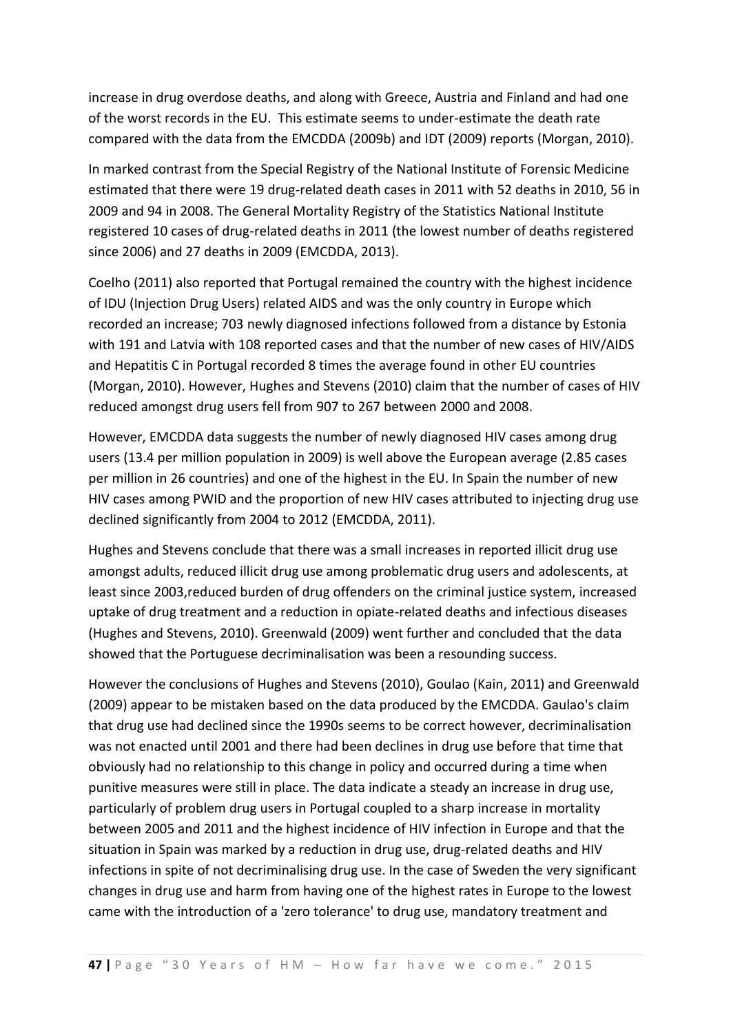increase in drug overdose deaths, and along with Greece, Austria and Finland and had one of the worst records in the EU. This estimate seems to under-estimate the death rate compared with the data from the EMCDDA (2009b) and IDT (2009) reports (Morgan, 2010).

In marked contrast from the Special Registry of the National Institute of Forensic Medicine estimated that there were 19 drug-related death cases in 2011 with 52 deaths in 2010, 56 in 2009 and 94 in 2008. The General Mortality Registry of the Statistics National Institute registered 10 cases of drug-related deaths in 2011 (the lowest number of deaths registered since 2006) and 27 deaths in 2009 (EMCDDA, 2013).

Coelho (2011) also reported that Portugal remained the country with the highest incidence of IDU (Injection Drug Users) related AIDS and was the only country in Europe which recorded an increase; 703 newly diagnosed infections followed from a distance by Estonia with 191 and Latvia with 108 reported cases and that the number of new cases of HIV/AIDS and Hepatitis C in Portugal recorded 8 times the average found in other EU countries (Morgan, 2010). However, Hughes and Stevens (2010) claim that the number of cases of HIV reduced amongst drug users fell from 907 to 267 between 2000 and 2008.

However, EMCDDA data suggests the number of newly diagnosed HIV cases among drug users (13.4 per million population in 2009) is well above the European average (2.85 cases per million in 26 countries) and one of the highest in the EU. In Spain the number of new HIV cases among PWID and the proportion of new HIV cases attributed to injecting drug use declined significantly from 2004 to 2012 (EMCDDA, 2011).

Hughes and Stevens conclude that there was a small increases in reported illicit drug use amongst adults, reduced illicit drug use among problematic drug users and adolescents, at least since 2003,reduced burden of drug offenders on the criminal justice system, increased uptake of drug treatment and a reduction in opiate-related deaths and infectious diseases (Hughes and Stevens, 2010). Greenwald (2009) went further and concluded that the data showed that the Portuguese decriminalisation was been a resounding success.

However the conclusions of Hughes and Stevens (2010), Goulao (Kain, 2011) and Greenwald (2009) appear to be mistaken based on the data produced by the EMCDDA. Gaulao's claim that drug use had declined since the 1990s seems to be correct however, decriminalisation was not enacted until 2001 and there had been declines in drug use before that time that obviously had no relationship to this change in policy and occurred during a time when punitive measures were still in place. The data indicate a steady an increase in drug use, particularly of problem drug users in Portugal coupled to a sharp increase in mortality between 2005 and 2011 and the highest incidence of HIV infection in Europe and that the situation in Spain was marked by a reduction in drug use, drug-related deaths and HIV infections in spite of not decriminalising drug use. In the case of Sweden the very significant changes in drug use and harm from having one of the highest rates in Europe to the lowest came with the introduction of a 'zero tolerance' to drug use, mandatory treatment and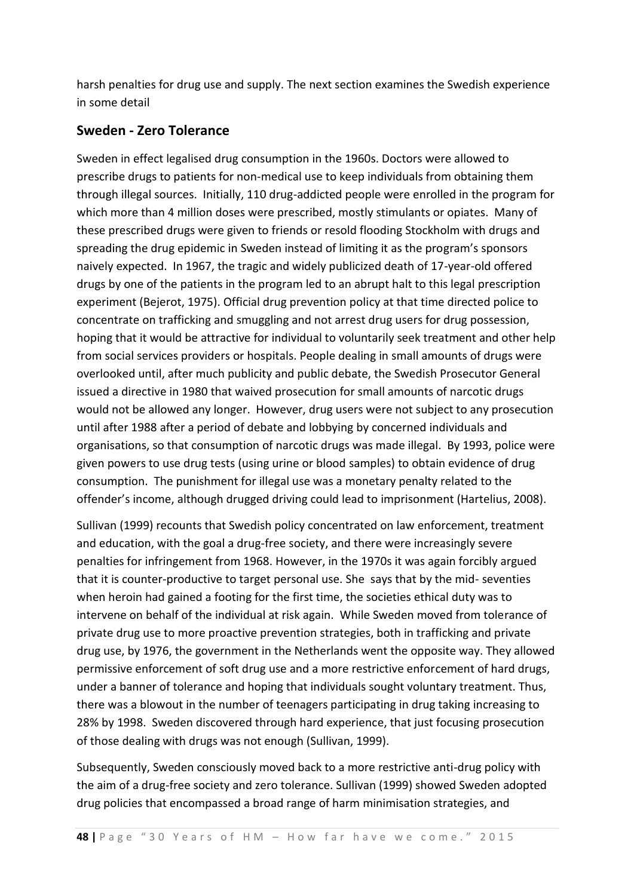harsh penalties for drug use and supply. The next section examines the Swedish experience in some detail

## Sweden - Zero Tolerance

Sweden in effect legalised drug consumption in the 1960s. Doctors were allowed to prescribe drugs to patients for non-medical use to keep individuals from obtaining them through illegal sources. Initially, 110 drug-addicted people were enrolled in the program for which more than 4 million doses were prescribed, mostly stimulants or opiates. Many of these prescribed drugs were given to friends or resold flooding Stockholm with drugs and spreading the drug epidemic in Sweden instead of limiting it as the program's sponsors naively expected. In 1967, the tragic and widely publicized death of 17-year-old offered drugs by one of the patients in the program led to an abrupt halt to this legal prescription experiment (Bejerot, 1975). Official drug prevention policy at that time directed police to concentrate on trafficking and smuggling and not arrest drug users for drug possession, hoping that it would be attractive for individual to voluntarily seek treatment and other help from social services providers or hospitals. People dealing in small amounts of drugs were overlooked until, after much publicity and public debate, the Swedish Prosecutor General issued a directive in 1980 that waived prosecution for small amounts of narcotic drugs would not be allowed any longer. However, drug users were not subject to any prosecution until after 1988 after a period of debate and lobbying by concerned individuals and organisations, so that consumption of narcotic drugs was made illegal. By 1993, police were given powers to use drug tests (using urine or blood samples) to obtain evidence of drug consumption. The punishment for illegal use was a monetary penalty related to the offender's income, although drugged driving could lead to imprisonment (Hartelius, 2008).

Sullivan (1999) recounts that Swedish policy concentrated on law enforcement, treatment and education, with the goal a drug-free society, and there were increasingly severe penalties for infringement from 1968. However, in the 1970s it was again forcibly argued that it is counter-productive to target personal use. She says that by the mid- seventies when heroin had gained a footing for the first time, the societies ethical duty was to intervene on behalf of the individual at risk again. While Sweden moved from tolerance of private drug use to more proactive prevention strategies, both in trafficking and private drug use, by 1976, the government in the Netherlands went the opposite way. They allowed permissive enforcement of soft drug use and a more restrictive enforcement of hard drugs, under a banner of tolerance and hoping that individuals sought voluntary treatment. Thus, there was a blowout in the number of teenagers participating in drug taking increasing to 28% by 1998. Sweden discovered through hard experience, that just focusing prosecution of those dealing with drugs was not enough (Sullivan, 1999).

Subsequently, Sweden consciously moved back to a more restrictive anti-drug policy with the aim of a drug-free society and zero tolerance. Sullivan (1999) showed Sweden adopted drug policies that encompassed a broad range of harm minimisation strategies, and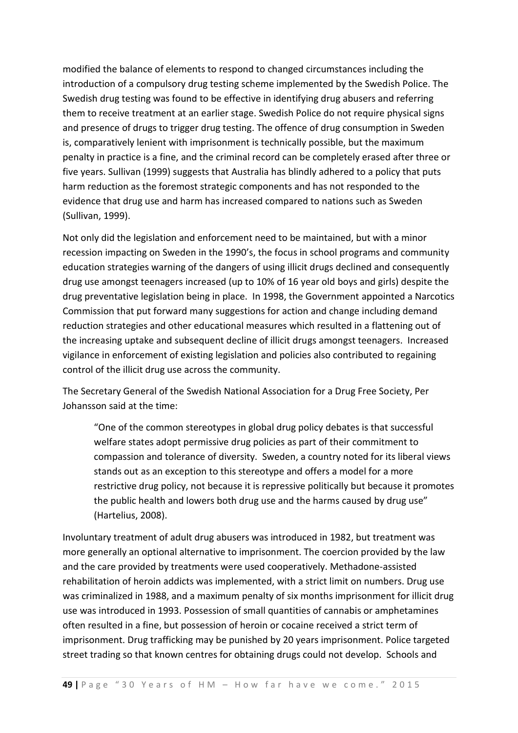modified the balance of elements to respond to changed circumstances including the introduction of a compulsory drug testing scheme implemented by the Swedish Police. The Swedish drug testing was found to be effective in identifying drug abusers and referring them to receive treatment at an earlier stage. Swedish Police do not require physical signs and presence of drugs to trigger drug testing. The offence of drug consumption in Sweden is, comparatively lenient with imprisonment is technically possible, but the maximum penalty in practice is a fine, and the criminal record can be completely erased after three or five years. Sullivan (1999) suggests that Australia has blindly adhered to a policy that puts harm reduction as the foremost strategic components and has not responded to the evidence that drug use and harm has increased compared to nations such as Sweden (Sullivan, 1999).

Not only did the legislation and enforcement need to be maintained, but with a minor recession impacting on Sweden in the 1990's, the focus in school programs and community education strategies warning of the dangers of using illicit drugs declined and consequently drug use amongst teenagers increased (up to 10% of 16 year old boys and girls) despite the drug preventative legislation being in place. In 1998, the Government appointed a Narcotics Commission that put forward many suggestions for action and change including demand reduction strategies and other educational measures which resulted in a flattening out of the increasing uptake and subsequent decline of illicit drugs amongst teenagers. Increased vigilance in enforcement of existing legislation and policies also contributed to regaining control of the illicit drug use across the community.

The Secretary General of the Swedish National Association for a Drug Free Society, Per Johansson said at the time:

> "One of the common stereotypes in global drug policy debates is that successful welfare states adopt permissive drug policies as part of their commitment to compassion and tolerance of diversity. Sweden, a country noted for its liberal views stands out as an exception to this stereotype and offers a model for a more restrictive drug policy, not because it is repressive politically but because it promotes the public health and lowers both drug use and the harms caused by drug use" (Hartelius, 2008).

Involuntary treatment of adult drug abusers was introduced in 1982, but treatment was more generally an optional alternative to imprisonment. The coercion provided by the law and the care provided by treatments were used cooperatively. Methadone-assisted rehabilitation of heroin addicts was implemented, with a strict limit on numbers. Drug use was criminalized in 1988, and a maximum penalty of six months imprisonment for illicit drug use was introduced in 1993. Possession of small quantities of cannabis or amphetamines often resulted in a fine, but possession of heroin or cocaine received a strict term of imprisonment. Drug trafficking may be punished by 20 years imprisonment. Police targeted street trading so that known centres for obtaining drugs could not develop. Schools and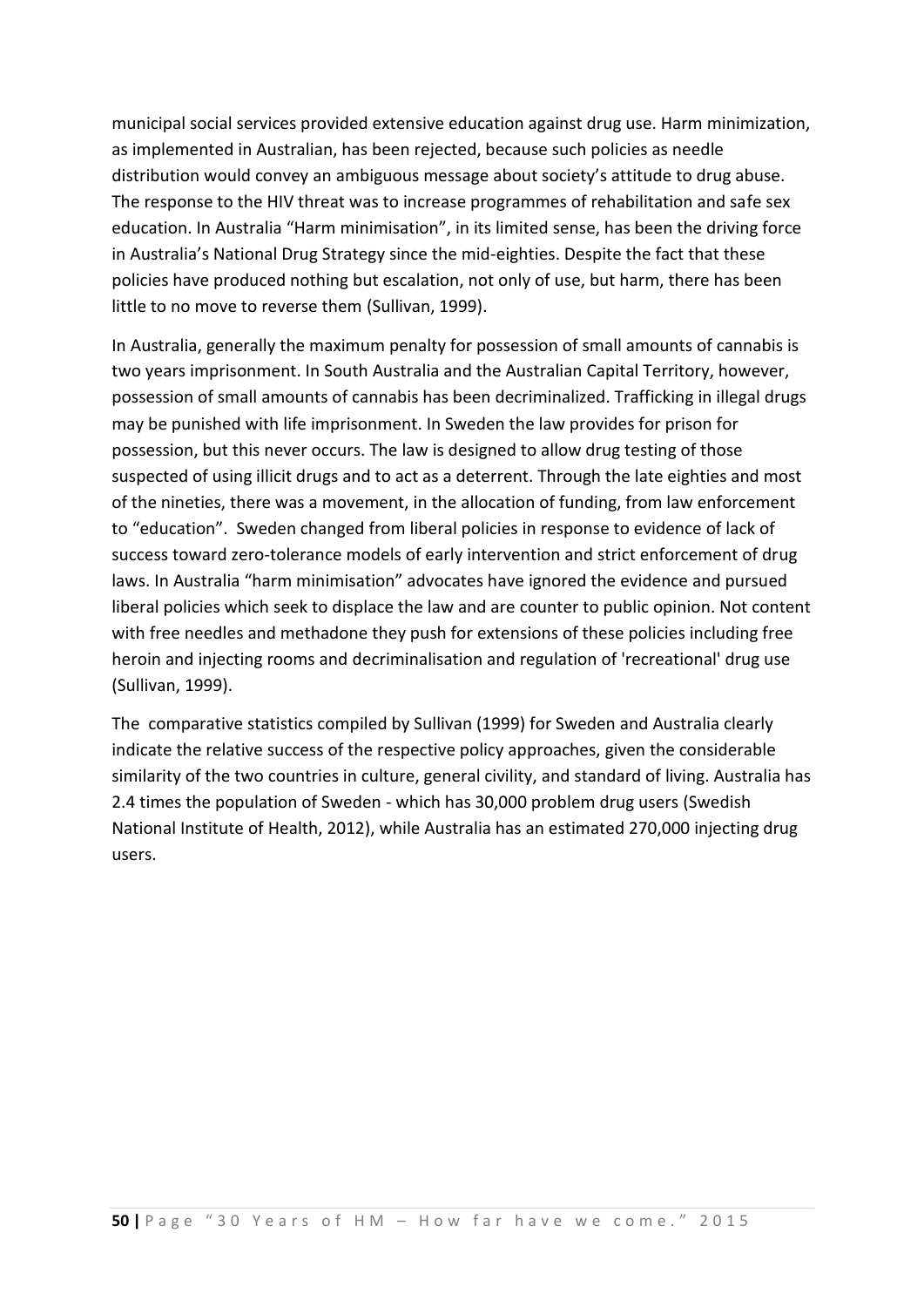municipal social services provided extensive education against drug use. Harm minimization, as implemented in Australian, has been rejected, because such policies as needle distribution would convey an ambiguous message about society's attitude to drug abuse. The response to the HIV threat was to increase programmes of rehabilitation and safe sex education. In Australia "Harm minimisation", in its limited sense, has been the driving force in Australia's National Drug Strategy since the mid-eighties. Despite the fact that these policies have produced nothing but escalation, not only of use, but harm, there has been little to no move to reverse them (Sullivan, 1999).

In Australia, generally the maximum penalty for possession of small amounts of cannabis is two years imprisonment. In South Australia and the Australian Capital Territory, however, possession of small amounts of cannabis has been decriminalized. Trafficking in illegal drugs may be punished with life imprisonment. In Sweden the law provides for prison for possession, but this never occurs. The law is designed to allow drug testing of those suspected of using illicit drugs and to act as a deterrent. Through the late eighties and most of the nineties, there was a movement, in the allocation of funding, from law enforcement to "education". Sweden changed from liberal policies in response to evidence of lack of success toward zero-tolerance models of early intervention and strict enforcement of drug laws. In Australia "harm minimisation" advocates have ignored the evidence and pursued liberal policies which seek to displace the law and are counter to public opinion. Not content with free needles and methadone they push for extensions of these policies including free heroin and injecting rooms and decriminalisation and regulation of 'recreational' drug use (Sullivan, 1999).

The comparative statistics compiled by Sullivan (1999) for Sweden and Australia clearly indicate the relative success of the respective policy approaches, given the considerable similarity of the two countries in culture, general civility, and standard of living. Australia has 2.4 times the population of Sweden - which has 30,000 problem drug users (Swedish National Institute of Health, 2012), while Australia has an estimated 270,000 injecting drug users.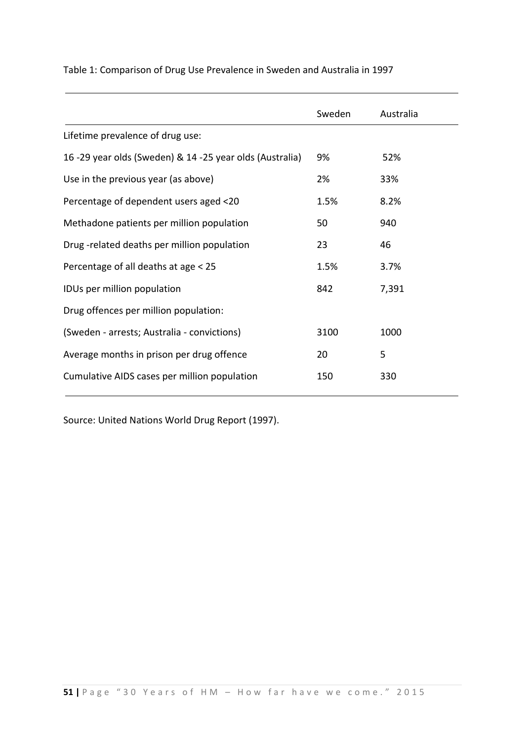Table 1: Comparison of Drug Use Prevalence in Sweden and Australia in 1997

| | Sweden | Australia |
|---|---|---|
| Lifetime prevalence of drug use: | | |
| 16 -29 year olds (Sweden) & 14 -25 year olds (Australia) | 9% | 52% |
| Use in the previous year (as above) | 2% | 33% |
| Percentage of dependent users aged <20 | 1.5% | 8.2% |
| Methadone patients per million population | 50 | 940 |
| Drug -related deaths per million population | 23 | 46 |
| Percentage of all deaths at age < 25 | 1.5% | 3.7% |
| IDUs per million population | 842 | 7,391 |
| Drug offences per million population: | | |
| (Sweden - arrests; Australia - convictions) | 3100 | 1000 |
| Average months in prison per drug offence | 20 | 5 |
| Cumulative AIDS cases per million population | 150 | 330 |

Source: United Nations World Drug Report (1997).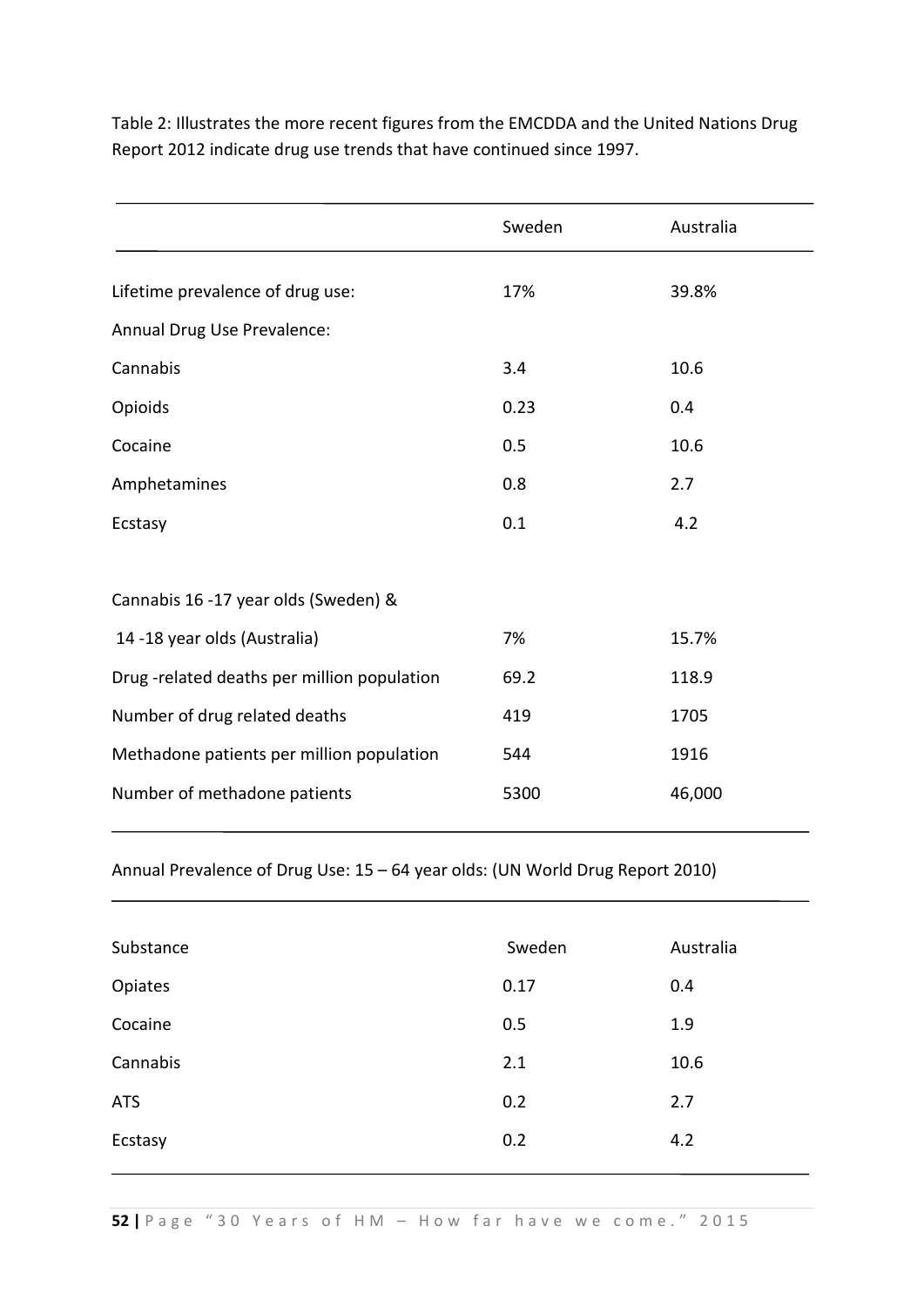Table 2: Illustrates the more recent figures from the EMCDDA and the United Nations Drug Report 2012 indicate drug use trends that have continued since 1997.

| | Sweden | Australia |
|---|---|---|
| Lifetime prevalence of drug use: | 17% | 39.8% |
| Annual Drug Use Prevalence: | | |
| Cannabis | 3.4 | 10.6 |
| Opioids | 0.23 | 0.4 |
| Cocaine | 0.5 | 10.6 |
| Amphetamines | 0.8 | 2.7 |
| Ecstasy | 0.1 | 4.2 |
| Cannabis 16 -17 year olds (Sweden) & 14 -18 year olds (Australia) | 7% | 15.7% |
| Drug -related deaths per million population | 69.2 | 118.9 |
| Number of drug related deaths | 419 | 1705 |
| Methadone patients per million population | 544 | 1916 |
| Number of methadone patients | 5300 | 46,000 |

Annual Prevalence of Drug Use: 15 – 64 year olds: (UN World Drug Report 2010)

| Substance | Sweden | Australia |
|---|---|---|
| Opiates | 0.17 | 0.4 |
| Cocaine | 0.5 | 1.9 |
| Cannabis | 2.1 | 10.6 |
| ATS | 0.2 | 2.7 |
| Ecstasy | 0.2 | 4.2 |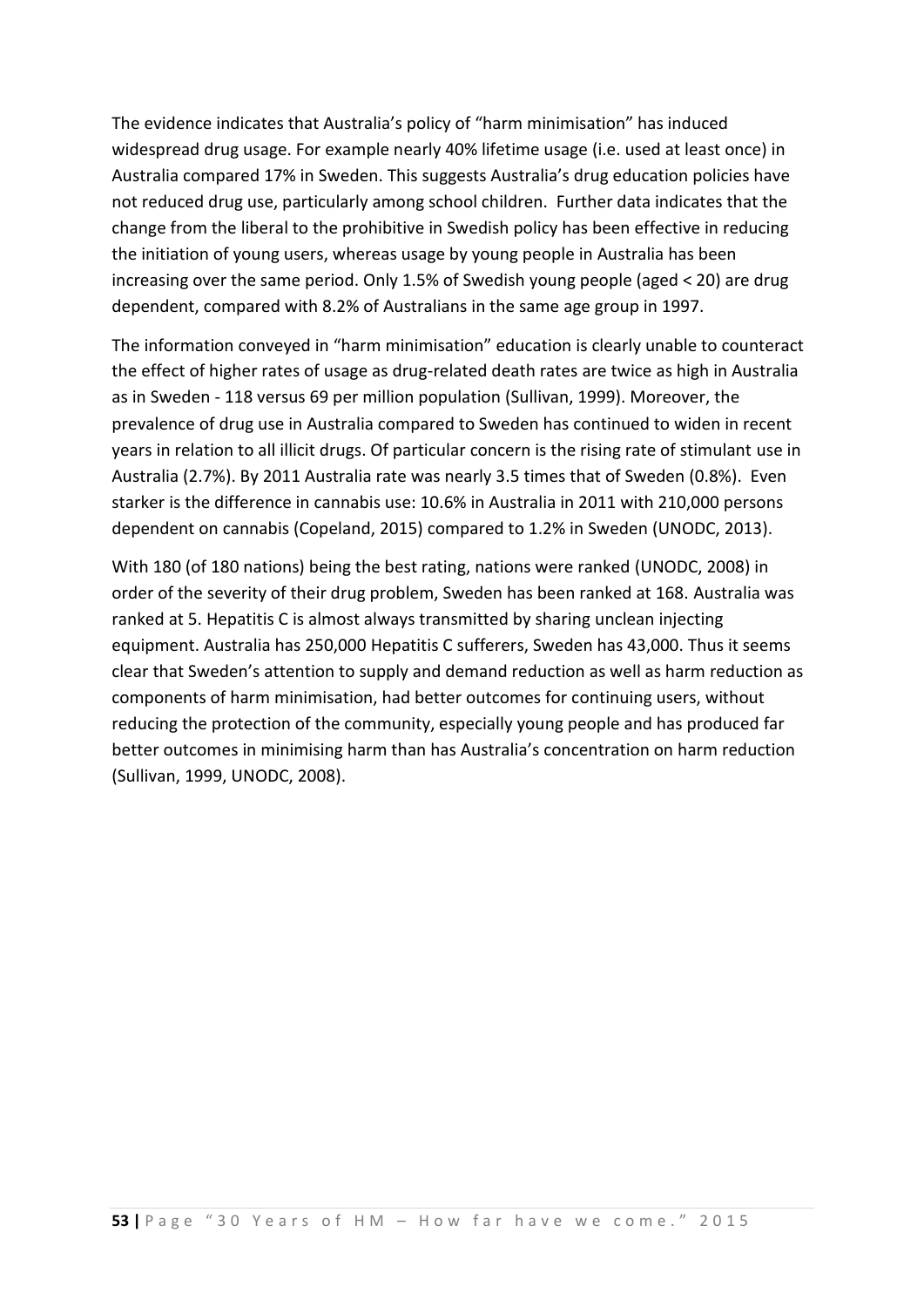The evidence indicates that Australia's policy of "harm minimisation" has induced widespread drug usage. For example nearly 40% lifetime usage (i.e. used at least once) in Australia compared 17% in Sweden. This suggests Australia's drug education policies have not reduced drug use, particularly among school children. Further data indicates that the change from the liberal to the prohibitive in Swedish policy has been effective in reducing the initiation of young users, whereas usage by young people in Australia has been increasing over the same period. Only 1.5% of Swedish young people (aged < 20) are drug dependent, compared with 8.2% of Australians in the same age group in 1997.

The information conveyed in "harm minimisation" education is clearly unable to counteract the effect of higher rates of usage as drug-related death rates are twice as high in Australia as in Sweden - 118 versus 69 per million population (Sullivan, 1999). Moreover, the prevalence of drug use in Australia compared to Sweden has continued to widen in recent years in relation to all illicit drugs. Of particular concern is the rising rate of stimulant use in Australia (2.7%). By 2011 Australia rate was nearly 3.5 times that of Sweden (0.8%). Even starker is the difference in cannabis use: 10.6% in Australia in 2011 with 210,000 persons dependent on cannabis (Copeland, 2015) compared to 1.2% in Sweden (UNODC, 2013).

With 180 (of 180 nations) being the best rating, nations were ranked (UNODC, 2008) in order of the severity of their drug problem, Sweden has been ranked at 168. Australia was ranked at 5. Hepatitis C is almost always transmitted by sharing unclean injecting equipment. Australia has 250,000 Hepatitis C sufferers, Sweden has 43,000. Thus it seems clear that Sweden's attention to supply and demand reduction as well as harm reduction as components of harm minimisation, had better outcomes for continuing users, without reducing the protection of the community, especially young people and has produced far better outcomes in minimising harm than has Australia's concentration on harm reduction (Sullivan, 1999, UNODC, 2008).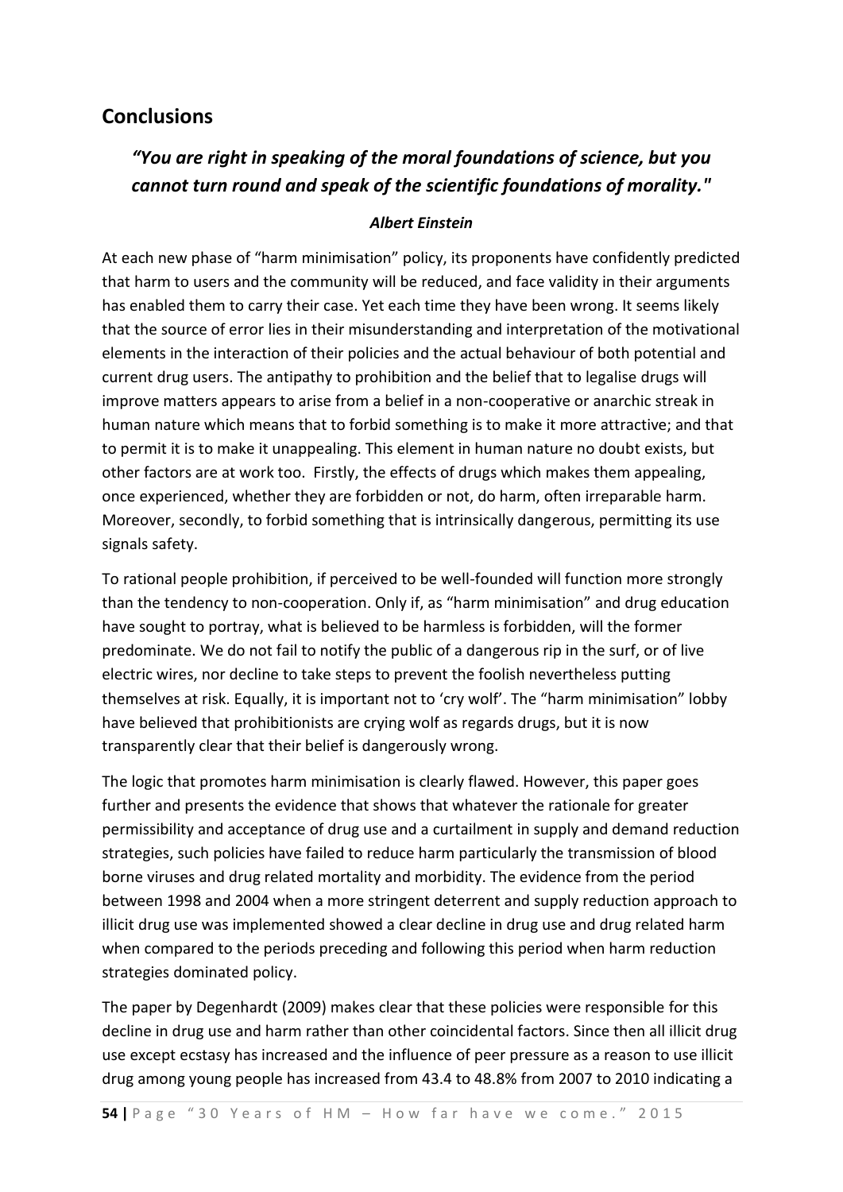## Conclusions

### *"You are right in speaking of the moral foundations of science, but you cannot turn round and speak of the scientific foundations of morality."*

***Albert Einstein***

At each new phase of "harm minimisation" policy, its proponents have confidently predicted that harm to users and the community will be reduced, and face validity in their arguments has enabled them to carry their case. Yet each time they have been wrong. It seems likely that the source of error lies in their misunderstanding and interpretation of the motivational elements in the interaction of their policies and the actual behaviour of both potential and current drug users. The antipathy to prohibition and the belief that to legalise drugs will improve matters appears to arise from a belief in a non-cooperative or anarchic streak in human nature which means that to forbid something is to make it more attractive; and that to permit it is to make it unappealing. This element in human nature no doubt exists, but other factors are at work too. Firstly, the effects of drugs which makes them appealing, once experienced, whether they are forbidden or not, do harm, often irreparable harm. Moreover, secondly, to forbid something that is intrinsically dangerous, permitting its use signals safety.

To rational people prohibition, if perceived to be well-founded will function more strongly than the tendency to non-cooperation. Only if, as "harm minimisation" and drug education have sought to portray, what is believed to be harmless is forbidden, will the former predominate. We do not fail to notify the public of a dangerous rip in the surf, or of live electric wires, nor decline to take steps to prevent the foolish nevertheless putting themselves at risk. Equally, it is important not to 'cry wolf'. The "harm minimisation" lobby have believed that prohibitionists are crying wolf as regards drugs, but it is now transparently clear that their belief is dangerously wrong.

The logic that promotes harm minimisation is clearly flawed. However, this paper goes further and presents the evidence that shows that whatever the rationale for greater permissibility and acceptance of drug use and a curtailment in supply and demand reduction strategies, such policies have failed to reduce harm particularly the transmission of blood borne viruses and drug related mortality and morbidity. The evidence from the period between 1998 and 2004 when a more stringent deterrent and supply reduction approach to illicit drug use was implemented showed a clear decline in drug use and drug related harm when compared to the periods preceding and following this period when harm reduction strategies dominated policy.

The paper by Degenhardt (2009) makes clear that these policies were responsible for this decline in drug use and harm rather than other coincidental factors. Since then all illicit drug use except ecstasy has increased and the influence of peer pressure as a reason to use illicit drug among young people has increased from 43.4 to 48.8% from 2007 to 2010 indicating a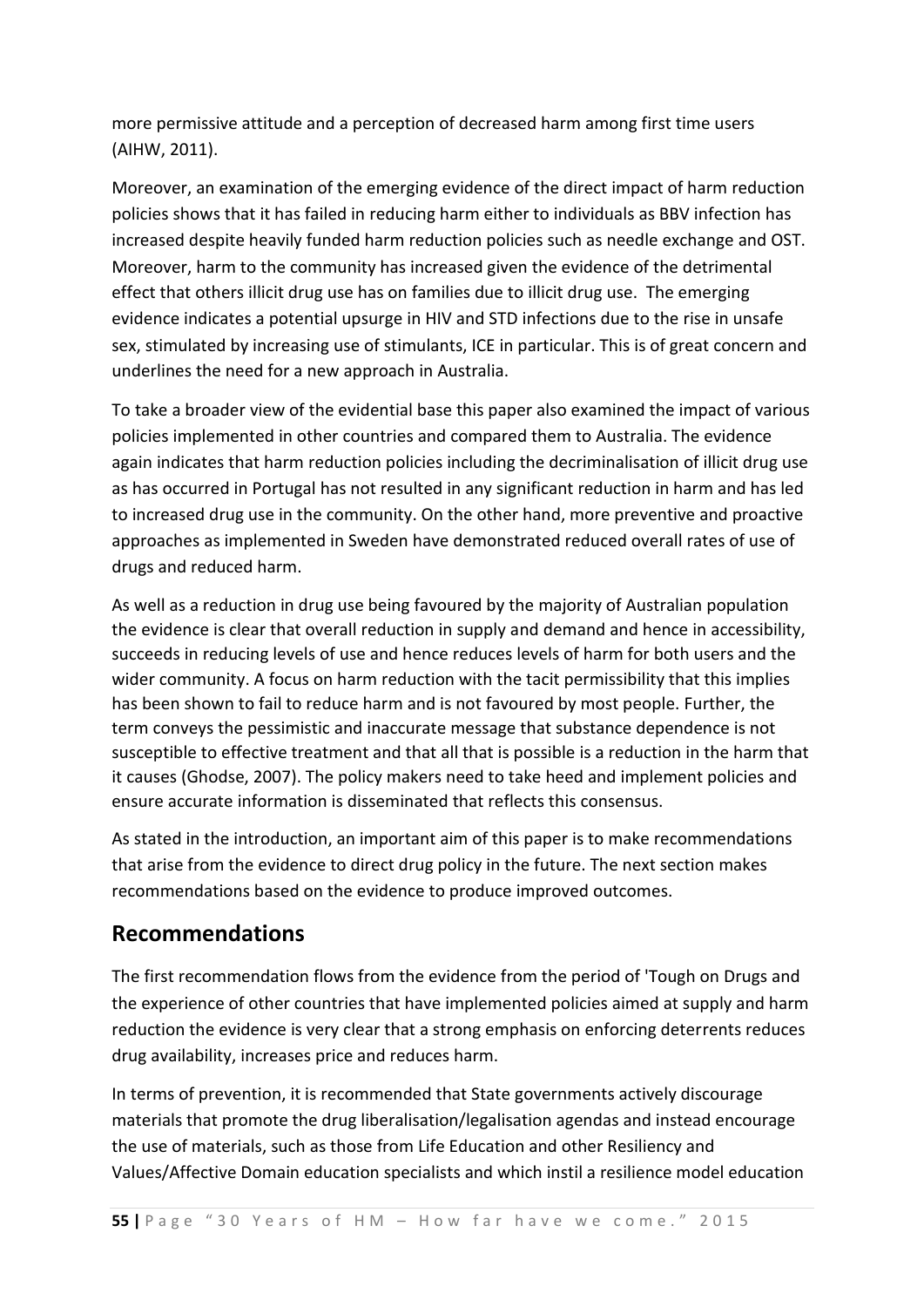more permissive attitude and a perception of decreased harm among first time users (AIHW, 2011).

Moreover, an examination of the emerging evidence of the direct impact of harm reduction policies shows that it has failed in reducing harm either to individuals as BBV infection has increased despite heavily funded harm reduction policies such as needle exchange and OST. Moreover, harm to the community has increased given the evidence of the detrimental effect that others illicit drug use has on families due to illicit drug use. The emerging evidence indicates a potential upsurge in HIV and STD infections due to the rise in unsafe sex, stimulated by increasing use of stimulants, ICE in particular. This is of great concern and underlines the need for a new approach in Australia.

To take a broader view of the evidential base this paper also examined the impact of various policies implemented in other countries and compared them to Australia. The evidence again indicates that harm reduction policies including the decriminalisation of illicit drug use as has occurred in Portugal has not resulted in any significant reduction in harm and has led to increased drug use in the community. On the other hand, more preventive and proactive approaches as implemented in Sweden have demonstrated reduced overall rates of use of drugs and reduced harm.

As well as a reduction in drug use being favoured by the majority of Australian population the evidence is clear that overall reduction in supply and demand and hence in accessibility, succeeds in reducing levels of use and hence reduces levels of harm for both users and the wider community. A focus on harm reduction with the tacit permissibility that this implies has been shown to fail to reduce harm and is not favoured by most people. Further, the term conveys the pessimistic and inaccurate message that substance dependence is not susceptible to effective treatment and that all that is possible is a reduction in the harm that it causes (Ghodse, 2007). The policy makers need to take heed and implement policies and ensure accurate information is disseminated that reflects this consensus.

As stated in the introduction, an important aim of this paper is to make recommendations that arise from the evidence to direct drug policy in the future. The next section makes recommendations based on the evidence to produce improved outcomes.

## Recommendations

The first recommendation flows from the evidence from the period of 'Tough on Drugs and the experience of other countries that have implemented policies aimed at supply and harm reduction the evidence is very clear that a strong emphasis on enforcing deterrents reduces drug availability, increases price and reduces harm.

In terms of prevention, it is recommended that State governments actively discourage materials that promote the drug liberalisation/legalisation agendas and instead encourage the use of materials, such as those from Life Education and other Resiliency and Values/Affective Domain education specialists and which instil a resilience model education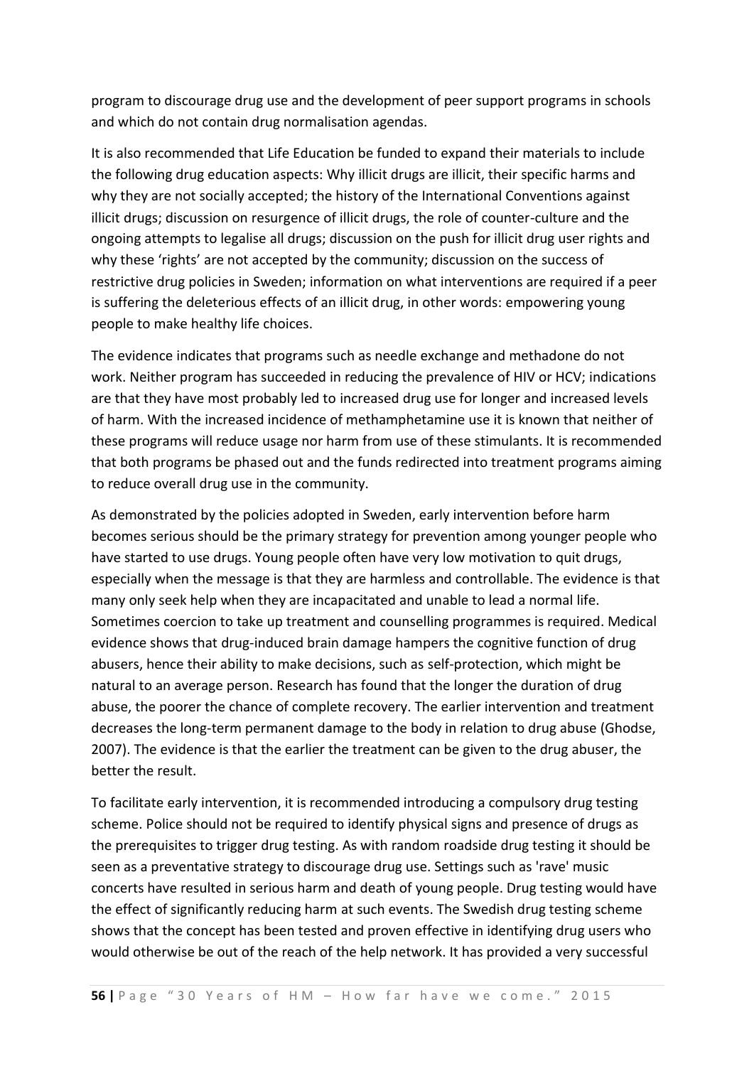program to discourage drug use and the development of peer support programs in schools and which do not contain drug normalisation agendas.

It is also recommended that Life Education be funded to expand their materials to include the following drug education aspects: Why illicit drugs are illicit, their specific harms and why they are not socially accepted; the history of the International Conventions against illicit drugs; discussion on resurgence of illicit drugs, the role of counter-culture and the ongoing attempts to legalise all drugs; discussion on the push for illicit drug user rights and why these 'rights' are not accepted by the community; discussion on the success of restrictive drug policies in Sweden; information on what interventions are required if a peer is suffering the deleterious effects of an illicit drug, in other words: empowering young people to make healthy life choices.

The evidence indicates that programs such as needle exchange and methadone do not work. Neither program has succeeded in reducing the prevalence of HIV or HCV; indications are that they have most probably led to increased drug use for longer and increased levels of harm. With the increased incidence of methamphetamine use it is known that neither of these programs will reduce usage nor harm from use of these stimulants. It is recommended that both programs be phased out and the funds redirected into treatment programs aiming to reduce overall drug use in the community.

As demonstrated by the policies adopted in Sweden, early intervention before harm becomes serious should be the primary strategy for prevention among younger people who have started to use drugs. Young people often have very low motivation to quit drugs, especially when the message is that they are harmless and controllable. The evidence is that many only seek help when they are incapacitated and unable to lead a normal life. Sometimes coercion to take up treatment and counselling programmes is required. Medical evidence shows that drug-induced brain damage hampers the cognitive function of drug abusers, hence their ability to make decisions, such as self-protection, which might be natural to an average person. Research has found that the longer the duration of drug abuse, the poorer the chance of complete recovery. The earlier intervention and treatment decreases the long-term permanent damage to the body in relation to drug abuse (Ghodse, 2007). The evidence is that the earlier the treatment can be given to the drug abuser, the better the result.

To facilitate early intervention, it is recommended introducing a compulsory drug testing scheme. Police should not be required to identify physical signs and presence of drugs as the prerequisites to trigger drug testing. As with random roadside drug testing it should be seen as a preventative strategy to discourage drug use. Settings such as 'rave' music concerts have resulted in serious harm and death of young people. Drug testing would have the effect of significantly reducing harm at such events. The Swedish drug testing scheme shows that the concept has been tested and proven effective in identifying drug users who would otherwise be out of the reach of the help network. It has provided a very successful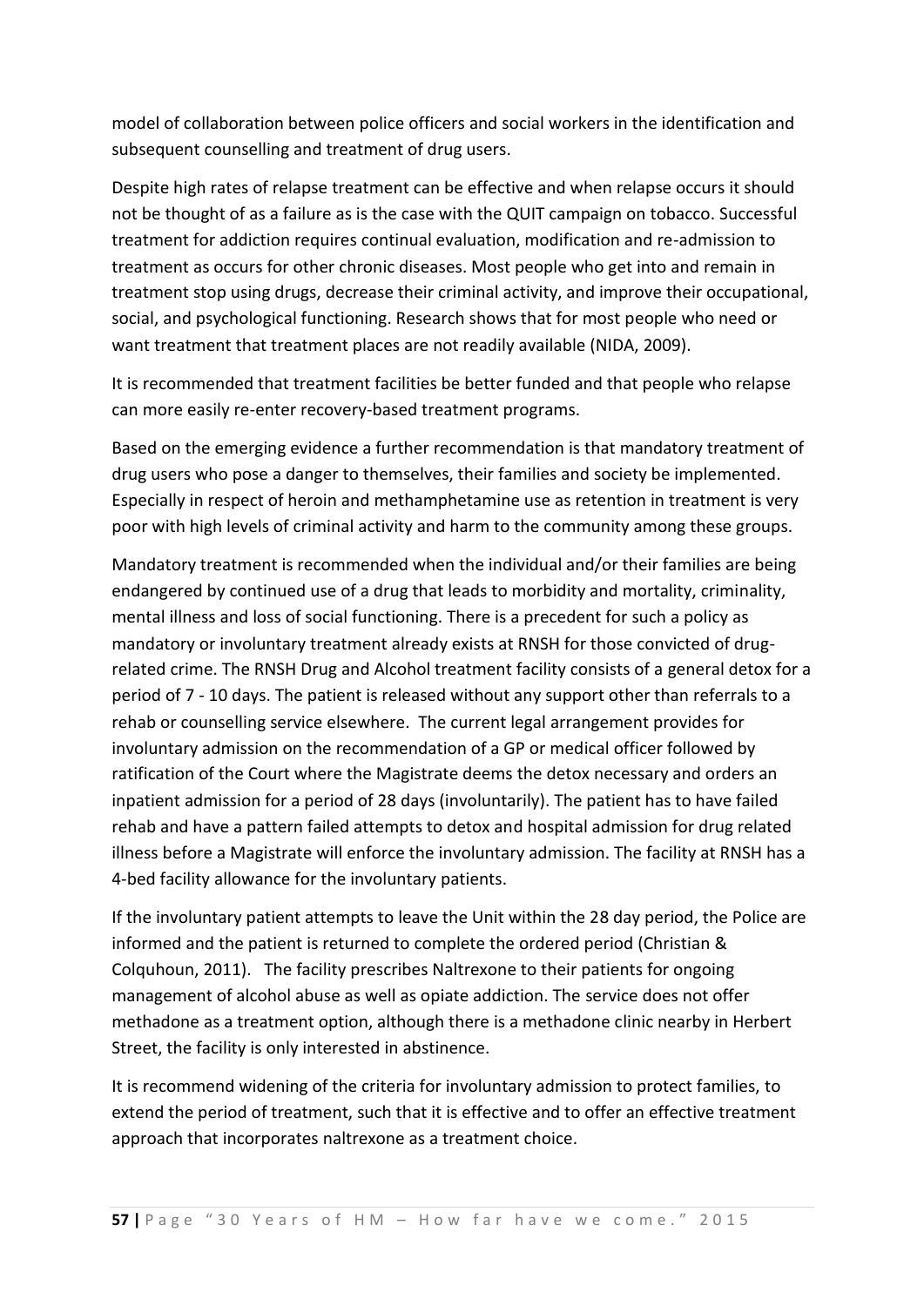model of collaboration between police officers and social workers in the identification and subsequent counselling and treatment of drug users.

Despite high rates of relapse treatment can be effective and when relapse occurs it should not be thought of as a failure as is the case with the QUIT campaign on tobacco. Successful treatment for addiction requires continual evaluation, modification and re-admission to treatment as occurs for other chronic diseases. Most people who get into and remain in treatment stop using drugs, decrease their criminal activity, and improve their occupational, social, and psychological functioning. Research shows that for most people who need or want treatment that treatment places are not readily available (NIDA, 2009).

It is recommended that treatment facilities be better funded and that people who relapse can more easily re-enter recovery-based treatment programs.

Based on the emerging evidence a further recommendation is that mandatory treatment of drug users who pose a danger to themselves, their families and society be implemented. Especially in respect of heroin and methamphetamine use as retention in treatment is very poor with high levels of criminal activity and harm to the community among these groups.

Mandatory treatment is recommended when the individual and/or their families are being endangered by continued use of a drug that leads to morbidity and mortality, criminality, mental illness and loss of social functioning. There is a precedent for such a policy as mandatory or involuntary treatment already exists at RNSH for those convicted of drug-related crime. The RNSH Drug and Alcohol treatment facility consists of a general detox for a period of 7 - 10 days. The patient is released without any support other than referrals to a rehab or counselling service elsewhere. The current legal arrangement provides for involuntary admission on the recommendation of a GP or medical officer followed by ratification of the Court where the Magistrate deems the detox necessary and orders an inpatient admission for a period of 28 days (involuntarily). The patient has to have failed rehab and have a pattern failed attempts to detox and hospital admission for drug related illness before a Magistrate will enforce the involuntary admission. The facility at RNSH has a 4-bed facility allowance for the involuntary patients.

If the involuntary patient attempts to leave the Unit within the 28 day period, the Police are informed and the patient is returned to complete the ordered period (Christian & Colquhoun, 2011). The facility prescribes Naltrexone to their patients for ongoing management of alcohol abuse as well as opiate addiction. The service does not offer methadone as a treatment option, although there is a methadone clinic nearby in Herbert Street, the facility is only interested in abstinence.

It is recommend widening of the criteria for involuntary admission to protect families, to extend the period of treatment, such that it is effective and to offer an effective treatment approach that incorporates naltrexone as a treatment choice.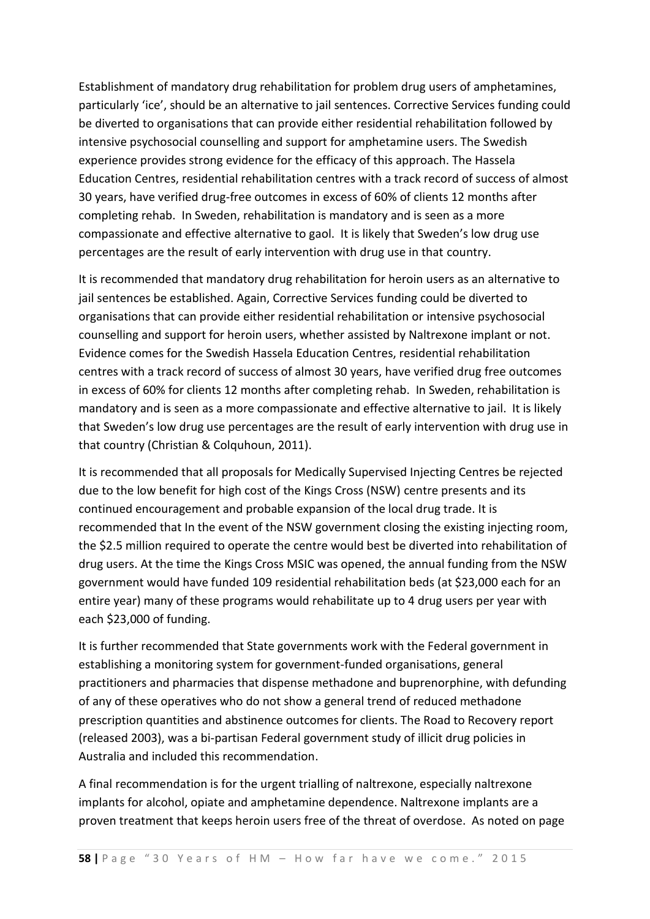Establishment of mandatory drug rehabilitation for problem drug users of amphetamines, particularly 'ice', should be an alternative to jail sentences. Corrective Services funding could be diverted to organisations that can provide either residential rehabilitation followed by intensive psychosocial counselling and support for amphetamine users. The Swedish experience provides strong evidence for the efficacy of this approach. The Hassela Education Centres, residential rehabilitation centres with a track record of success of almost 30 years, have verified drug-free outcomes in excess of 60% of clients 12 months after completing rehab. In Sweden, rehabilitation is mandatory and is seen as a more compassionate and effective alternative to gaol. It is likely that Sweden's low drug use percentages are the result of early intervention with drug use in that country.

It is recommended that mandatory drug rehabilitation for heroin users as an alternative to jail sentences be established. Again, Corrective Services funding could be diverted to organisations that can provide either residential rehabilitation or intensive psychosocial counselling and support for heroin users, whether assisted by Naltrexone implant or not. Evidence comes for the Swedish Hassela Education Centres, residential rehabilitation centres with a track record of success of almost 30 years, have verified drug free outcomes in excess of 60% for clients 12 months after completing rehab. In Sweden, rehabilitation is mandatory and is seen as a more compassionate and effective alternative to jail. It is likely that Sweden's low drug use percentages are the result of early intervention with drug use in that country (Christian & Colquhoun, 2011).

It is recommended that all proposals for Medically Supervised Injecting Centres be rejected due to the low benefit for high cost of the Kings Cross (NSW) centre presents and its continued encouragement and probable expansion of the local drug trade. It is recommended that In the event of the NSW government closing the existing injecting room, the $2.5 million required to operate the centre would best be diverted into rehabilitation of drug users. At the time the Kings Cross MSIC was opened, the annual funding from the NSW government would have funded 109 residential rehabilitation beds (at $23,000 each for an entire year) many of these programs would rehabilitate up to 4 drug users per year with each $23,000 of funding.

It is further recommended that State governments work with the Federal government in establishing a monitoring system for government-funded organisations, general practitioners and pharmacies that dispense methadone and buprenorphine, with defunding of any of these operatives who do not show a general trend of reduced methadone prescription quantities and abstinence outcomes for clients. The Road to Recovery report (released 2003), was a bi-partisan Federal government study of illicit drug policies in Australia and included this recommendation.

A final recommendation is for the urgent trialling of naltrexone, especially naltrexone implants for alcohol, opiate and amphetamine dependence. Naltrexone implants are a proven treatment that keeps heroin users free of the threat of overdose. As noted on page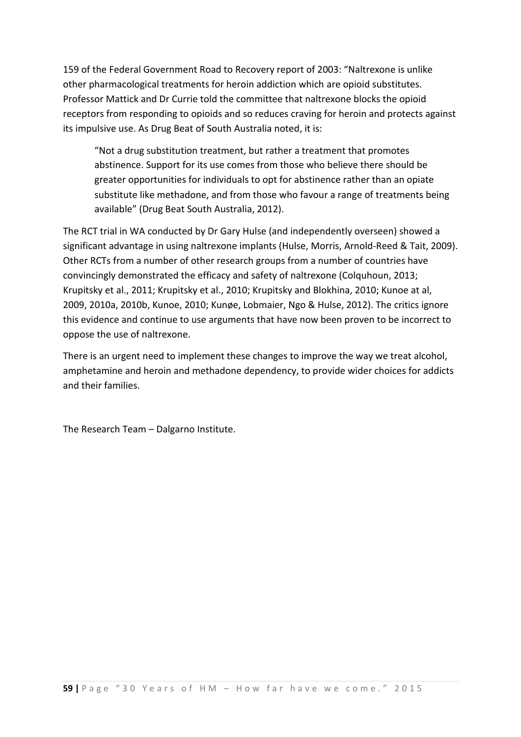159 of the Federal Government Road to Recovery report of 2003: “Naltrexone is unlike other pharmacological treatments for heroin addiction which are opioid substitutes. Professor Mattick and Dr Currie told the committee that naltrexone blocks the opioid receptors from responding to opioids and so reduces craving for heroin and protects against its impulsive use. As Drug Beat of South Australia noted, it is:

> “Not a drug substitution treatment, but rather a treatment that promotes abstinence. Support for its use comes from those who believe there should be greater opportunities for individuals to opt for abstinence rather than an opiate substitute like methadone, and from those who favour a range of treatments being available” (Drug Beat South Australia, 2012).

The RCT trial in WA conducted by Dr Gary Hulse (and independently overseen) showed a significant advantage in using naltrexone implants (Hulse, Morris, Arnold-Reed & Tait, 2009). Other RCTs from a number of other research groups from a number of countries have convincingly demonstrated the efficacy and safety of naltrexone (Colquhoun, 2013; Krupitsky et al., 2011; Krupitsky et al., 2010; Krupitsky and Blokhina, 2010; Kunoe at al, 2009, 2010a, 2010b, Kunoe, 2010; Kunøe, Lobmaier, Ngo & Hulse, 2012). The critics ignore this evidence and continue to use arguments that have now been proven to be incorrect to oppose the use of naltrexone.

There is an urgent need to implement these changes to improve the way we treat alcohol, amphetamine and heroin and methadone dependency, to provide wider choices for addicts and their families.

The Research Team – Dalgarno Institute.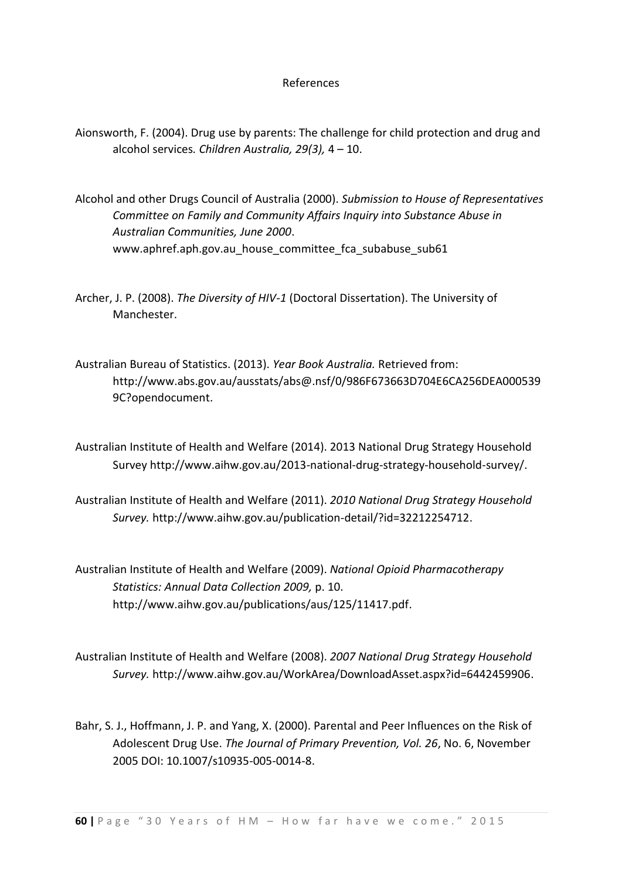References

Aionsworth, F. (2004). Drug use by parents: The challenge for child protection and drug and alcohol services. *Children Australia, 29(3),* 4 – 10.

Alcohol and other Drugs Council of Australia (2000). *Submission to House of Representatives Committee on Family and Community Affairs Inquiry into Substance Abuse in Australian Communities, June 2000*. www.aphref.aph.gov.au_house_committee_fca_subabuse_sub61

Archer, J. P. (2008). *The Diversity of HIV-1* (Doctoral Dissertation). The University of Manchester.

Australian Bureau of Statistics. (2013). *Year Book Australia.* Retrieved from: http://www.abs.gov.au/ausstats/abs@.nsf/0/986F673663D704E6CA256DEA0005399C?opendocument.

Australian Institute of Health and Welfare (2014). 2013 National Drug Strategy Household Survey http://www.aihw.gov.au/2013-national-drug-strategy-household-survey/.

Australian Institute of Health and Welfare (2011). *2010 National Drug Strategy Household Survey.* http://www.aihw.gov.au/publication-detail/?id=32212254712.

Australian Institute of Health and Welfare (2009). *National Opioid Pharmacotherapy Statistics: Annual Data Collection 2009,* p. 10. http://www.aihw.gov.au/publications/aus/125/11417.pdf.

Australian Institute of Health and Welfare (2008). *2007 National Drug Strategy Household Survey.* http://www.aihw.gov.au/WorkArea/DownloadAsset.aspx?id=6442459906.

Bahr, S. J., Hoffmann, J. P. and Yang, X. (2000). Parental and Peer Influences on the Risk of Adolescent Drug Use. *The Journal of Primary Prevention, Vol. 26*, No. 6, November 2005 DOI: 10.1007/s10935-005-0014-8.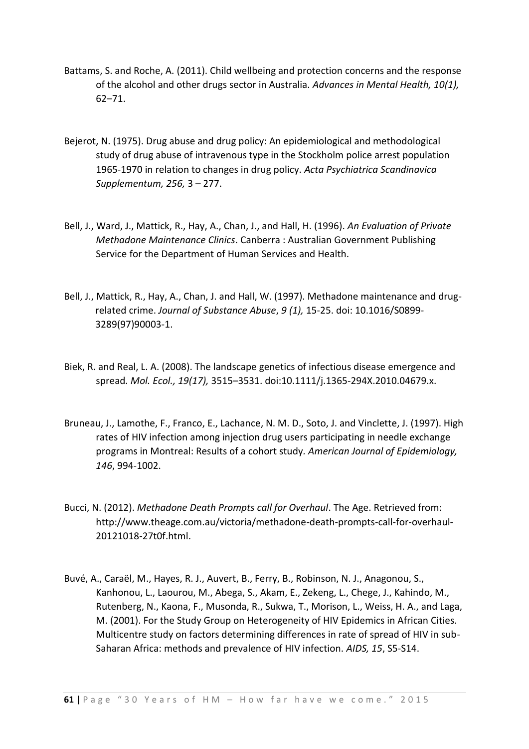Battams, S. and Roche, A. (2011). Child wellbeing and protection concerns and the response of the alcohol and other drugs sector in Australia. *Advances in Mental Health, 10(1),* 62–71.

Bejerot, N. (1975). Drug abuse and drug policy: An epidemiological and methodological study of drug abuse of intravenous type in the Stockholm police arrest population 1965-1970 in relation to changes in drug policy. *Acta Psychiatrica Scandinavica Supplementum, 256,* 3 – 277.

Bell, J., Ward, J., Mattick, R., Hay, A., Chan, J., and Hall, H. (1996). *An Evaluation of Private Methadone Maintenance Clinics*. Canberra : Australian Government Publishing Service for the Department of Human Services and Health.

Bell, J., Mattick, R., Hay, A., Chan, J. and Hall, W. (1997). Methadone maintenance and drug-related crime. *Journal of Substance Abuse*, *9 (1),* 15-25. doi: 10.1016/S0899-3289(97)90003-1.

Biek, R. and Real, L. A. (2008). The landscape genetics of infectious disease emergence and spread*. Mol. Ecol., 19(17),* 3515–3531. doi:10.1111/j.1365-294X.2010.04679.x.

Bruneau, J., Lamothe, F., Franco, E., Lachance, N. M. D., Soto, J. and Vinclette, J. (1997). High rates of HIV infection among injection drug users participating in needle exchange programs in Montreal: Results of a cohort study*. American Journal of Epidemiology, 146*, 994-1002.

Bucci, N. (2012). *Methadone Death Prompts call for Overhaul*. The Age. Retrieved from: http://www.theage.com.au/victoria/methadone-death-prompts-call-for-overhaul-20121018-27t0f.html.

Buvé, A., Caraël, M., Hayes, R. J., Auvert, B., Ferry, B., Robinson, N. J., Anagonou, S., Kanhonou, L., Laourou, M., Abega, S., Akam, E., Zekeng, L., Chege, J., Kahindo, M., Rutenberg, N., Kaona, F., Musonda, R., Sukwa, T., Morison, L., Weiss, H. A., and Laga, M. (2001). For the Study Group on Heterogeneity of HIV Epidemics in African Cities. Multicentre study on factors determining differences in rate of spread of HIV in sub-Saharan Africa: methods and prevalence of HIV infection. *AIDS, 15*, S5-S14.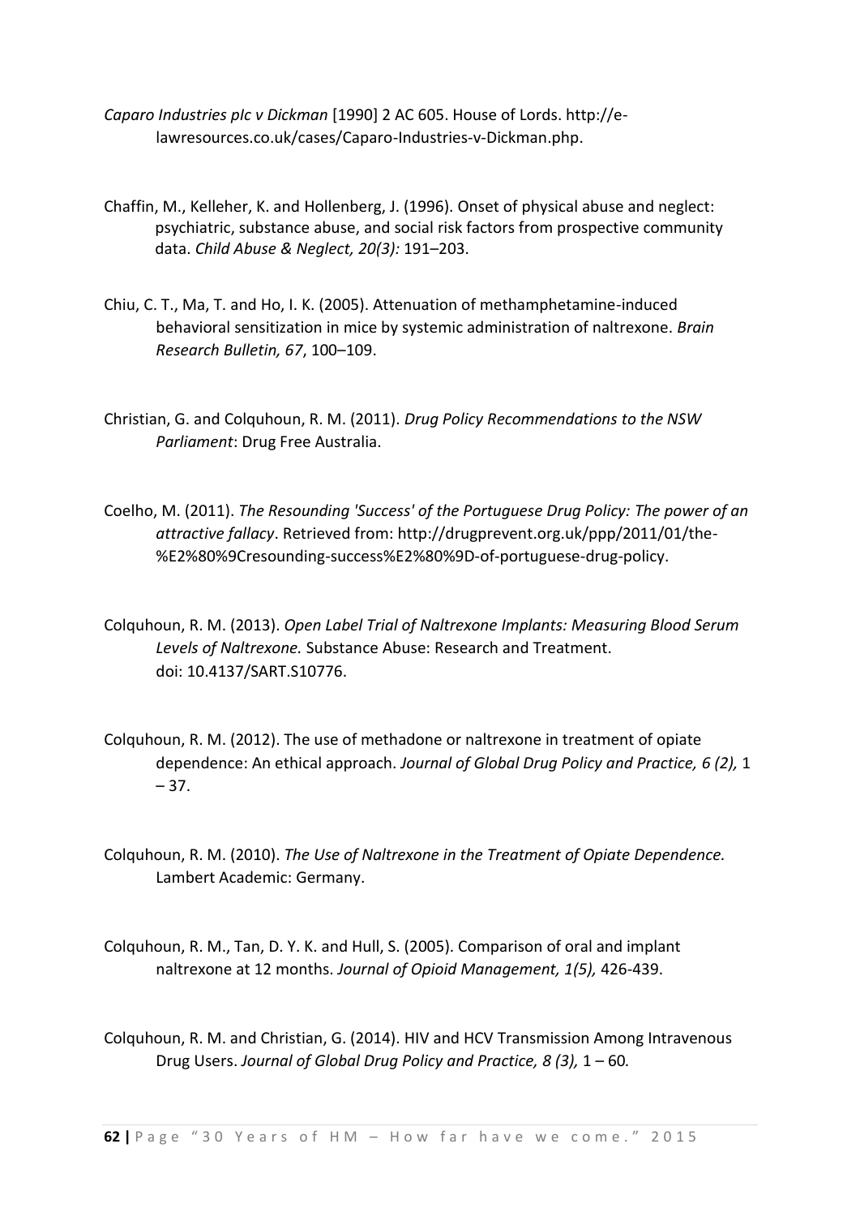*Caparo Industries pIc v Dickman* [1990] 2 AC 605. House of Lords. http://e-lawresources.co.uk/cases/Caparo-Industries-v-Dickman.php.

Chaffin, M., Kelleher, K. and Hollenberg, J. (1996). Onset of physical abuse and neglect: psychiatric, substance abuse, and social risk factors from prospective community data. *Child Abuse & Neglect, 20(3):* 191–203.

Chiu, C. T., Ma, T. and Ho, I. K. (2005). Attenuation of methamphetamine-induced behavioral sensitization in mice by systemic administration of naltrexone. *Brain Research Bulletin, 67*, 100–109.

Christian, G. and Colquhoun, R. M. (2011). *Drug Policy Recommendations to the NSW Parliament*: Drug Free Australia.

Coelho, M. (2011). *The Resounding 'Success' of the Portuguese Drug Policy: The power of an attractive fallacy*. Retrieved from: http://drugprevent.org.uk/ppp/2011/01/the-%E2%80%9Cresounding-success%E2%80%9D-of-portuguese-drug-policy.

Colquhoun, R. M. (2013). *Open Label Trial of Naltrexone Implants: Measuring Blood Serum Levels of Naltrexone.* Substance Abuse: Research and Treatment. doi: 10.4137/SART.S10776.

Colquhoun, R. M. (2012). The use of methadone or naltrexone in treatment of opiate dependence: An ethical approach. *Journal of Global Drug Policy and Practice, 6 (2),* 1 – 37.

Colquhoun, R. M. (2010). *The Use of Naltrexone in the Treatment of Opiate Dependence.* Lambert Academic: Germany.

Colquhoun, R. M., Tan, D. Y. K. and Hull, S. (2005). Comparison of oral and implant naltrexone at 12 months. *Journal of Opioid Management, 1(5),* 426-439.

Colquhoun, R. M. and Christian, G. (2014). HIV and HCV Transmission Among Intravenous Drug Users. *Journal of Global Drug Policy and Practice, 8 (3),* 1 – 60*.*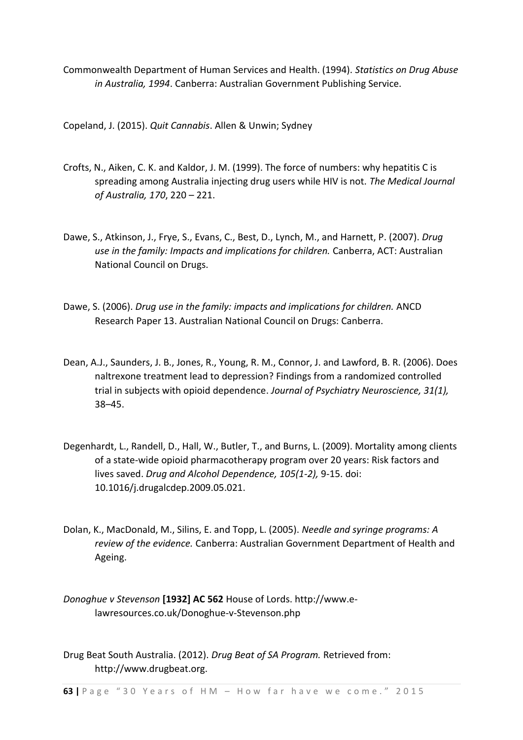Commonwealth Department of Human Services and Health. (1994). *Statistics on Drug Abuse in Australia, 1994*. Canberra: Australian Government Publishing Service.

Copeland, J. (2015). *Quit Cannabis*. Allen & Unwin; Sydney

Crofts, N., Aiken, C. K. and Kaldor, J. M. (1999). The force of numbers: why hepatitis C is spreading among Australia injecting drug users while HIV is not. *The Medical Journal of Australia, 170*, 220 – 221.

Dawe, S., Atkinson, J., Frye, S., Evans, C., Best, D., Lynch, M., and Harnett, P. (2007). *Drug use in the family: Impacts and implications for children.* Canberra, ACT: Australian National Council on Drugs.

Dawe, S. (2006). *Drug use in the family: impacts and implications for children.* ANCD Research Paper 13. Australian National Council on Drugs: Canberra.

Dean, A.J., Saunders, J. B., Jones, R., Young, R. M., Connor, J. and Lawford, B. R. (2006). Does naltrexone treatment lead to depression? Findings from a randomized controlled trial in subjects with opioid dependence. *Journal of Psychiatry Neuroscience, 31(1),* 38–45.

Degenhardt, L., Randell, D., Hall, W., Butler, T., and Burns, L. (2009). Mortality among clients of a state-wide opioid pharmacotherapy program over 20 years: Risk factors and lives saved. *Drug and Alcohol Dependence, 105(1-2),* 9-15. doi: 10.1016/j.drugalcdep.2009.05.021.

Dolan, K., MacDonald, M., Silins, E. and Topp, L. (2005). *Needle and syringe programs: A review of the evidence.* Canberra: Australian Government Department of Health and Ageing.

*Donoghue v Stevenson* **[1932] AC 562** House of Lords. http://www.e-lawresources.co.uk/Donoghue-v-Stevenson.php

Drug Beat South Australia. (2012). *Drug Beat of SA Program.* Retrieved from: http://www.drugbeat.org.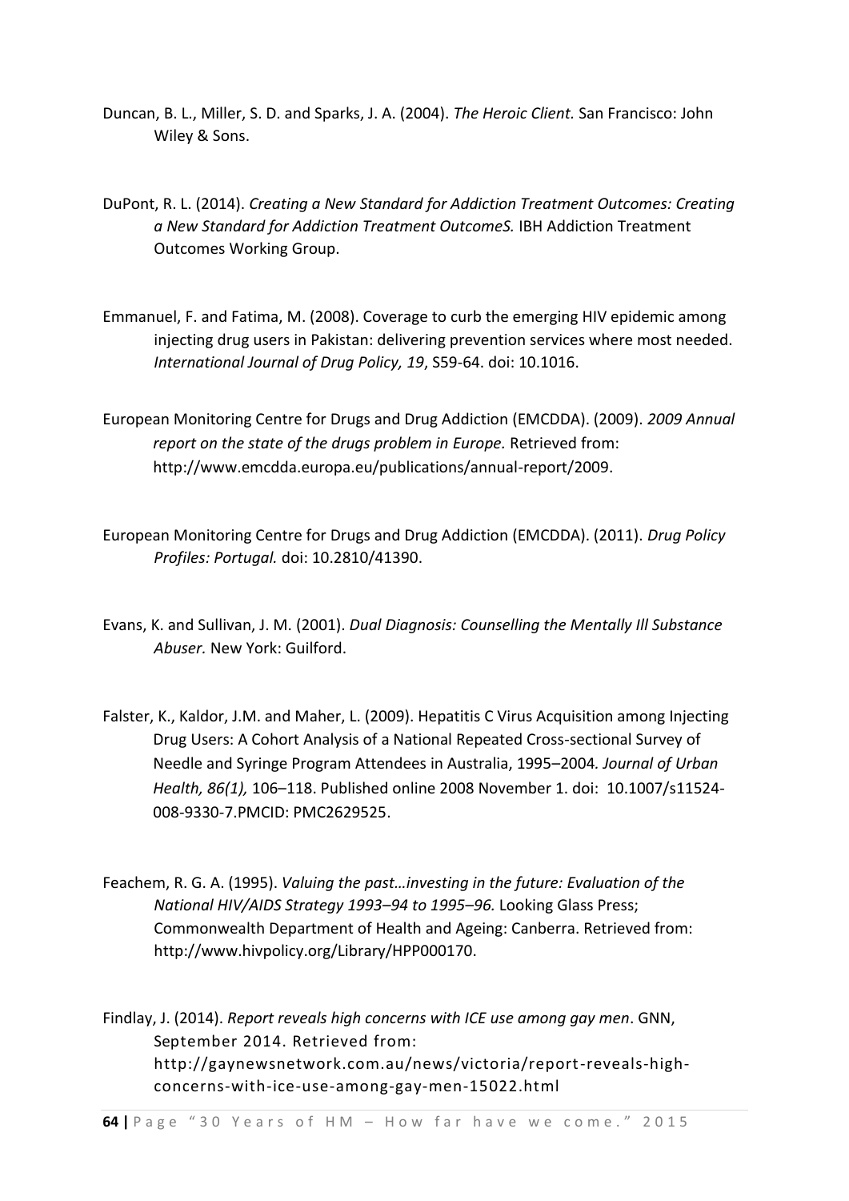Duncan, B. L., Miller, S. D. and Sparks, J. A. (2004). *The Heroic Client.* San Francisco: John Wiley & Sons.

DuPont, R. L. (2014). *Creating a New Standard for Addiction Treatment Outcomes: Creating a New Standard for Addiction Treatment OutcomeS.* IBH Addiction Treatment Outcomes Working Group.

Emmanuel, F. and Fatima, M. (2008). Coverage to curb the emerging HIV epidemic among injecting drug users in Pakistan: delivering prevention services where most needed. *International Journal of Drug Policy, 19*, S59-64. doi: 10.1016.

European Monitoring Centre for Drugs and Drug Addiction (EMCDDA). (2009). *2009 Annual report on the state of the drugs problem in Europe.* Retrieved from: http://www.emcdda.europa.eu/publications/annual-report/2009.

European Monitoring Centre for Drugs and Drug Addiction (EMCDDA). (2011). *Drug Policy Profiles: Portugal.* doi: 10.2810/41390.

Evans, K. and Sullivan, J. M. (2001). *Dual Diagnosis: Counselling the Mentally Ill Substance Abuser.* New York: Guilford.

Falster, K., Kaldor, J.M. and Maher, L. (2009). Hepatitis C Virus Acquisition among Injecting Drug Users: A Cohort Analysis of a National Repeated Cross-sectional Survey of Needle and Syringe Program Attendees in Australia, 1995–2004*. Journal of Urban Health, 86(1),* 106–118. Published online 2008 November 1. doi: 10.1007/s11524-008-9330-7.PMCID: PMC2629525.

Feachem, R. G. A. (1995). *Valuing the past…investing in the future: Evaluation of the National HIV/AIDS Strategy 1993–94 to 1995–96.* Looking Glass Press; Commonwealth Department of Health and Ageing: Canberra. Retrieved from: http://www.hivpolicy.org/Library/HPP000170.

Findlay, J. (2014). *Report reveals high concerns with ICE use among gay men*. GNN, September 2014. Retrieved from: http://gaynewsnetwork.com.au/news/victoria/report-reveals-high-concerns-with-ice-use-among-gay-men-15022.html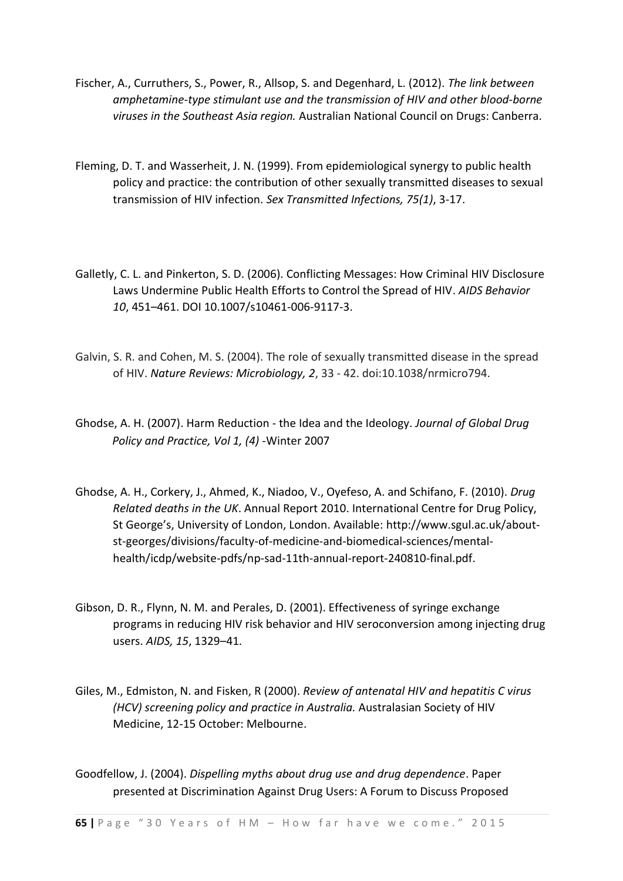Fischer, A., Curruthers, S., Power, R., Allsop, S. and Degenhard, L. (2012). *The link between amphetamine-type stimulant use and the transmission of HIV and other blood-borne viruses in the Southeast Asia region.* Australian National Council on Drugs: Canberra.

Fleming, D. T. and Wasserheit, J. N. (1999). From epidemiological synergy to public health policy and practice: the contribution of other sexually transmitted diseases to sexual transmission of HIV infection. *Sex Transmitted Infections, 75(1)*, 3-17.

Galletly, C. L. and Pinkerton, S. D. (2006). Conflicting Messages: How Criminal HIV Disclosure Laws Undermine Public Health Efforts to Control the Spread of HIV. *AIDS Behavior 10*, 451–461. DOI 10.1007/s10461-006-9117-3.

Galvin, S. R. and Cohen, M. S. (2004). The role of sexually transmitted disease in the spread of HIV. *Nature Reviews: Microbiology, 2*, 33 - 42. doi:10.1038/nrmicro794.

Ghodse, A. H. (2007). Harm Reduction - the Idea and the Ideology. *Journal of Global Drug Policy and Practice, Vol 1, (4)* -Winter 2007

Ghodse, A. H., Corkery, J., Ahmed, K., Niadoo, V., Oyefeso, A. and Schifano, F. (2010). *Drug Related deaths in the UK*. Annual Report 2010. International Centre for Drug Policy, St George's, University of London, London. Available: http://www.sgul.ac.uk/about-st-georges/divisions/faculty-of-medicine-and-biomedical-sciences/mental-health/icdp/website-pdfs/np-sad-11th-annual-report-240810-final.pdf.

Gibson, D. R., Flynn, N. M. and Perales, D. (2001). Effectiveness of syringe exchange programs in reducing HIV risk behavior and HIV seroconversion among injecting drug users. *AIDS, 15*, 1329–41.

Giles, M., Edmiston, N. and Fisken, R (2000). *Review of antenatal HIV and hepatitis C virus (HCV) screening policy and practice in Australia.* Australasian Society of HIV Medicine, 12-15 October: Melbourne.

Goodfellow, J. (2004). *Dispelling myths about drug use and drug dependence*. Paper presented at Discrimination Against Drug Users: A Forum to Discuss Proposed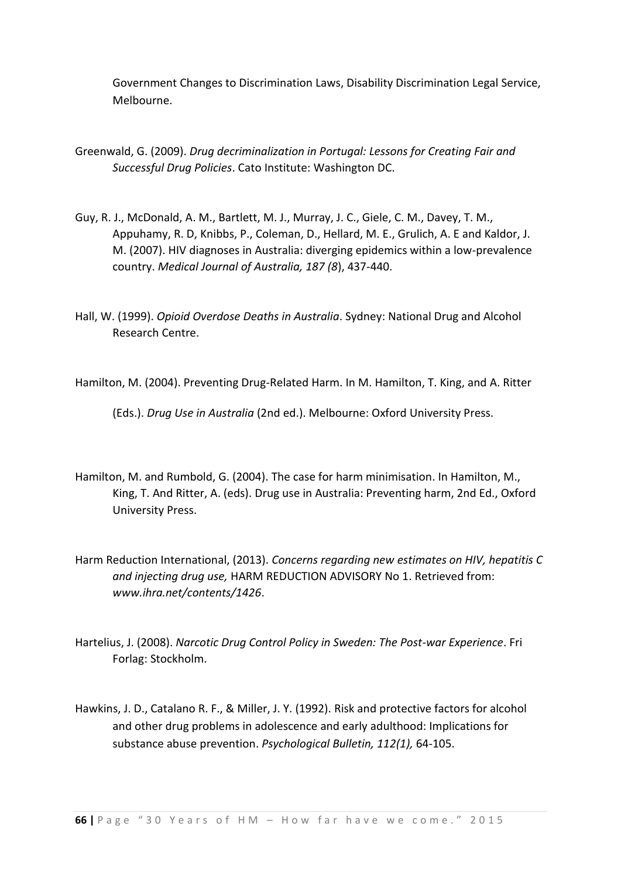Government Changes to Discrimination Laws, Disability Discrimination Legal Service, Melbourne.

Greenwald, G. (2009). *Drug decriminalization in Portugal: Lessons for Creating Fair and Successful Drug Policies*. Cato Institute: Washington DC.

Guy, R. J., McDonald, A. M., Bartlett, M. J., Murray, J. C., Giele, C. M., Davey, T. M., Appuhamy, R. D, Knibbs, P., Coleman, D., Hellard, M. E., Grulich, A. E and Kaldor, J. M. (2007). HIV diagnoses in Australia: diverging epidemics within a low-prevalence country. *Medical Journal of Australia, 187 (8*), 437-440.

Hall, W. (1999). *Opioid Overdose Deaths in Australia*. Sydney: National Drug and Alcohol Research Centre.

Hamilton, M. (2004). Preventing Drug-Related Harm. In M. Hamilton, T. King, and A. Ritter (Eds.). *Drug Use in Australia* (2nd ed.). Melbourne: Oxford University Press.

Hamilton, M. and Rumbold, G. (2004). The case for harm minimisation. In Hamilton, M., King, T. And Ritter, A. (eds). Drug use in Australia: Preventing harm, 2nd Ed., Oxford University Press.

Harm Reduction International, (2013). *Concerns regarding new estimates on HIV, hepatitis C and injecting drug use,* HARM REDUCTION ADVISORY No 1. Retrieved from: *www.ihra.net/contents/1426*.

Hartelius, J. (2008). *Narcotic Drug Control Policy in Sweden: The Post-war Experience*. Fri Forlag: Stockholm.

Hawkins, J. D., Catalano R. F., & Miller, J. Y. (1992). Risk and protective factors for alcohol and other drug problems in adolescence and early adulthood: Implications for substance abuse prevention. *Psychological Bulletin, 112(1),* 64-105.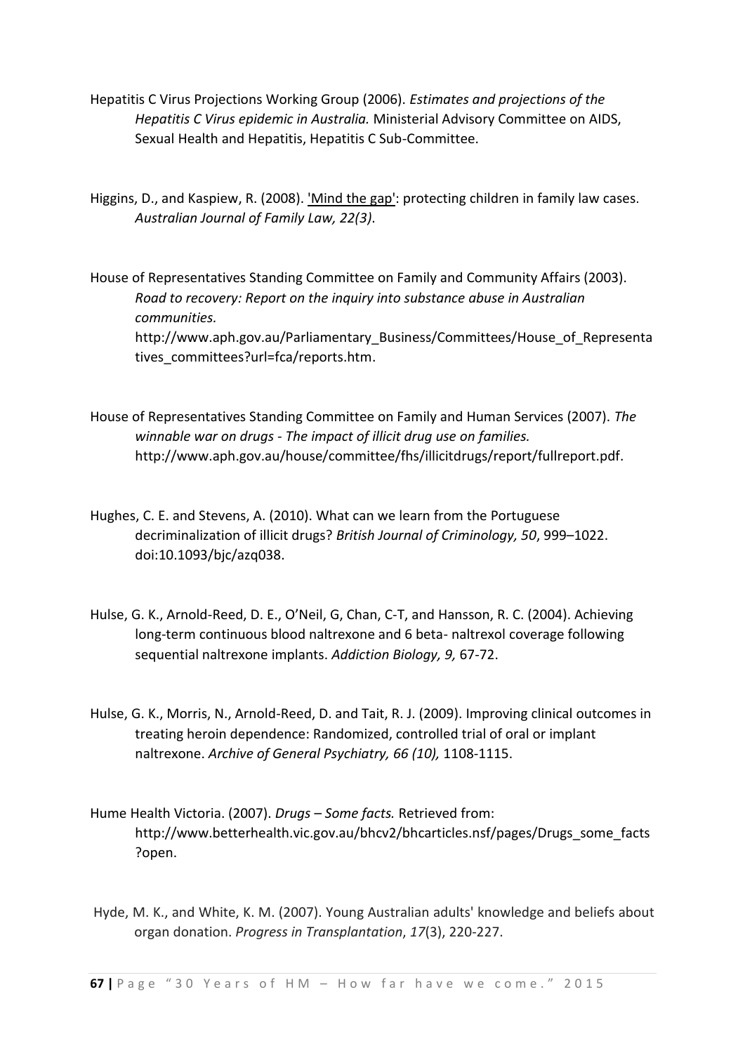Hepatitis C Virus Projections Working Group (2006). *Estimates and projections of the Hepatitis C Virus epidemic in Australia.* Ministerial Advisory Committee on AIDS, Sexual Health and Hepatitis, Hepatitis C Sub-Committee.

Higgins, D., and Kaspiew, R. (2008). 'Mind the gap': protecting children in family law cases. *Australian Journal of Family Law, 22(3)*.

House of Representatives Standing Committee on Family and Community Affairs (2003). *Road to recovery: Report on the inquiry into substance abuse in Australian communities.* http://www.aph.gov.au/Parliamentary_Business/Committees/House_of_Representatives_committees?url=fca/reports.htm.

House of Representatives Standing Committee on Family and Human Services (2007). *The winnable war on drugs - The impact of illicit drug use on families.* http://www.aph.gov.au/house/committee/fhs/illicitdrugs/report/fullreport.pdf.

Hughes, C. E. and Stevens, A. (2010). What can we learn from the Portuguese decriminalization of illicit drugs? *British Journal of Criminology, 50*, 999–1022. doi:10.1093/bjc/azq038.

Hulse, G. K., Arnold-Reed, D. E., O'Neil, G, Chan, C-T, and Hansson, R. C. (2004). Achieving long-term continuous blood naltrexone and 6 beta- naltrexol coverage following sequential naltrexone implants. *Addiction Biology, 9,* 67-72.

Hulse, G. K., Morris, N., Arnold-Reed, D. and Tait, R. J. (2009). Improving clinical outcomes in treating heroin dependence: Randomized, controlled trial of oral or implant naltrexone. *Archive of General Psychiatry, 66 (10),* 1108-1115.

Hume Health Victoria. (2007). *Drugs – Some facts.* Retrieved from: http://www.betterhealth.vic.gov.au/bhcv2/bhcarticles.nsf/pages/Drugs_some_facts?open.

Hyde, M. K., and White, K. M. (2007). Young Australian adults' knowledge and beliefs about organ donation. *Progress in Transplantation*, *17*(3), 220-227.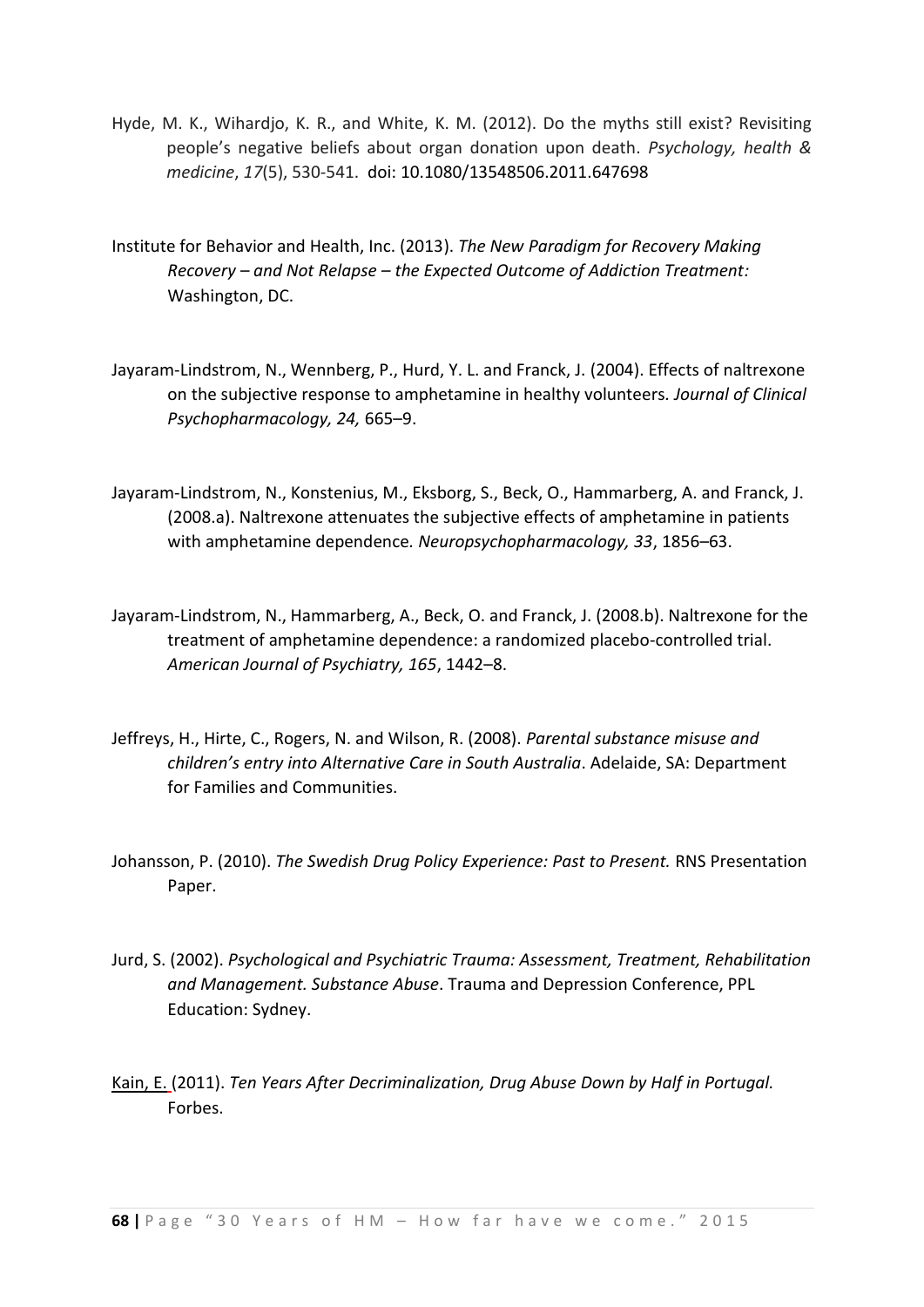Hyde, M. K., Wihardjo, K. R., and White, K. M. (2012). Do the myths still exist? Revisiting people's negative beliefs about organ donation upon death. *Psychology, health & medicine*, *17*(5), 530-541. doi: 10.1080/13548506.2011.647698

Institute for Behavior and Health, Inc. (2013). *The New Paradigm for Recovery Making Recovery – and Not Relapse – the Expected Outcome of Addiction Treatment:* Washington, DC.

Jayaram-Lindstrom, N., Wennberg, P., Hurd, Y. L. and Franck, J. (2004). Effects of naltrexone on the subjective response to amphetamine in healthy volunteers. *Journal of Clinical Psychopharmacology, 24,* 665–9.

Jayaram-Lindstrom, N., Konstenius, M., Eksborg, S., Beck, O., Hammarberg, A. and Franck, J. (2008.a). Naltrexone attenuates the subjective effects of amphetamine in patients with amphetamine dependence*. Neuropsychopharmacology, 33*, 1856–63.

Jayaram-Lindstrom, N., Hammarberg, A., Beck, O. and Franck, J. (2008.b). Naltrexone for the treatment of amphetamine dependence: a randomized placebo-controlled trial. *American Journal of Psychiatry, 165*, 1442–8.

Jeffreys, H., Hirte, C., Rogers, N. and Wilson, R. (2008). *Parental substance misuse and children's entry into Alternative Care in South Australia*. Adelaide, SA: Department for Families and Communities.

Johansson, P. (2010). *The Swedish Drug Policy Experience: Past to Present.* RNS Presentation Paper.

Jurd, S. (2002). *Psychological and Psychiatric Trauma: Assessment, Treatment, Rehabilitation and Management. Substance Abuse*. Trauma and Depression Conference, PPL Education: Sydney.

Kain, E. (2011). *Ten Years After Decriminalization, Drug Abuse Down by Half in Portugal.* Forbes.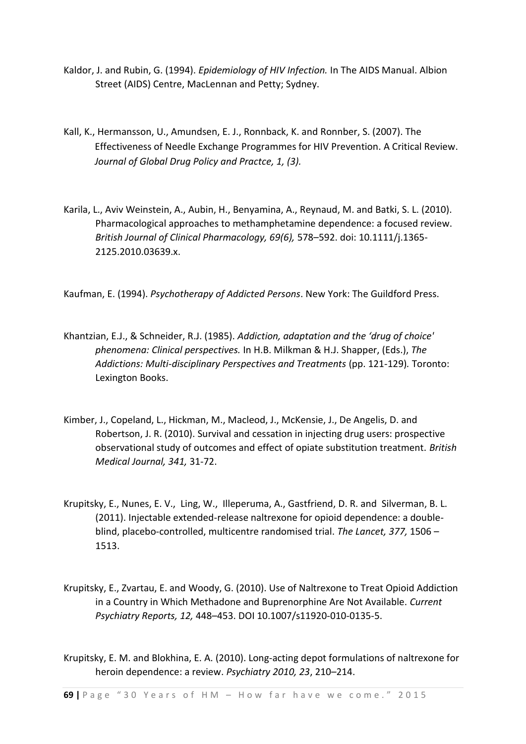Kaldor, J. and Rubin, G. (1994). *Epidemiology of HIV Infection.* In The AIDS Manual. Albion Street (AIDS) Centre, MacLennan and Petty; Sydney.

Kall, K., Hermansson, U., Amundsen, E. J., Ronnback, K. and Ronnber, S. (2007). The Effectiveness of Needle Exchange Programmes for HIV Prevention. A Critical Review. *Journal of Global Drug Policy and Practce, 1, (3).*

Karila, L., Aviv Weinstein, A., Aubin, H., Benyamina, A., Reynaud, M. and Batki, S. L. (2010). Pharmacological approaches to methamphetamine dependence: a focused review. *British Journal of Clinical Pharmacology, 69(6),* 578–592. doi: 10.1111/j.1365-2125.2010.03639.x.

Kaufman, E. (1994). *Psychotherapy of Addicted Persons*. New York: The Guildford Press.

Khantzian, E.J., & Schneider, R.J. (1985). *Addiction, adaptation and the 'drug of choice' phenomena: Clinical perspectives.* In H.B. Milkman & H.J. Shapper, (Eds.), *The Addictions: Multi-disciplinary Perspectives and Treatments* (pp. 121-129)*.* Toronto: Lexington Books.

Kimber, J., Copeland, L., Hickman, M., Macleod, J., McKensie, J., De Angelis, D. and Robertson, J. R. (2010). Survival and cessation in injecting drug users: prospective observational study of outcomes and effect of opiate substitution treatment. *British Medical Journal, 341,* 31-72.

Krupitsky, E., Nunes, E. V., Ling, W., Illeperuma, A., Gastfriend, D. R. and Silverman, B. L. (2011). Injectable extended-release naltrexone for opioid dependence: a double-blind, placebo-controlled, multicentre randomised trial. *The Lancet, 377,* 1506 – 1513.

Krupitsky, E., Zvartau, E. and Woody, G. (2010). Use of Naltrexone to Treat Opioid Addiction in a Country in Which Methadone and Buprenorphine Are Not Available. *Current Psychiatry Reports, 12,* 448–453. DOI 10.1007/s11920-010-0135-5.

Krupitsky, E. M. and Blokhina, E. A. (2010). Long-acting depot formulations of naltrexone for heroin dependence: a review. *Psychiatry 2010, 23*, 210–214.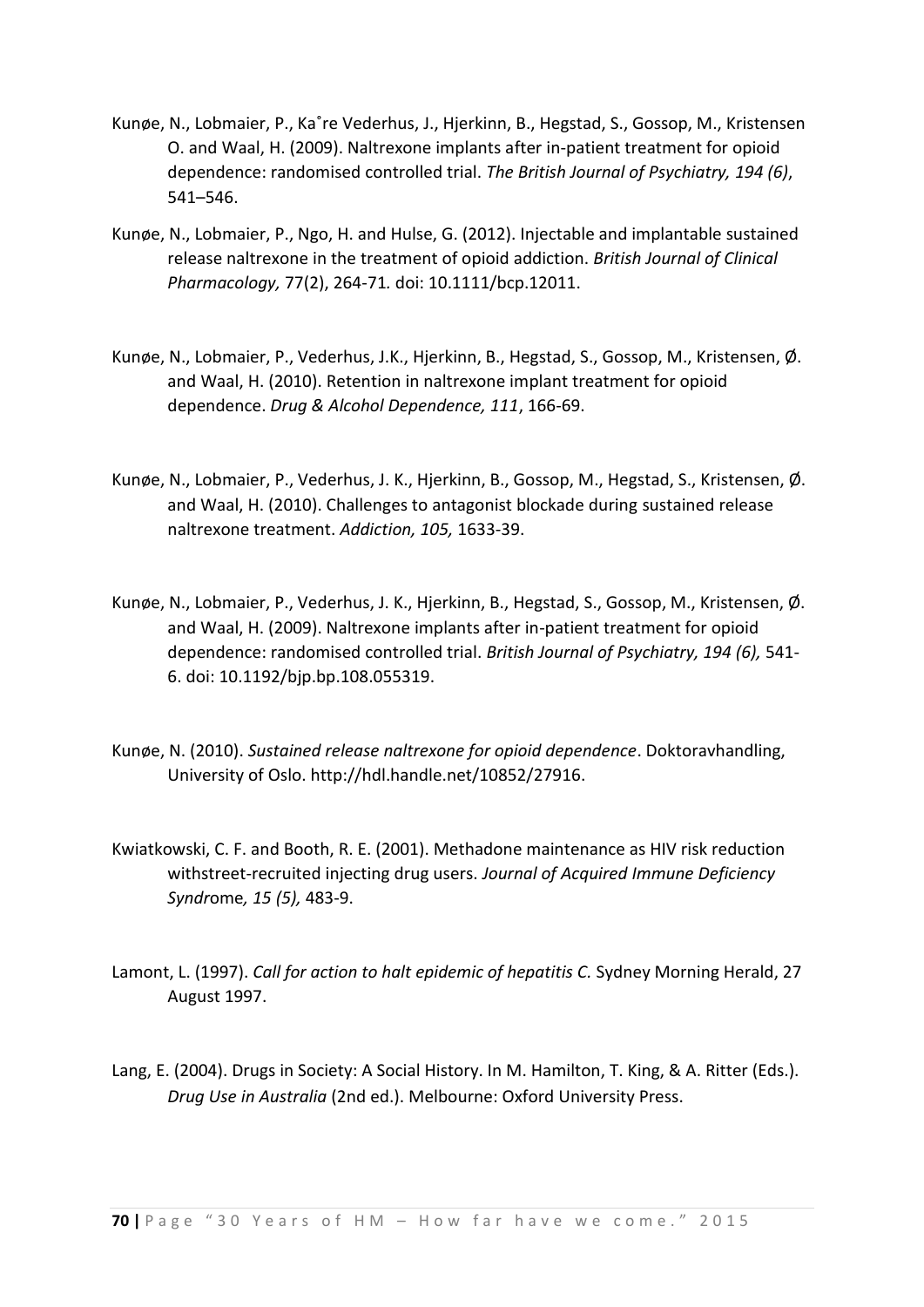Kunøe, N., Lobmaier, P., Ka˚re Vederhus, J., Hjerkinn, B., Hegstad, S., Gossop, M., Kristensen O. and Waal, H. (2009). Naltrexone implants after in-patient treatment for opioid dependence: randomised controlled trial. *The British Journal of Psychiatry, 194 (6)*, 541–546.

Kunøe, N., Lobmaier, P., Ngo, H. and Hulse, G. (2012). Injectable and implantable sustained release naltrexone in the treatment of opioid addiction. *British Journal of Clinical Pharmacology,* 77(2), 264-71*.* doi: 10.1111/bcp.12011.

Kunøe, N., Lobmaier, P., Vederhus, J.K., Hjerkinn, B., Hegstad, S., Gossop, M., Kristensen, Ø. and Waal, H. (2010). Retention in naltrexone implant treatment for opioid dependence. *Drug & Alcohol Dependence, 111*, 166-69.

Kunøe, N., Lobmaier, P., Vederhus, J. K., Hjerkinn, B., Gossop, M., Hegstad, S., Kristensen, Ø. and Waal, H. (2010). Challenges to antagonist blockade during sustained release naltrexone treatment. *Addiction, 105,* 1633-39.

Kunøe, N., Lobmaier, P., Vederhus, J. K., Hjerkinn, B., Hegstad, S., Gossop, M., Kristensen, Ø. and Waal, H. (2009). Naltrexone implants after in-patient treatment for opioid dependence: randomised controlled trial. *British Journal of Psychiatry, 194 (6),* 541-6. doi: 10.1192/bjp.bp.108.055319.

Kunøe, N. (2010). *Sustained release naltrexone for opioid dependence*. Doktoravhandling, University of Oslo. http://hdl.handle.net/10852/27916.

Kwiatkowski, C. F. and Booth, R. E. (2001). Methadone maintenance as HIV risk reduction withstreet-recruited injecting drug users. *Journal of Acquired Immune Deficiency Syndrome, 15 (5),* 483-9.

Lamont, L. (1997). *Call for action to halt epidemic of hepatitis C.* Sydney Morning Herald, 27 August 1997.

Lang, E. (2004). Drugs in Society: A Social History. In M. Hamilton, T. King, & A. Ritter (Eds.). *Drug Use in Australia* (2nd ed.). Melbourne: Oxford University Press.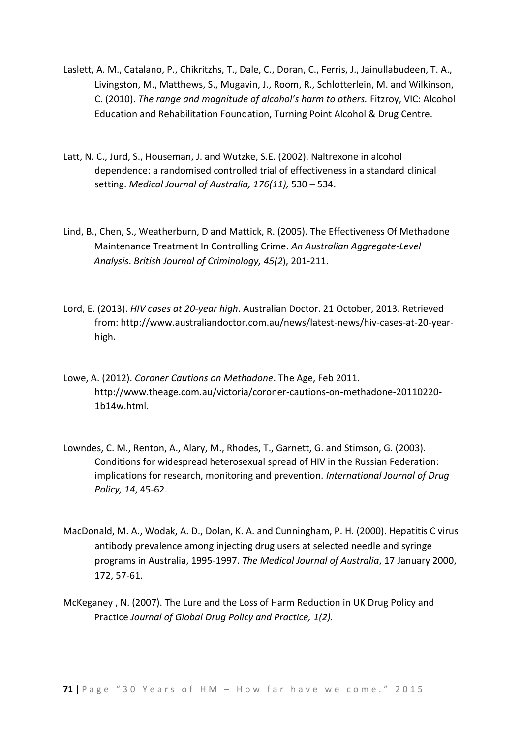Laslett, A. M., Catalano, P., Chikritzhs, T., Dale, C., Doran, C., Ferris, J., Jainullabudeen, T. A., Livingston, M., Matthews, S., Mugavin, J., Room, R., Schlotterlein, M. and Wilkinson, C. (2010). *The range and magnitude of alcohol's harm to others.* Fitzroy, VIC: Alcohol Education and Rehabilitation Foundation, Turning Point Alcohol & Drug Centre.

Latt, N. C., Jurd, S., Houseman, J. and Wutzke, S.E. (2002). Naltrexone in alcohol dependence: a randomised controlled trial of effectiveness in a standard clinical setting. *Medical Journal of Australia, 176(11),* 530 – 534.

Lind, B., Chen, S., Weatherburn, D and Mattick, R. (2005). The Effectiveness Of Methadone Maintenance Treatment In Controlling Crime. *An Australian Aggregate-Level Analysis*. *British Journal of Criminology, 45(2*), 201-211.

Lord, E. (2013). *HIV cases at 20-year high*. Australian Doctor. 21 October, 2013. Retrieved from: http://www.australiandoctor.com.au/news/latest-news/hiv-cases-at-20-year-high.

Lowe, A. (2012). *Coroner Cautions on Methadone*. The Age, Feb 2011. http://www.theage.com.au/victoria/coroner-cautions-on-methadone-20110220-1b14w.html.

Lowndes, C. M., Renton, A., Alary, M., Rhodes, T., Garnett, G. and Stimson, G. (2003). Conditions for widespread heterosexual spread of HIV in the Russian Federation: implications for research, monitoring and prevention. *International Journal of Drug Policy, 14*, 45-62.

MacDonald, M. A., Wodak, A. D., Dolan, K. A. and Cunningham, P. H. (2000). Hepatitis C virus antibody prevalence among injecting drug users at selected needle and syringe programs in Australia, 1995-1997. *The Medical Journal of Australia*, 17 January 2000, 172, 57-61.

McKeganey , N. (2007). The Lure and the Loss of Harm Reduction in UK Drug Policy and Practice *Journal of Global Drug Policy and Practice, 1(2).*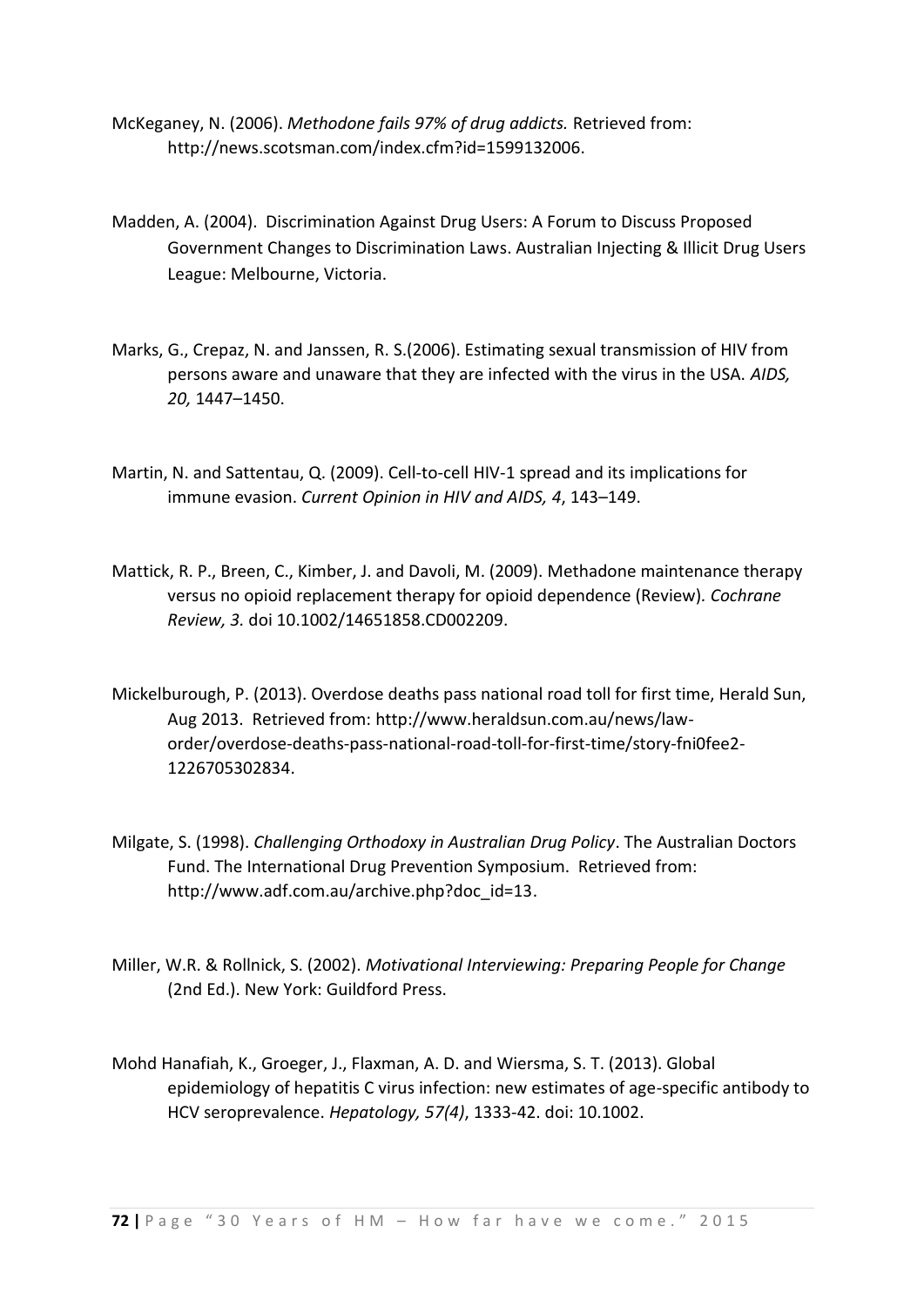McKeganey, N. (2006). *Methodone fails 97% of drug addicts.* Retrieved from: http://news.scotsman.com/index.cfm?id=1599132006.

Madden, A. (2004). Discrimination Against Drug Users: A Forum to Discuss Proposed Government Changes to Discrimination Laws. Australian Injecting & Illicit Drug Users League: Melbourne, Victoria.

Marks, G., Crepaz, N. and Janssen, R. S.(2006). Estimating sexual transmission of HIV from persons aware and unaware that they are infected with the virus in the USA. *AIDS, 20,* 1447–1450.

Martin, N. and Sattentau, Q. (2009). Cell-to-cell HIV-1 spread and its implications for immune evasion. *Current Opinion in HIV and AIDS, 4*, 143–149.

Mattick, R. P., Breen, C., Kimber, J. and Davoli, M. (2009). Methadone maintenance therapy versus no opioid replacement therapy for opioid dependence (Review). *Cochrane Review, 3.* doi 10.1002/14651858.CD002209.

Mickelburough, P. (2013). Overdose deaths pass national road toll for first time, Herald Sun, Aug 2013. Retrieved from: http://www.heraldsun.com.au/news/law-order/overdose-deaths-pass-national-road-toll-for-first-time/story-fni0fee2-1226705302834.

Milgate, S. (1998). *Challenging Orthodoxy in Australian Drug Policy*. The Australian Doctors Fund. The International Drug Prevention Symposium. Retrieved from: http://www.adf.com.au/archive.php?doc_id=13.

Miller, W.R. & Rollnick, S. (2002). *Motivational Interviewing: Preparing People for Change* (2nd Ed.). New York: Guildford Press.

Mohd Hanafiah, K., Groeger, J., Flaxman, A. D. and Wiersma, S. T. (2013). Global epidemiology of hepatitis C virus infection: new estimates of age-specific antibody to HCV seroprevalence. *Hepatology, 57(4)*, 1333-42. doi: 10.1002.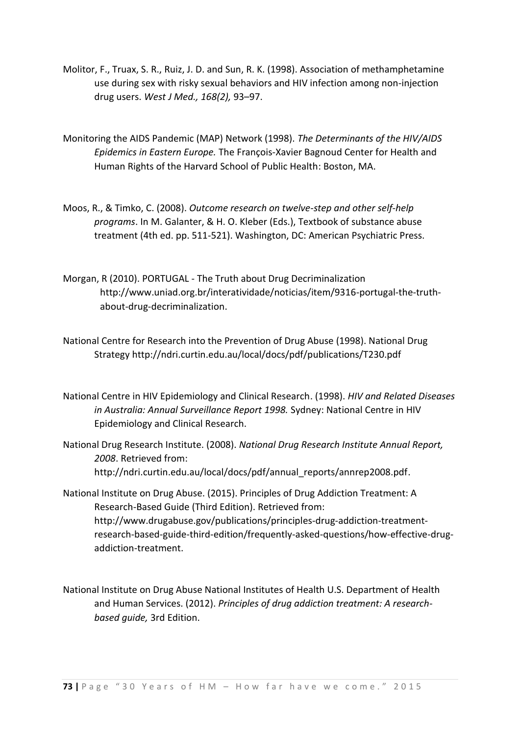Molitor, F., Truax, S. R., Ruiz, J. D. and Sun, R. K. (1998). Association of methamphetamine use during sex with risky sexual behaviors and HIV infection among non-injection drug users. *West J Med., 168(2),* 93–97.

Monitoring the AIDS Pandemic (MAP) Network (1998). *The Determinants of the HIV/AIDS Epidemics in Eastern Europe.* The François-Xavier Bagnoud Center for Health and Human Rights of the Harvard School of Public Health: Boston, MA.

Moos, R., & Timko, C. (2008). *Outcome research on twelve-step and other self-help programs*. In M. Galanter, & H. O. Kleber (Eds.), Textbook of substance abuse treatment (4th ed. pp. 511-521). Washington, DC: American Psychiatric Press.

Morgan, R (2010). PORTUGAL - The Truth about Drug Decriminalization http://www.uniad.org.br/interatividade/noticias/item/9316-portugal-the-truth-about-drug-decriminalization.

National Centre for Research into the Prevention of Drug Abuse (1998). National Drug Strategy http://ndri.curtin.edu.au/local/docs/pdf/publications/T230.pdf

National Centre in HIV Epidemiology and Clinical Research. (1998). *HIV and Related Diseases in Australia: Annual Surveillance Report 1998.* Sydney: National Centre in HIV Epidemiology and Clinical Research.

National Drug Research Institute. (2008). *National Drug Research Institute Annual Report, 2008*. Retrieved from: http://ndri.curtin.edu.au/local/docs/pdf/annual_reports/annrep2008.pdf.

National Institute on Drug Abuse. (2015). Principles of Drug Addiction Treatment: A Research-Based Guide (Third Edition). Retrieved from: http://www.drugabuse.gov/publications/principles-drug-addiction-treatment-research-based-guide-third-edition/frequently-asked-questions/how-effective-drug-addiction-treatment.

National Institute on Drug Abuse National Institutes of Health U.S. Department of Health and Human Services. (2012). *Principles of drug addiction treatment: A research-based guide,* 3rd Edition.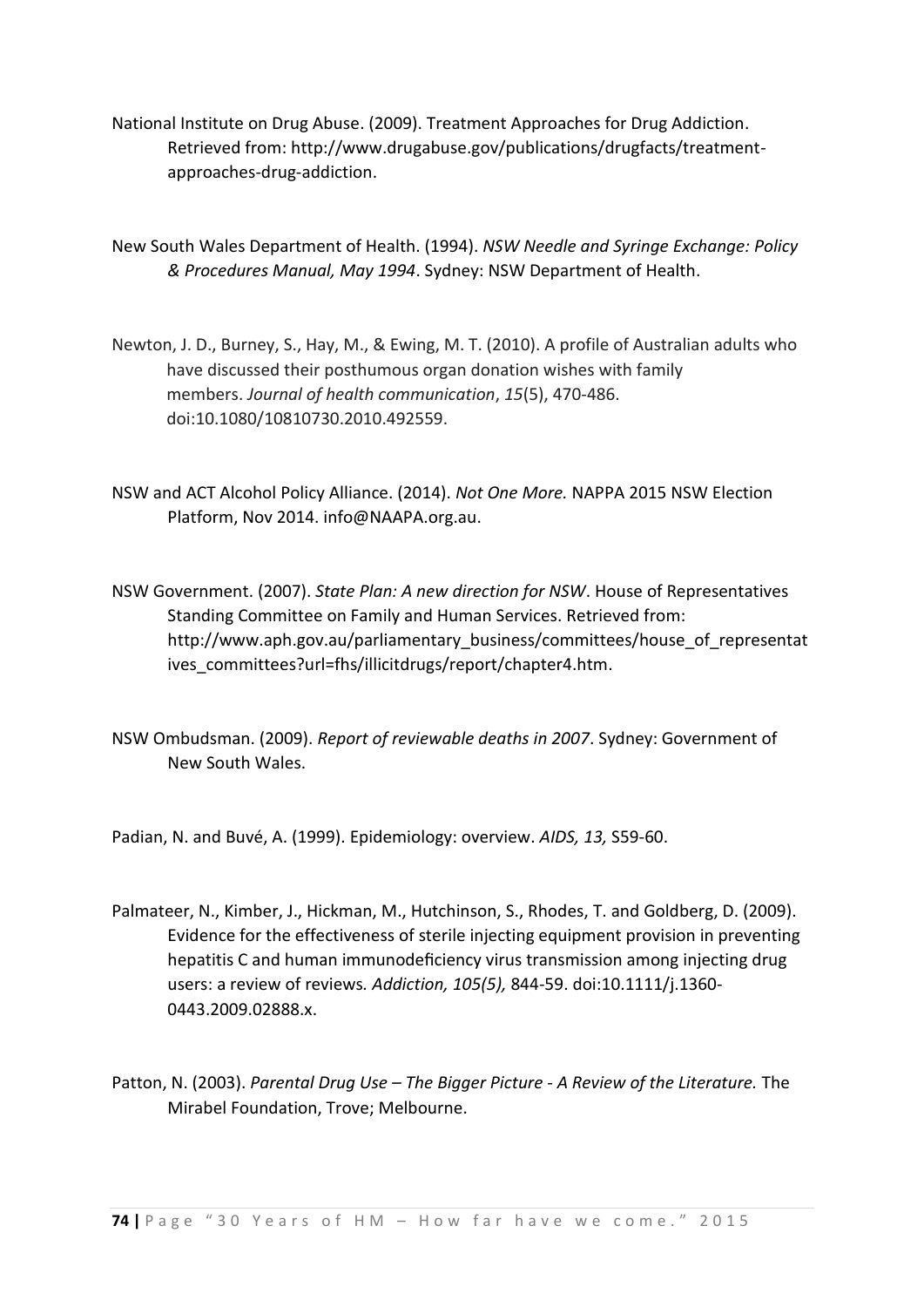National Institute on Drug Abuse. (2009). Treatment Approaches for Drug Addiction. Retrieved from: http://www.drugabuse.gov/publications/drugfacts/treatment-approaches-drug-addiction.

New South Wales Department of Health. (1994). *NSW Needle and Syringe Exchange: Policy & Procedures Manual, May 1994*. Sydney: NSW Department of Health.

Newton, J. D., Burney, S., Hay, M., & Ewing, M. T. (2010). A profile of Australian adults who have discussed their posthumous organ donation wishes with family members. *Journal of health communication*, *15*(5), 470-486. doi:10.1080/10810730.2010.492559.

NSW and ACT Alcohol Policy Alliance. (2014). *Not One More.* NAPPA 2015 NSW Election Platform, Nov 2014. info@NAAPA.org.au.

NSW Government. (2007). *State Plan: A new direction for NSW*. House of Representatives Standing Committee on Family and Human Services. Retrieved from: http://www.aph.gov.au/parliamentary_business/committees/house_of_representatives_committees?url=fhs/illicitdrugs/report/chapter4.htm.

NSW Ombudsman. (2009). *Report of reviewable deaths in 2007*. Sydney: Government of New South Wales.

Padian, N. and Buvé, A. (1999). Epidemiology: overview. *AIDS, 13,* S59-60.

Palmateer, N., Kimber, J., Hickman, M., Hutchinson, S., Rhodes, T. and Goldberg, D. (2009). Evidence for the effectiveness of sterile injecting equipment provision in preventing hepatitis C and human immunodeficiency virus transmission among injecting drug users: a review of reviews*. Addiction, 105(5),* 844-59. doi:10.1111/j.1360-0443.2009.02888.x.

Patton, N. (2003). *Parental Drug Use – The Bigger Picture - A Review of the Literature.* The Mirabel Foundation, Trove; Melbourne.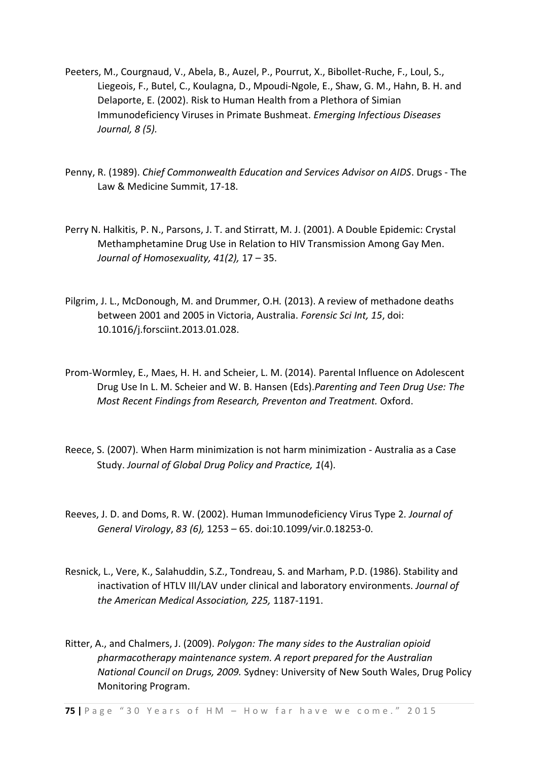Peeters, M., Courgnaud, V., Abela, B., Auzel, P., Pourrut, X., Bibollet-Ruche, F., Loul, S., Liegeois, F., Butel, C., Koulagna, D., Mpoudi-Ngole, E., Shaw, G. M., Hahn, B. H. and Delaporte, E. (2002). Risk to Human Health from a Plethora of Simian Immunodeficiency Viruses in Primate Bushmeat. *Emerging Infectious Diseases Journal, 8 (5).*

Penny, R. (1989). *Chief Commonwealth Education and Services Advisor on AIDS*. Drugs - The Law & Medicine Summit, 17-18.

Perry N. Halkitis, P. N., Parsons, J. T. and Stirratt, M. J. (2001). A Double Epidemic: Crystal Methamphetamine Drug Use in Relation to HIV Transmission Among Gay Men. *Journal of Homosexuality, 41(2),* 17 – 35.

Pilgrim, J. L., McDonough, M. and Drummer, O.H. (2013). A review of methadone deaths between 2001 and 2005 in Victoria, Australia. *Forensic Sci Int, 15*, doi: 10.1016/j.forsciint.2013.01.028.

Prom-Wormley, E., Maes, H. H. and Scheier, L. M. (2014). Parental Influence on Adolescent Drug Use In L. M. Scheier and W. B. Hansen (Eds).*Parenting and Teen Drug Use: The Most Recent Findings from Research, Preventon and Treatment.* Oxford.

Reece, S. (2007). When Harm minimization is not harm minimization - Australia as a Case Study. *Journal of Global Drug Policy and Practice, 1*(4).

Reeves, J. D. and Doms, R. W. (2002). Human Immunodeficiency Virus Type 2. *Journal of General Virology*, *83 (6),* 1253 – 65. doi:10.1099/vir.0.18253-0.

Resnick, L., Vere, K., Salahuddin, S.Z., Tondreau, S. and Marham, P.D. (1986). Stability and inactivation of HTLV III/LAV under clinical and laboratory environments. *Journal of the American Medical Association, 225,* 1187-1191.

Ritter, A., and Chalmers, J. (2009). *Polygon: The many sides to the Australian opioid pharmacotherapy maintenance system. A report prepared for the Australian National Council on Drugs, 2009.* Sydney: University of New South Wales, Drug Policy Monitoring Program.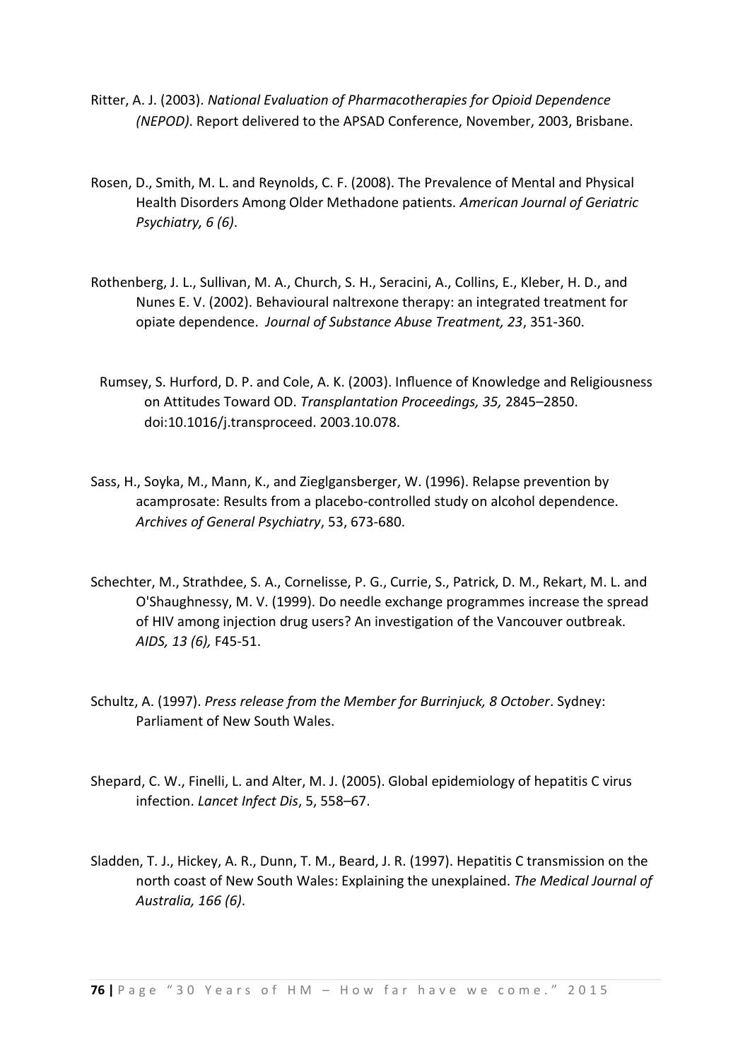Ritter, A. J. (2003). *National Evaluation of Pharmacotherapies for Opioid Dependence (NEPOD)*. Report delivered to the APSAD Conference, November, 2003, Brisbane.

Rosen, D., Smith, M. L. and Reynolds, C. F. (2008). The Prevalence of Mental and Physical Health Disorders Among Older Methadone patients. *American Journal of Geriatric Psychiatry, 6 (6)*.

Rothenberg, J. L., Sullivan, M. A., Church, S. H., Seracini, A., Collins, E., Kleber, H. D., and Nunes E. V. (2002). Behavioural naltrexone therapy: an integrated treatment for opiate dependence. *Journal of Substance Abuse Treatment, 23*, 351-360.

Rumsey, S. Hurford, D. P. and Cole, A. K. (2003). Influence of Knowledge and Religiousness on Attitudes Toward OD. *Transplantation Proceedings, 35,* 2845–2850. doi:10.1016/j.transproceed. 2003.10.078.

Sass, H., Soyka, M., Mann, K., and Zieglgansberger, W. (1996). Relapse prevention by acamprosate: Results from a placebo-controlled study on alcohol dependence. *Archives of General Psychiatry*, 53, 673-680.

Schechter, M., Strathdee, S. A., Cornelisse, P. G., Currie, S., Patrick, D. M., Rekart, M. L. and O'Shaughnessy, M. V. (1999). Do needle exchange programmes increase the spread of HIV among injection drug users? An investigation of the Vancouver outbreak. *AIDS, 13 (6),* F45-51.

Schultz, A. (1997). *Press release from the Member for Burrinjuck, 8 October*. Sydney: Parliament of New South Wales.

Shepard, C. W., Finelli, L. and Alter, M. J. (2005). Global epidemiology of hepatitis C virus infection. *Lancet Infect Dis*, 5, 558–67.

Sladden, T. J., Hickey, A. R., Dunn, T. M., Beard, J. R. (1997). Hepatitis C transmission on the north coast of New South Wales: Explaining the unexplained. *The Medical Journal of Australia, 166 (6)*.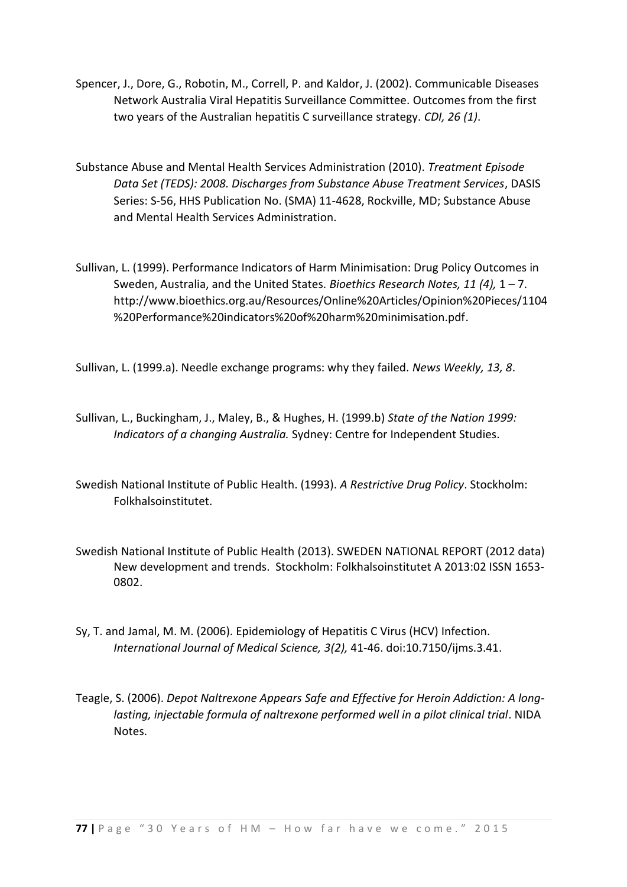Spencer, J., Dore, G., Robotin, M., Correll, P. and Kaldor, J. (2002). Communicable Diseases Network Australia Viral Hepatitis Surveillance Committee. Outcomes from the first two years of the Australian hepatitis C surveillance strategy. *CDI, 26 (1)*.

Substance Abuse and Mental Health Services Administration (2010). *Treatment Episode Data Set (TEDS): 2008. Discharges from Substance Abuse Treatment Services*, DASIS Series: S-56, HHS Publication No. (SMA) 11-4628, Rockville, MD; Substance Abuse and Mental Health Services Administration.

Sullivan, L. (1999). Performance Indicators of Harm Minimisation: Drug Policy Outcomes in Sweden, Australia, and the United States. *Bioethics Research Notes, 11 (4),* 1 – 7. http://www.bioethics.org.au/Resources/Online%20Articles/Opinion%20Pieces/1104%20Performance%20indicators%20of%20harm%20minimisation.pdf.

Sullivan, L. (1999.a). Needle exchange programs: why they failed. *News Weekly, 13, 8*.

Sullivan, L., Buckingham, J., Maley, B., & Hughes, H. (1999.b) *State of the Nation 1999: Indicators of a changing Australia.* Sydney: Centre for Independent Studies.

Swedish National Institute of Public Health. (1993). *A Restrictive Drug Policy*. Stockholm: Folkhalsoinstitutet.

Swedish National Institute of Public Health (2013). SWEDEN NATIONAL REPORT (2012 data) New development and trends. Stockholm: Folkhalsoinstitutet A 2013:02 ISSN 1653-0802.

Sy, T. and Jamal, M. M. (2006). Epidemiology of Hepatitis C Virus (HCV) Infection. *International Journal of Medical Science, 3(2),* 41-46. doi:10.7150/ijms.3.41.

Teagle, S. (2006). *Depot Naltrexone Appears Safe and Effective for Heroin Addiction: A long-lasting, injectable formula of naltrexone performed well in a pilot clinical trial*. NIDA Notes.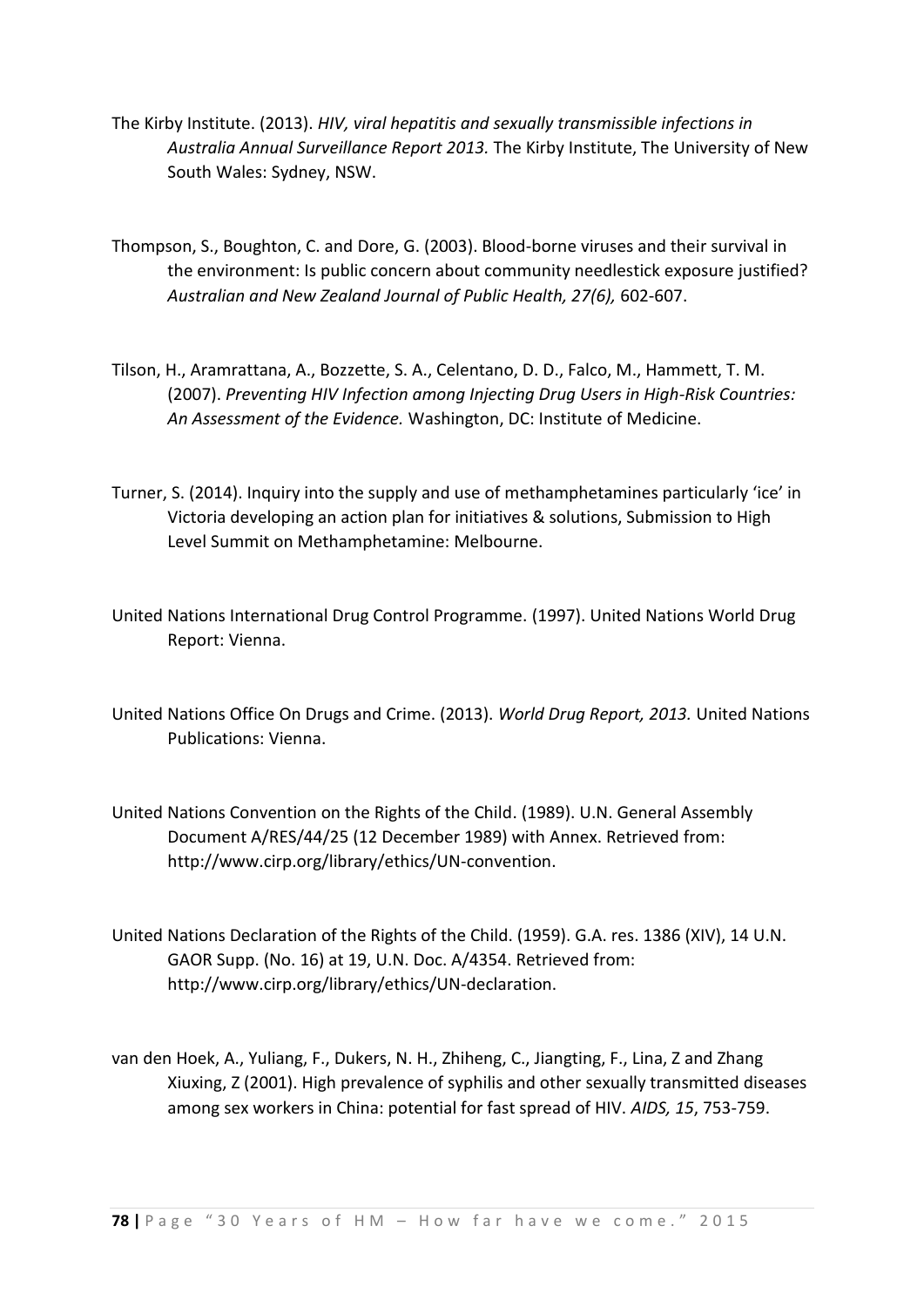The Kirby Institute. (2013). *HIV, viral hepatitis and sexually transmissible infections in Australia Annual Surveillance Report 2013.* The Kirby Institute, The University of New South Wales: Sydney, NSW.

Thompson, S., Boughton, C. and Dore, G. (2003). Blood-borne viruses and their survival in the environment: Is public concern about community needlestick exposure justified? *Australian and New Zealand Journal of Public Health, 27(6),* 602-607.

Tilson, H., Aramrattana, A., Bozzette, S. A., Celentano, D. D., Falco, M., Hammett, T. M. (2007). *Preventing HIV Infection among Injecting Drug Users in High-Risk Countries: An Assessment of the Evidence.* Washington, DC: Institute of Medicine.

Turner, S. (2014). Inquiry into the supply and use of methamphetamines particularly 'ice' in Victoria developing an action plan for initiatives & solutions, Submission to High Level Summit on Methamphetamine: Melbourne.

United Nations International Drug Control Programme. (1997). United Nations World Drug Report: Vienna.

United Nations Office On Drugs and Crime. (2013). *World Drug Report, 2013.* United Nations Publications: Vienna.

United Nations Convention on the Rights of the Child. (1989). U.N. General Assembly Document A/RES/44/25 (12 December 1989) with Annex. Retrieved from: http://www.cirp.org/library/ethics/UN-convention.

United Nations Declaration of the Rights of the Child. (1959). G.A. res. 1386 (XIV), 14 U.N. GAOR Supp. (No. 16) at 19, U.N. Doc. A/4354. Retrieved from: http://www.cirp.org/library/ethics/UN-declaration.

van den Hoek, A., Yuliang, F., Dukers, N. H., Zhiheng, C., Jiangting, F., Lina, Z and Zhang Xiuxing, Z (2001). High prevalence of syphilis and other sexually transmitted diseases among sex workers in China: potential for fast spread of HIV. *AIDS, 15*, 753-759.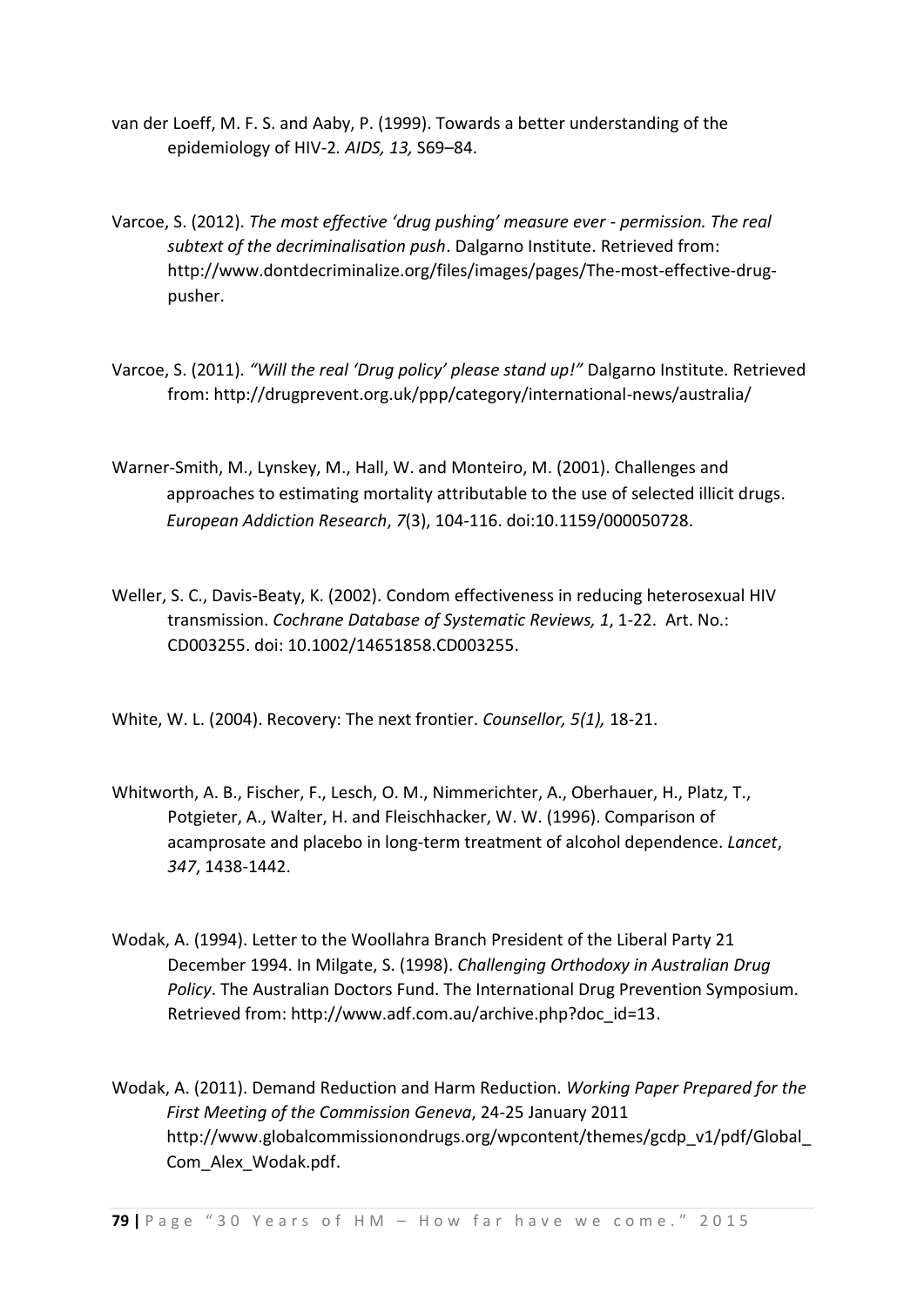van der Loeff, M. F. S. and Aaby, P. (1999). Towards a better understanding of the epidemiology of HIV-2*. AIDS, 13,* S69–84.

Varcoe, S. (2012). *The most effective 'drug pushing' measure ever - permission. The real subtext of the decriminalisation push*. Dalgarno Institute. Retrieved from: http://www.dontdecriminalize.org/files/images/pages/The-most-effective-drug-pusher.

Varcoe, S. (2011). *"Will the real 'Drug policy' please stand up!"* Dalgarno Institute. Retrieved from: http://drugprevent.org.uk/ppp/category/international-news/australia/

Warner-Smith, M., Lynskey, M., Hall, W. and Monteiro, M. (2001). Challenges and approaches to estimating mortality attributable to the use of selected illicit drugs. *European Addiction Research*, *7*(3), 104-116. doi:10.1159/000050728.

Weller, S. C., Davis-Beaty, K. (2002). Condom effectiveness in reducing heterosexual HIV transmission. *Cochrane Database of Systematic Reviews, 1*, 1-22. Art. No.: CD003255. doi: 10.1002/14651858.CD003255.

White, W. L. (2004). Recovery: The next frontier. *Counsellor, 5(1),* 18-21.

Whitworth, A. B., Fischer, F., Lesch, O. M., Nimmerichter, A., Oberhauer, H., Platz, T., Potgieter, A., Walter, H. and Fleischhacker, W. W. (1996). Comparison of acamprosate and placebo in long-term treatment of alcohol dependence. *Lancet*, *347*, 1438-1442.

Wodak, A. (1994). Letter to the Woollahra Branch President of the Liberal Party 21 December 1994. In Milgate, S. (1998). *Challenging Orthodoxy in Australian Drug Policy*. The Australian Doctors Fund. The International Drug Prevention Symposium. Retrieved from: http://www.adf.com.au/archive.php?doc_id=13.

Wodak, A. (2011). Demand Reduction and Harm Reduction. *Working Paper Prepared for the First Meeting of the Commission Geneva*, 24-25 January 2011 http://www.globalcommissionondrugs.org/wpcontent/themes/gcdp_v1/pdf/Global_Com_Alex_Wodak.pdf.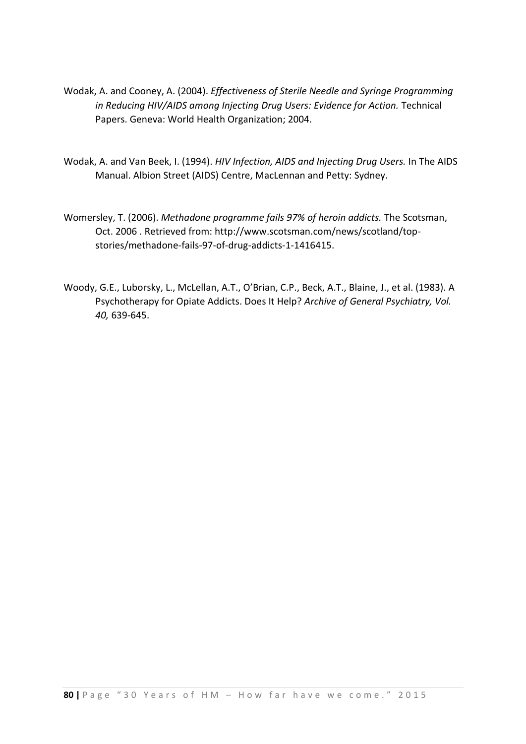Wodak, A. and Cooney, A. (2004). *Effectiveness of Sterile Needle and Syringe Programming in Reducing HIV/AIDS among Injecting Drug Users: Evidence for Action.* Technical Papers. Geneva: World Health Organization; 2004.

Wodak, A. and Van Beek, I. (1994). *HIV Infection, AIDS and Injecting Drug Users.* In The AIDS Manual. Albion Street (AIDS) Centre, MacLennan and Petty: Sydney.

Womersley, T. (2006). *Methadone programme fails 97% of heroin addicts.* The Scotsman, Oct. 2006 . Retrieved from: http://www.scotsman.com/news/scotland/top-stories/methadone-fails-97-of-drug-addicts-1-1416415.

Woody, G.E., Luborsky, L., McLellan, A.T., O'Brian, C.P., Beck, A.T., Blaine, J., et al. (1983). A Psychotherapy for Opiate Addicts. Does It Help? *Archive of General Psychiatry, Vol. 40,* 639-645.